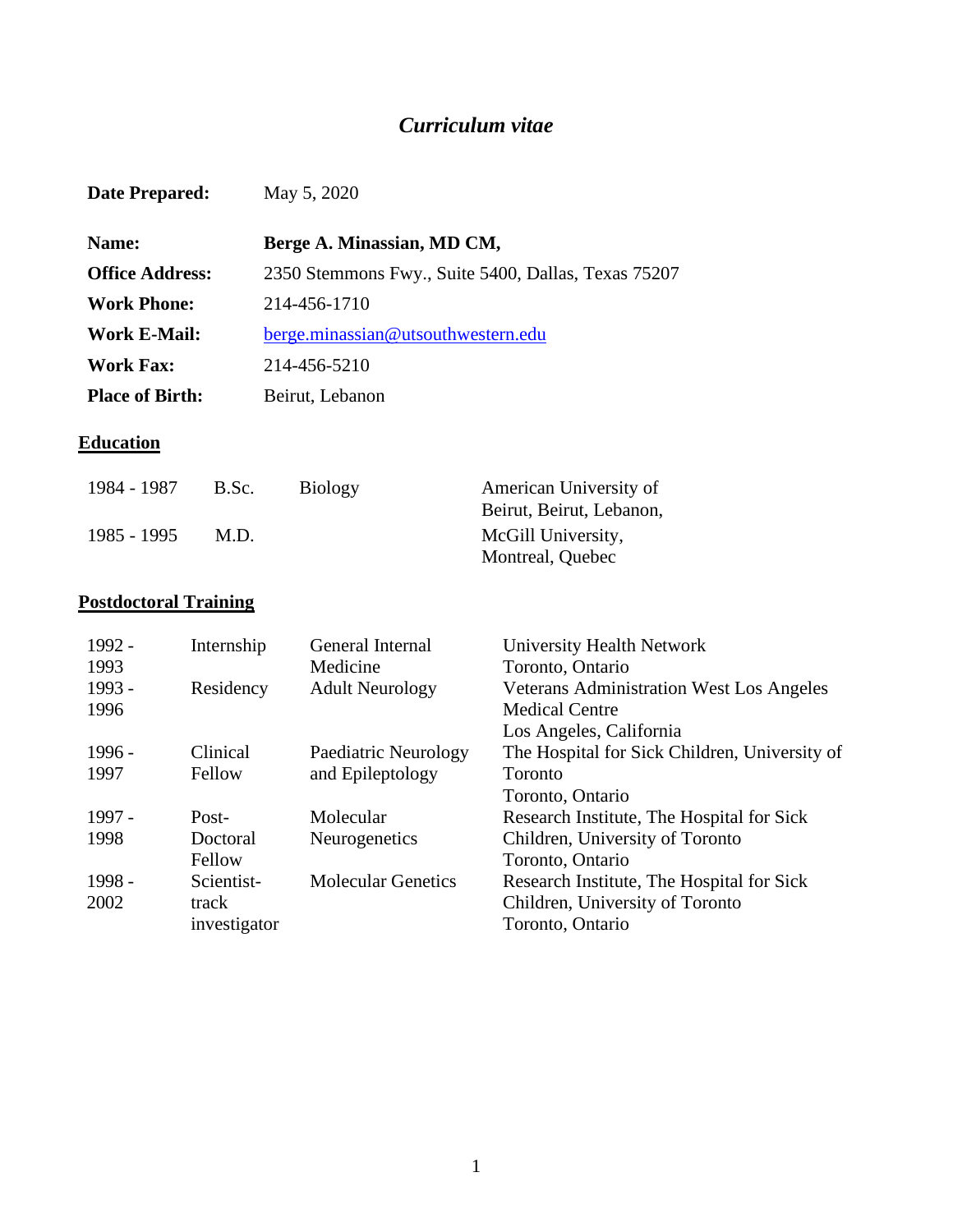# *Curriculum vitae*

| | |
|---|---|
| **Date Prepared:** | May 5, 2020 |
| **Name:** | **Berge A. Minassian, MD CM,** |
| **Office Address:** | 2350 Stemmons Fwy., Suite 5400, Dallas, Texas 75207 |
| **Work Phone:** | 214-456-1710 |
| **Work E-Mail:** | berge.minassian@utsouthwestern.edu |
| **Work Fax:** | 214-456-5210 |
| **Place of Birth:** | Beirut, Lebanon |

## Education

| | | | |
|---|---|---|---|
| 1984 - 1987 | B.Sc. | Biology | American University of Beirut, Beirut, Lebanon, |
| 1985 - 1995 | M.D. | | McGill University, Montreal, Quebec |

## Postdoctoral Training

| | | | |
|---|---|---|---|
| 1992 - 1993 | Internship | General Internal Medicine | University Health Network Toronto, Ontario |
| 1993 - 1996 | Residency | Adult Neurology | Veterans Administration West Los Angeles Medical Centre Los Angeles, California |
| 1996 - 1997 | Clinical Fellow | Paediatric Neurology and Epileptology | The Hospital for Sick Children, University of Toronto Toronto, Ontario |
| 1997 - 1998 | Post-Doctoral Fellow | Molecular Neurogenetics | Research Institute, The Hospital for Sick Children, University of Toronto Toronto, Ontario |
| 1998 - 2002 | Scientist-track investigator | Molecular Genetics | Research Institute, The Hospital for Sick Children, University of Toronto Toronto, Ontario |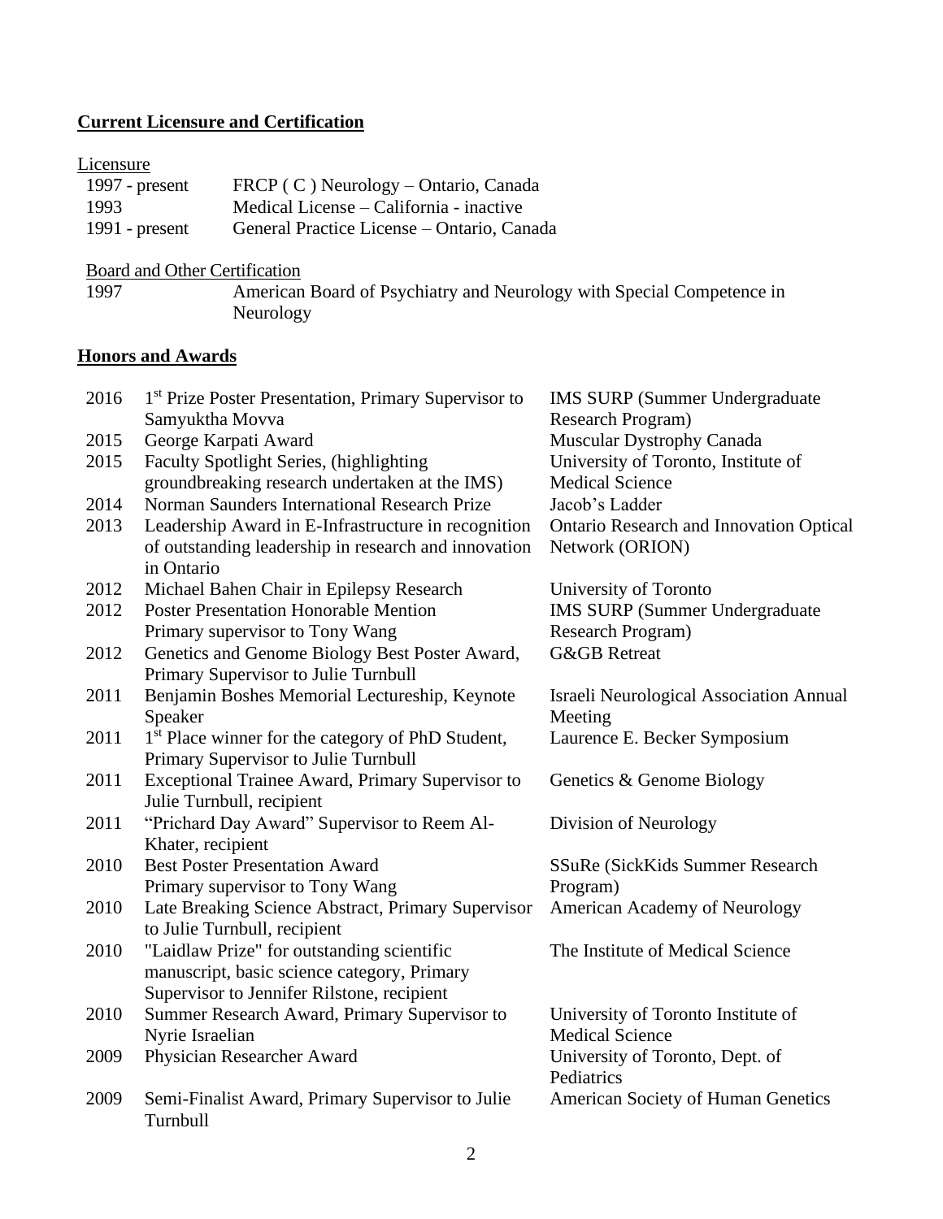## Current Licensure and Certification

Licensure

| | |
|---|---|
| 1997 - present | FRCP ( C ) Neurology – Ontario, Canada |
| 1993 | Medical License – California - inactive |
| 1991 - present | General Practice License – Ontario, Canada |

Board and Other Certification

| | |
|---|---|
| 1997 | American Board of Psychiatry and Neurology with Special Competence in Neurology |

## Honors and Awards

| | | |
|---|---|---|
| 2016 | 1st Prize Poster Presentation, Primary Supervisor to Samyuktha Movva | IMS SURP (Summer Undergraduate Research Program) |
| 2015 | George Karpati Award | Muscular Dystrophy Canada |
| 2015 | Faculty Spotlight Series, (highlighting groundbreaking research undertaken at the IMS) | University of Toronto, Institute of Medical Science |
| 2014 | Norman Saunders International Research Prize | Jacob's Ladder |
| 2013 | Leadership Award in E-Infrastructure in recognition of outstanding leadership in research and innovation in Ontario | Ontario Research and Innovation Optical Network (ORION) |
| 2012 | Michael Bahen Chair in Epilepsy Research | University of Toronto |
| 2012 | Poster Presentation Honorable Mention Primary supervisor to Tony Wang | IMS SURP (Summer Undergraduate Research Program) |
| 2012 | Genetics and Genome Biology Best Poster Award, Primary Supervisor to Julie Turnbull | G&GB Retreat |
| 2011 | Benjamin Boshes Memorial Lectureship, Keynote Speaker | Israeli Neurological Association Annual Meeting |
| 2011 | 1st Place winner for the category of PhD Student, Primary Supervisor to Julie Turnbull | Laurence E. Becker Symposium |
| 2011 | Exceptional Trainee Award, Primary Supervisor to Julie Turnbull, recipient | Genetics & Genome Biology |
| 2011 | "Prichard Day Award" Supervisor to Reem Al-Khater, recipient | Division of Neurology |
| 2010 | Best Poster Presentation Award Primary supervisor to Tony Wang | SSuRe (SickKids Summer Research Program) |
| 2010 | Late Breaking Science Abstract, Primary Supervisor to Julie Turnbull, recipient | American Academy of Neurology |
| 2010 | "Laidlaw Prize" for outstanding scientific manuscript, basic science category, Primary Supervisor to Jennifer Rilstone, recipient | The Institute of Medical Science |
| 2010 | Summer Research Award, Primary Supervisor to Nyrie Israelian | University of Toronto Institute of Medical Science |
| 2009 | Physician Researcher Award | University of Toronto, Dept. of Pediatrics |
| 2009 | Semi-Finalist Award, Primary Supervisor to Julie Turnbull | American Society of Human Genetics |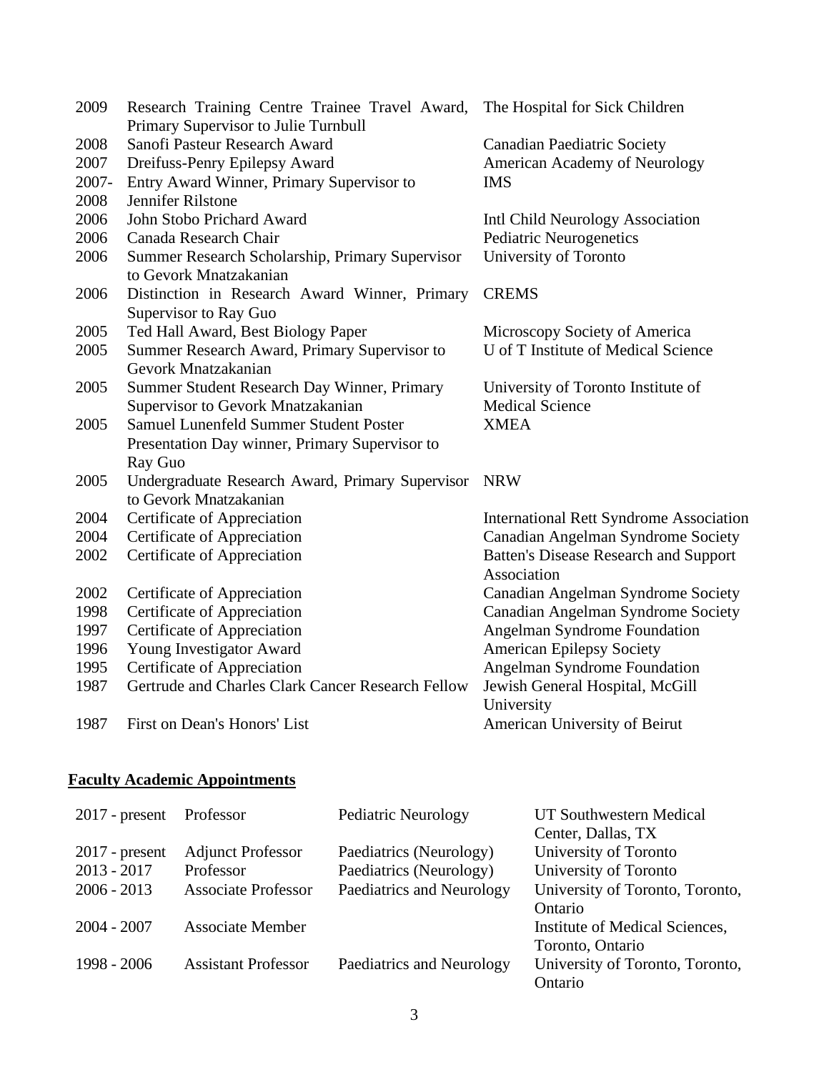| | | |
|---|---|---|
| 2009 | Research Training Centre Trainee Travel Award, Primary Supervisor to Julie Turnbull | The Hospital for Sick Children |
| 2008 | Sanofi Pasteur Research Award | Canadian Paediatric Society |
| 2007 | Dreifuss-Penry Epilepsy Award | American Academy of Neurology |
| 2007-2008 | Entry Award Winner, Primary Supervisor to Jennifer Rilstone | IMS |
| 2006 | John Stobo Prichard Award | Intl Child Neurology Association |
| 2006 | Canada Research Chair | Pediatric Neurogenetics |
| 2006 | Summer Research Scholarship, Primary Supervisor to Gevork Mnatzakanian | University of Toronto |
| 2006 | Distinction in Research Award Winner, Primary Supervisor to Ray Guo | CREMS |
| 2005 | Ted Hall Award, Best Biology Paper | Microscopy Society of America |
| 2005 | Summer Research Award, Primary Supervisor to Gevork Mnatzakanian | U of T Institute of Medical Science |
| 2005 | Summer Student Research Day Winner, Primary Supervisor to Gevork Mnatzakanian | University of Toronto Institute of Medical Science |
| 2005 | Samuel Lunenfeld Summer Student Poster Presentation Day winner, Primary Supervisor to Ray Guo | XMEA |
| 2005 | Undergraduate Research Award, Primary Supervisor to Gevork Mnatzakanian | NRW |
| 2004 | Certificate of Appreciation | International Rett Syndrome Association |
| 2004 | Certificate of Appreciation | Canadian Angelman Syndrome Society |
| 2002 | Certificate of Appreciation | Batten's Disease Research and Support Association |
| 2002 | Certificate of Appreciation | Canadian Angelman Syndrome Society |
| 1998 | Certificate of Appreciation | Canadian Angelman Syndrome Society |
| 1997 | Certificate of Appreciation | Angelman Syndrome Foundation |
| 1996 | Young Investigator Award | American Epilepsy Society |
| 1995 | Certificate of Appreciation | Angelman Syndrome Foundation |
| 1987 | Gertrude and Charles Clark Cancer Research Fellow | Jewish General Hospital, McGill University |
| 1987 | First on Dean's Honors' List | American University of Beirut |

## **Faculty Academic Appointments**

| | | | |
|---|---|---|---|
| 2017 - present | Professor | Pediatric Neurology | UT Southwestern Medical Center, Dallas, TX |
| 2017 - present | Adjunct Professor | Paediatrics (Neurology) | University of Toronto |
| 2013 - 2017 | Professor | Paediatrics (Neurology) | University of Toronto |
| 2006 - 2013 | Associate Professor | Paediatrics and Neurology | University of Toronto, Toronto, Ontario |
| 2004 - 2007 | Associate Member | | Institute of Medical Sciences, Toronto, Ontario |
| 1998 - 2006 | Assistant Professor | Paediatrics and Neurology | University of Toronto, Toronto, Ontario |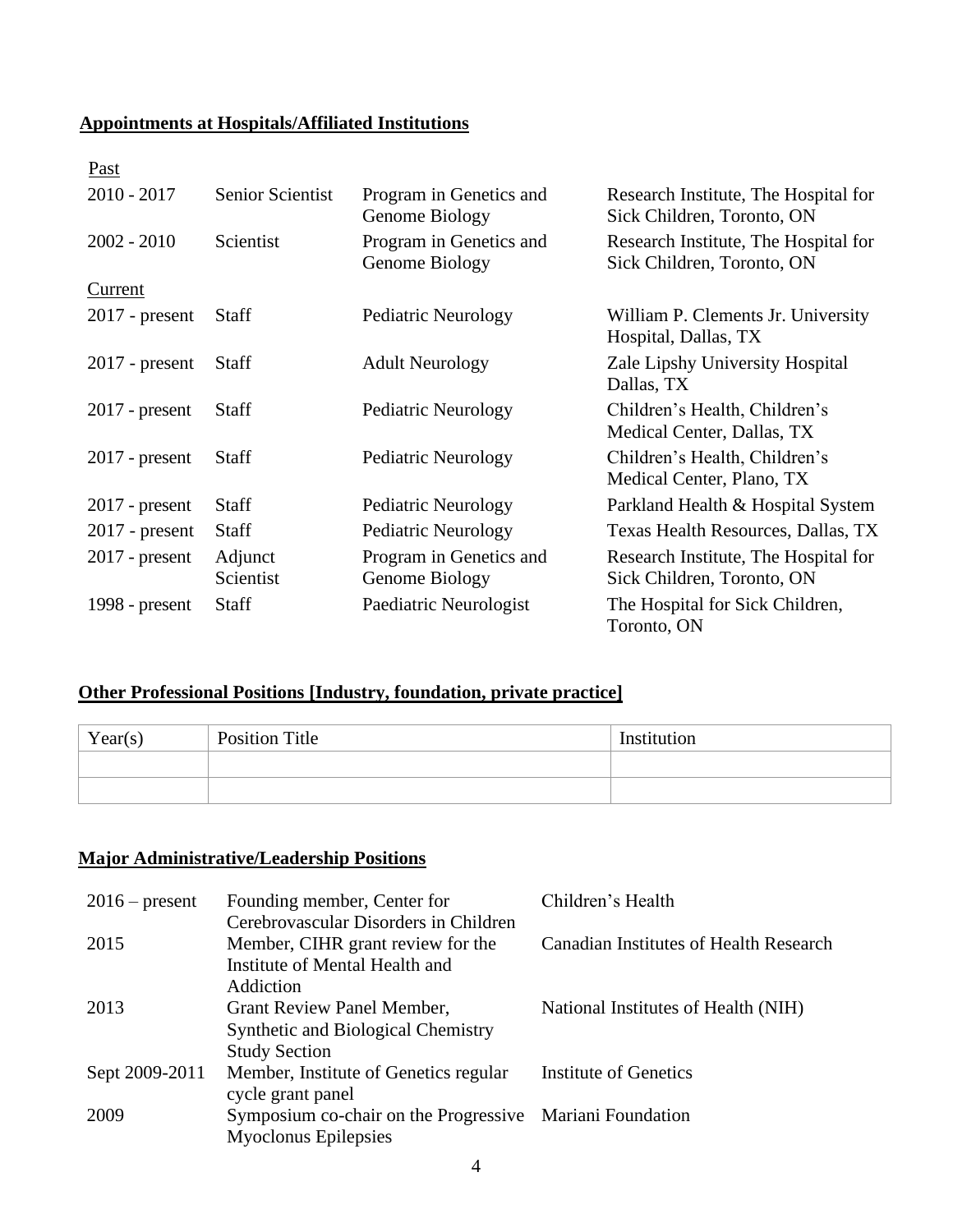## Appointments at Hospitals/Affiliated Institutions

| Past | | | |
|---|---|---|---|
| 2010 - 2017 | Senior Scientist | Program in Genetics and Genome Biology | Research Institute, The Hospital for Sick Children, Toronto, ON |
| 2002 - 2010 | Scientist | Program in Genetics and Genome Biology | Research Institute, The Hospital for Sick Children, Toronto, ON |
| **Current** | | | |
| 2017 - present | Staff | Pediatric Neurology | William P. Clements Jr. University Hospital, Dallas, TX |
| 2017 - present | Staff | Adult Neurology | Zale Lipshy University Hospital Dallas, TX |
| 2017 - present | Staff | Pediatric Neurology | Children's Health, Children's Medical Center, Dallas, TX |
| 2017 - present | Staff | Pediatric Neurology | Children's Health, Children's Medical Center, Plano, TX |
| 2017 - present | Staff | Pediatric Neurology | Parkland Health & Hospital System |
| 2017 - present | Staff | Pediatric Neurology | Texas Health Resources, Dallas, TX |
| 2017 - present | Adjunct Scientist | Program in Genetics and Genome Biology | Research Institute, The Hospital for Sick Children, Toronto, ON |
| 1998 - present | Staff | Paediatric Neurologist | The Hospital for Sick Children, Toronto, ON |

## Other Professional Positions [Industry, foundation, private practice]

| Year(s) | Position Title | Institution |
|---|---|---|
| | | |
| | | |

## Major Administrative/Leadership Positions

| | | |
|---|---|---|
| 2016 – present | Founding member, Center for Cerebrovascular Disorders in Children | Children's Health |
| 2015 | Member, CIHR grant review for the Institute of Mental Health and Addiction | Canadian Institutes of Health Research |
| 2013 | Grant Review Panel Member, Synthetic and Biological Chemistry Study Section | National Institutes of Health (NIH) |
| Sept 2009-2011 | Member, Institute of Genetics regular cycle grant panel | Institute of Genetics |
| 2009 | Symposium co-chair on the Progressive Myoclonus Epilepsies | Mariani Foundation |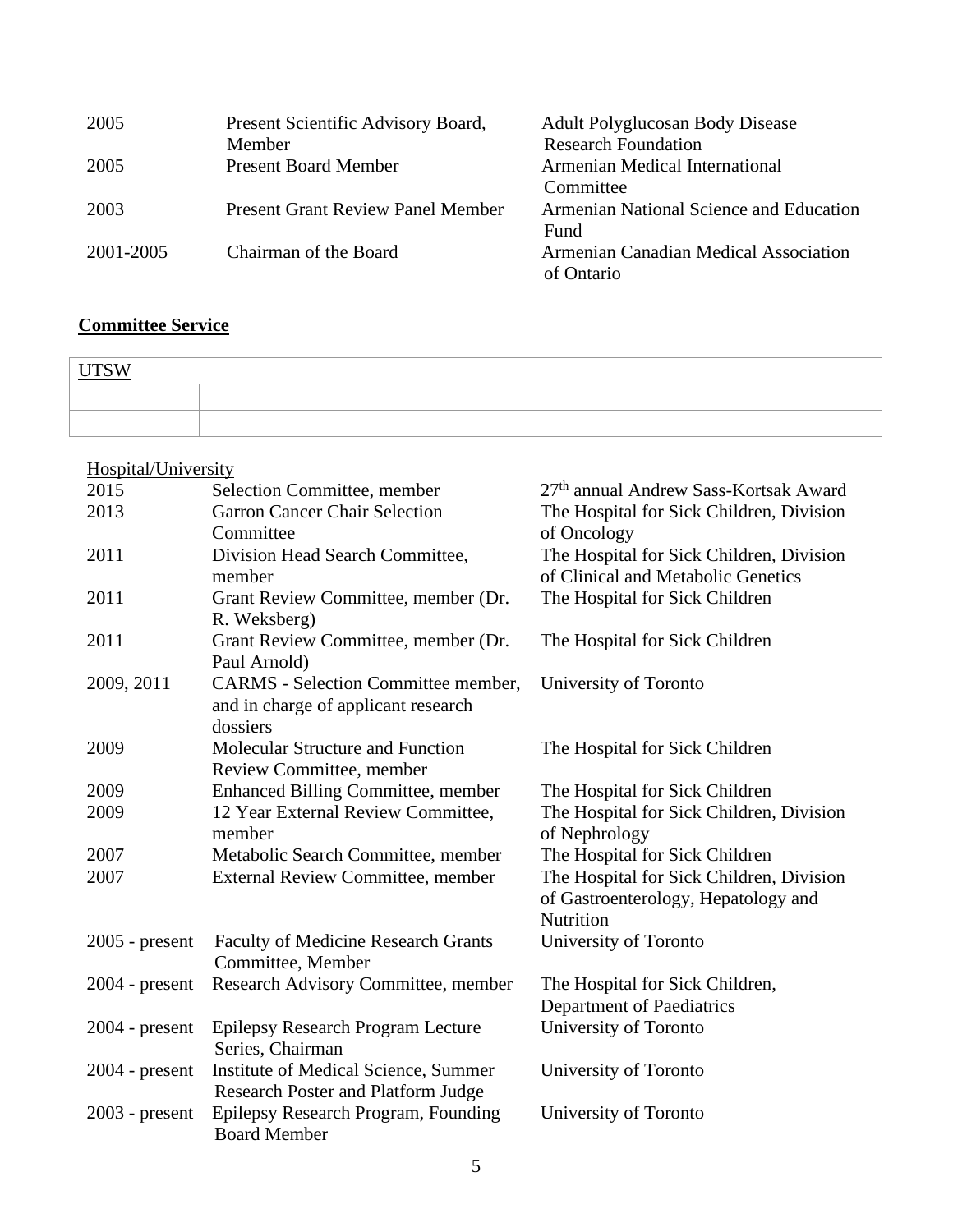| | | |
|---|---|---|
| 2005 | Present Scientific Advisory Board, Member | Adult Polyglucosan Body Disease Research Foundation |
| 2005 | Present Board Member | Armenian Medical International Committee |
| 2003 | Present Grant Review Panel Member | Armenian National Science and Education Fund |
| 2001-2005 | Chairman of the Board | Armenian Canadian Medical Association of Ontario |

**Committee Service**

| UTSW | | |
|---|---|---|
| | | |
| | | |

Hospital/University

| | | |
|---|---|---|
| 2015 | Selection Committee, member | 27th annual Andrew Sass-Kortsak Award |
| 2013 | Garron Cancer Chair Selection Committee | The Hospital for Sick Children, Division of Oncology |
| 2011 | Division Head Search Committee, member | The Hospital for Sick Children, Division of Clinical and Metabolic Genetics |
| 2011 | Grant Review Committee, member (Dr. R. Weksberg) | The Hospital for Sick Children |
| 2011 | Grant Review Committee, member (Dr. Paul Arnold) | The Hospital for Sick Children |
| 2009, 2011 | CARMS - Selection Committee member, and in charge of applicant research dossiers | University of Toronto |
| 2009 | Molecular Structure and Function Review Committee, member | The Hospital for Sick Children |
| 2009 | Enhanced Billing Committee, member | The Hospital for Sick Children |
| 2009 | 12 Year External Review Committee, member | The Hospital for Sick Children, Division of Nephrology |
| 2007 | Metabolic Search Committee, member | The Hospital for Sick Children |
| 2007 | External Review Committee, member | The Hospital for Sick Children, Division of Gastroenterology, Hepatology and Nutrition |
| 2005 - present | Faculty of Medicine Research Grants Committee, Member | University of Toronto |
| 2004 - present | Research Advisory Committee, member | The Hospital for Sick Children, Department of Paediatrics |
| 2004 - present | Epilepsy Research Program Lecture Series, Chairman | University of Toronto |
| 2004 - present | Institute of Medical Science, Summer Research Poster and Platform Judge | University of Toronto |
| 2003 - present | Epilepsy Research Program, Founding Board Member | University of Toronto |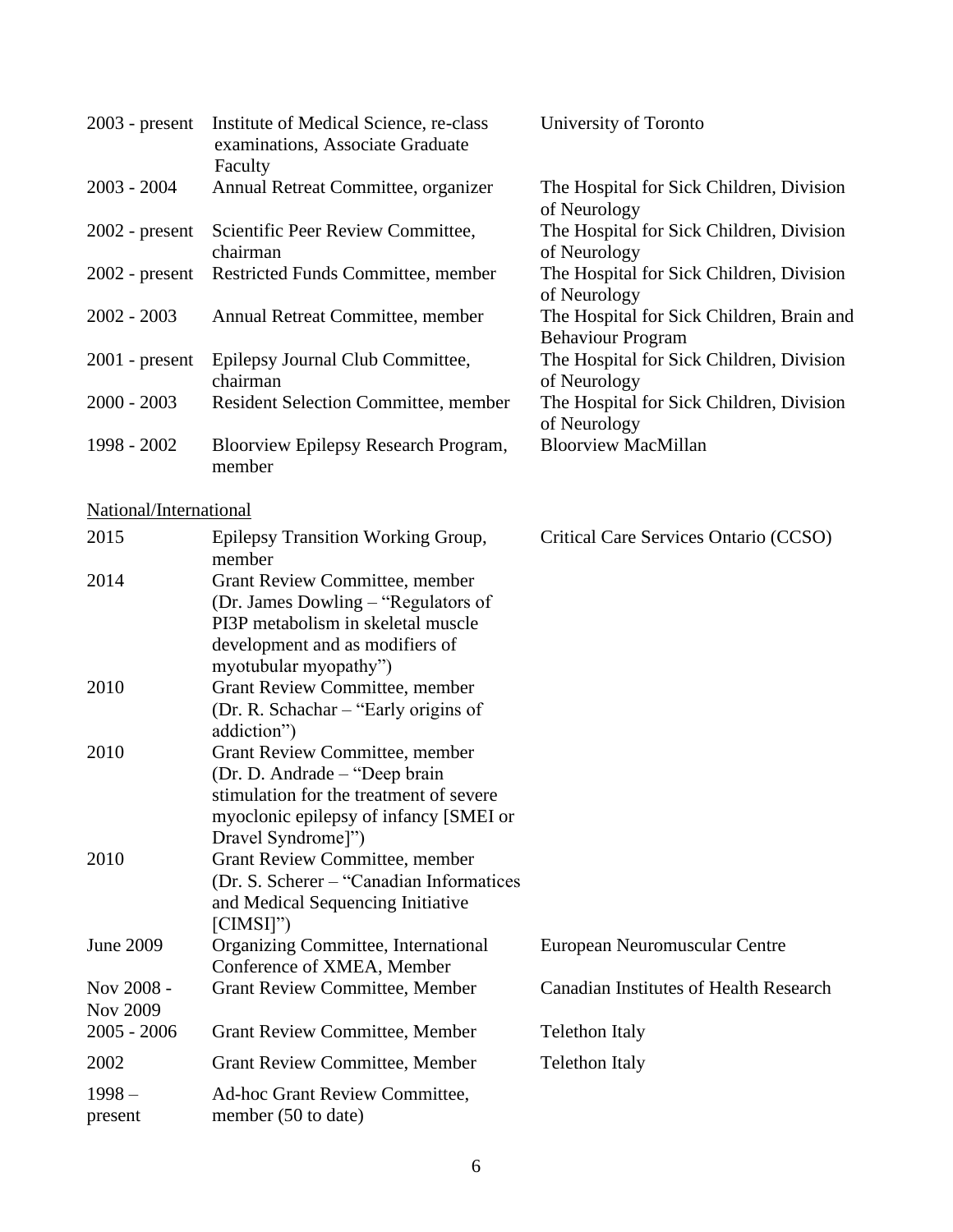| | | |
|---|---|---|
| 2003 - present | Institute of Medical Science, re-class examinations, Associate Graduate Faculty | University of Toronto |
| 2003 - 2004 | Annual Retreat Committee, organizer | The Hospital for Sick Children, Division of Neurology |
| 2002 - present | Scientific Peer Review Committee, chairman | The Hospital for Sick Children, Division of Neurology |
| 2002 - present | Restricted Funds Committee, member | The Hospital for Sick Children, Division of Neurology |
| 2002 - 2003 | Annual Retreat Committee, member | The Hospital for Sick Children, Brain and Behaviour Program |
| 2001 - present | Epilepsy Journal Club Committee, chairman | The Hospital for Sick Children, Division of Neurology |
| 2000 - 2003 | Resident Selection Committee, member | The Hospital for Sick Children, Division of Neurology |
| 1998 - 2002 | Bloorview Epilepsy Research Program, member | Bloorview MacMillan |

National/International

| | | |
|---|---|---|
| 2015 | Epilepsy Transition Working Group, member | Critical Care Services Ontario (CCSO) |
| 2014 | Grant Review Committee, member (Dr. James Dowling – "Regulators of PI3P metabolism in skeletal muscle development and as modifiers of myotubular myopathy") | |
| 2010 | Grant Review Committee, member (Dr. R. Schachar – "Early origins of addiction") | |
| 2010 | Grant Review Committee, member (Dr. D. Andrade – "Deep brain stimulation for the treatment of severe myoclonic epilepsy of infancy [SMEI or Dravel Syndrome]") | |
| 2010 | Grant Review Committee, member (Dr. S. Scherer – "Canadian Informatices and Medical Sequencing Initiative [CIMSI]") | |
| June 2009 | Organizing Committee, International Conference of XMEA, Member | European Neuromuscular Centre |
| Nov 2008 - Nov 2009 | Grant Review Committee, Member | Canadian Institutes of Health Research |
| 2005 - 2006 | Grant Review Committee, Member | Telethon Italy |
| 2002 | Grant Review Committee, Member | Telethon Italy |
| 1998 – present | Ad-hoc Grant Review Committee, member (50 to date) | |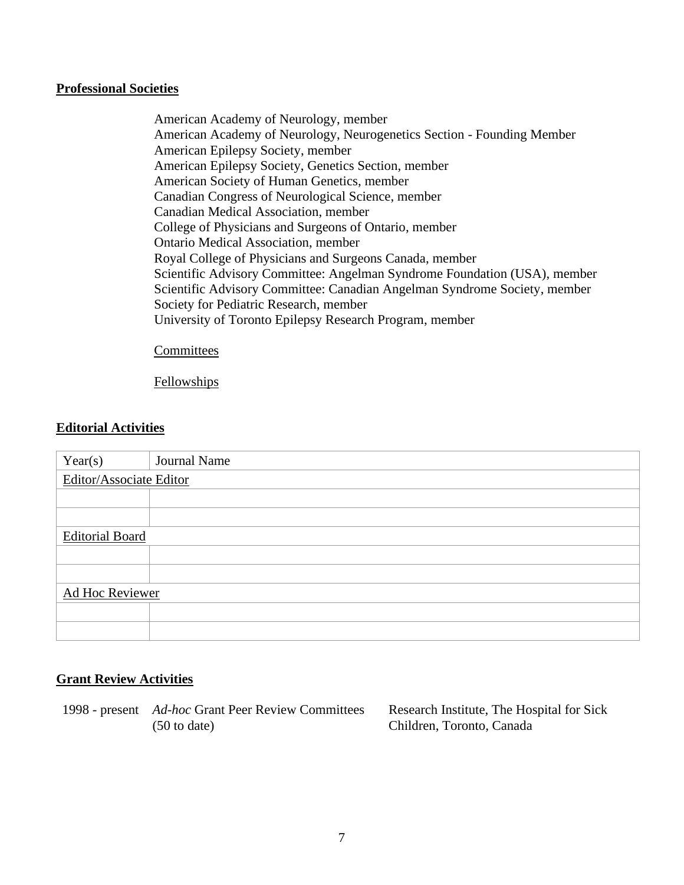## Professional Societies

American Academy of Neurology, member
American Academy of Neurology, Neurogenetics Section - Founding Member
American Epilepsy Society, member
American Epilepsy Society, Genetics Section, member
American Society of Human Genetics, member
Canadian Congress of Neurological Science, member
Canadian Medical Association, member
College of Physicians and Surgeons of Ontario, member
Ontario Medical Association, member
Royal College of Physicians and Surgeons Canada, member
Scientific Advisory Committee: Angelman Syndrome Foundation (USA), member
Scientific Advisory Committee: Canadian Angelman Syndrome Society, member
Society for Pediatric Research, member
University of Toronto Epilepsy Research Program, member

Committees

Fellowships

## Editorial Activities

| Year(s) | Journal Name |
|---|---|
| Editor/Associate Editor | |
| | |
| | |
| Editorial Board | |
| | |
| | |
| Ad Hoc Reviewer | |
| | |
| | |

## Grant Review Activities

| | | |
|---|---|---|
| 1998 - present | *Ad-hoc* Grant Peer Review Committees (50 to date) | Research Institute, The Hospital for Sick Children, Toronto, Canada |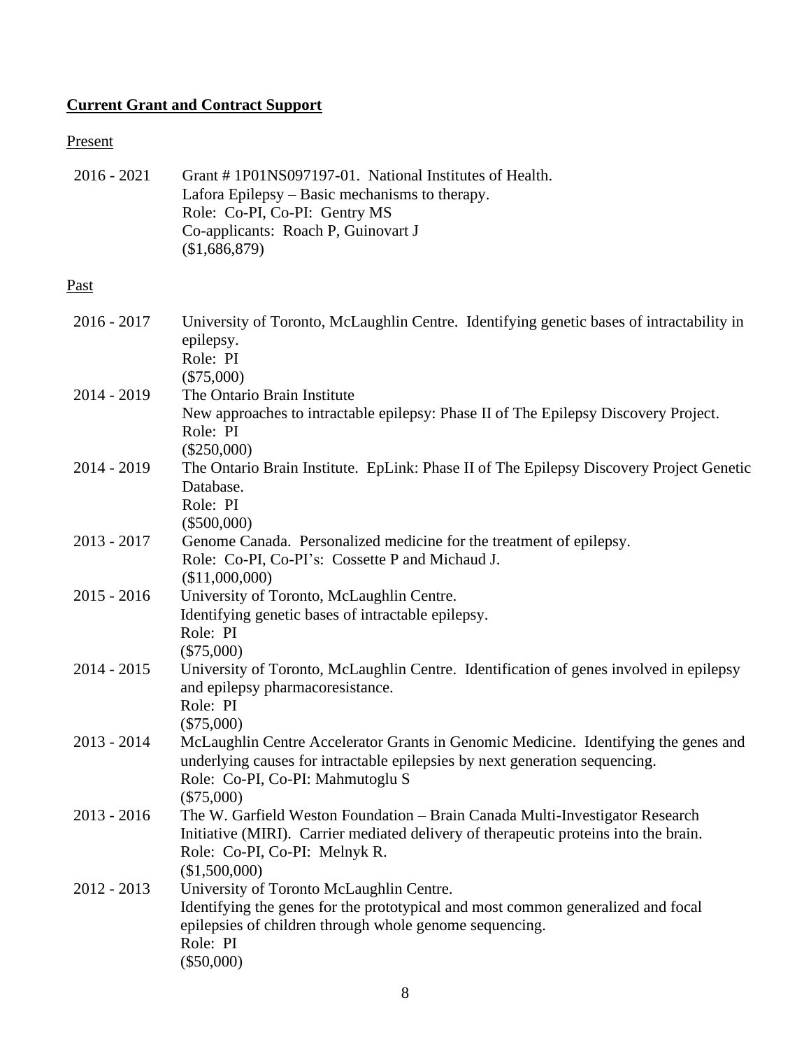**Current Grant and Contract Support**

Present

2016 - 2021 Grant # 1P01NS097197-01. National Institutes of Health.
Lafora Epilepsy – Basic mechanisms to therapy.
Role: Co-PI, Co-PI: Gentry MS
Co-applicants: Roach P, Guinovart J
($1,686,879)

Past

2016 - 2017 University of Toronto, McLaughlin Centre. Identifying genetic bases of intractability in epilepsy.
Role: PI
($75,000)

2014 - 2019 The Ontario Brain Institute
New approaches to intractable epilepsy: Phase II of The Epilepsy Discovery Project.
Role: PI
($250,000)

2014 - 2019 The Ontario Brain Institute. EpLink: Phase II of The Epilepsy Discovery Project Genetic Database.
Role: PI
($500,000)

2013 - 2017 Genome Canada. Personalized medicine for the treatment of epilepsy.
Role: Co-PI, Co-PI's: Cossette P and Michaud J.
($11,000,000)

2015 - 2016 University of Toronto, McLaughlin Centre.
Identifying genetic bases of intractable epilepsy.
Role: PI
($75,000)

2014 - 2015 University of Toronto, McLaughlin Centre. Identification of genes involved in epilepsy and epilepsy pharmacoresistance.
Role: PI
($75,000)

2013 - 2014 McLaughlin Centre Accelerator Grants in Genomic Medicine. Identifying the genes and underlying causes for intractable epilepsies by next generation sequencing.
Role: Co-PI, Co-PI: Mahmutoglu S
($75,000)

2013 - 2016 The W. Garfield Weston Foundation – Brain Canada Multi-Investigator Research Initiative (MIRI). Carrier mediated delivery of therapeutic proteins into the brain.
Role: Co-PI, Co-PI: Melnyk R.
($1,500,000)

2012 - 2013 University of Toronto McLaughlin Centre.
Identifying the genes for the prototypical and most common generalized and focal epilepsies of children through whole genome sequencing.
Role: PI
($50,000)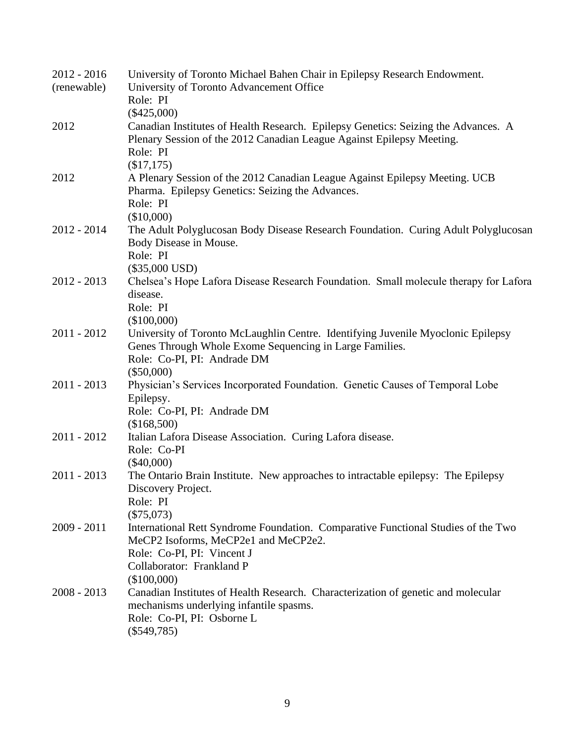| | |
|---|---|
| 2012 - 2016 (renewable) | University of Toronto Michael Bahen Chair in Epilepsy Research Endowment.<br>University of Toronto Advancement Office<br>Role: PI<br>($425,000) |
| 2012 | Canadian Institutes of Health Research. Epilepsy Genetics: Seizing the Advances. A Plenary Session of the 2012 Canadian League Against Epilepsy Meeting.<br>Role: PI<br>($17,175) |
| 2012 | A Plenary Session of the 2012 Canadian League Against Epilepsy Meeting. UCB Pharma. Epilepsy Genetics: Seizing the Advances.<br>Role: PI<br>($10,000) |
| 2012 - 2014 | The Adult Polyglucosan Body Disease Research Foundation. Curing Adult Polyglucosan Body Disease in Mouse.<br>Role: PI<br>($35,000 USD) |
| 2012 - 2013 | Chelsea's Hope Lafora Disease Research Foundation. Small molecule therapy for Lafora disease.<br>Role: PI<br>($100,000) |
| 2011 - 2012 | University of Toronto McLaughlin Centre. Identifying Juvenile Myoclonic Epilepsy Genes Through Whole Exome Sequencing in Large Families.<br>Role: Co-PI, PI: Andrade DM<br>($50,000) |
| 2011 - 2013 | Physician's Services Incorporated Foundation. Genetic Causes of Temporal Lobe Epilepsy.<br>Role: Co-PI, PI: Andrade DM<br>($168,500) |
| 2011 - 2012 | Italian Lafora Disease Association. Curing Lafora disease.<br>Role: Co-PI<br>($40,000) |
| 2011 - 2013 | The Ontario Brain Institute. New approaches to intractable epilepsy: The Epilepsy Discovery Project.<br>Role: PI<br>($75,073) |
| 2009 - 2011 | International Rett Syndrome Foundation. Comparative Functional Studies of the Two MeCP2 Isoforms, MeCP2e1 and MeCP2e2.<br>Role: Co-PI, PI: Vincent J<br>Collaborator: Frankland P<br>($100,000) |
| 2008 - 2013 | Canadian Institutes of Health Research. Characterization of genetic and molecular mechanisms underlying infantile spasms.<br>Role: Co-PI, PI: Osborne L<br>($549,785) |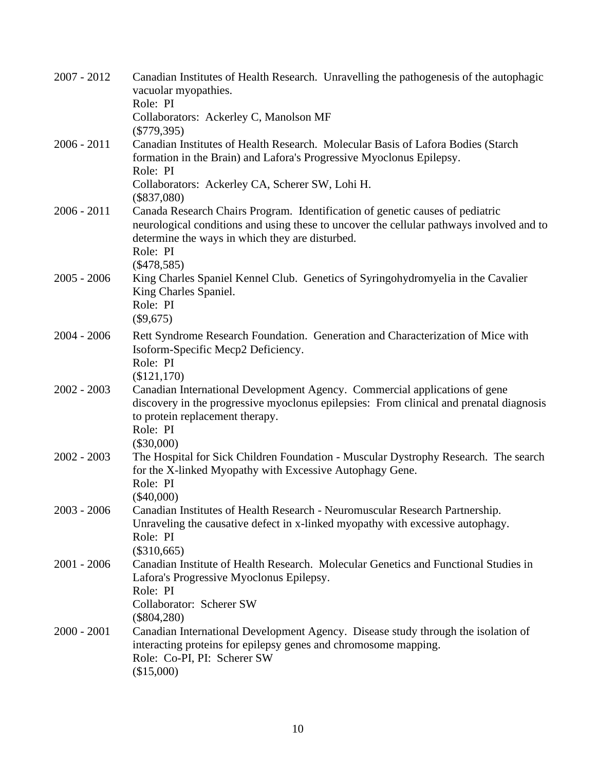2007 - 2012 Canadian Institutes of Health Research. Unravelling the pathogenesis of the autophagic vacuolar myopathies.
Role: PI
Collaborators: Ackerley C, Manolson MF
($779,395)

2006 - 2011 Canadian Institutes of Health Research. Molecular Basis of Lafora Bodies (Starch formation in the Brain) and Lafora's Progressive Myoclonus Epilepsy.
Role: PI
Collaborators: Ackerley CA, Scherer SW, Lohi H.
($837,080)

2006 - 2011 Canada Research Chairs Program. Identification of genetic causes of pediatric neurological conditions and using these to uncover the cellular pathways involved and to determine the ways in which they are disturbed.
Role: PI
($478,585)

2005 - 2006 King Charles Spaniel Kennel Club. Genetics of Syringohydromyelia in the Cavalier King Charles Spaniel.
Role: PI
($9,675)

2004 - 2006 Rett Syndrome Research Foundation. Generation and Characterization of Mice with Isoform-Specific Mecp2 Deficiency.
Role: PI
($121,170)

2002 - 2003 Canadian International Development Agency. Commercial applications of gene discovery in the progressive myoclonus epilepsies: From clinical and prenatal diagnosis to protein replacement therapy.
Role: PI
($30,000)

2002 - 2003 The Hospital for Sick Children Foundation - Muscular Dystrophy Research. The search for the X-linked Myopathy with Excessive Autophagy Gene.
Role: PI
($40,000)

2003 - 2006 Canadian Institutes of Health Research - Neuromuscular Research Partnership. Unraveling the causative defect in x-linked myopathy with excessive autophagy.
Role: PI
($310,665)

2001 - 2006 Canadian Institute of Health Research. Molecular Genetics and Functional Studies in Lafora's Progressive Myoclonus Epilepsy.
Role: PI
Collaborator: Scherer SW
($804,280)

2000 - 2001 Canadian International Development Agency. Disease study through the isolation of interacting proteins for epilepsy genes and chromosome mapping.
Role: Co-PI, PI: Scherer SW
($15,000)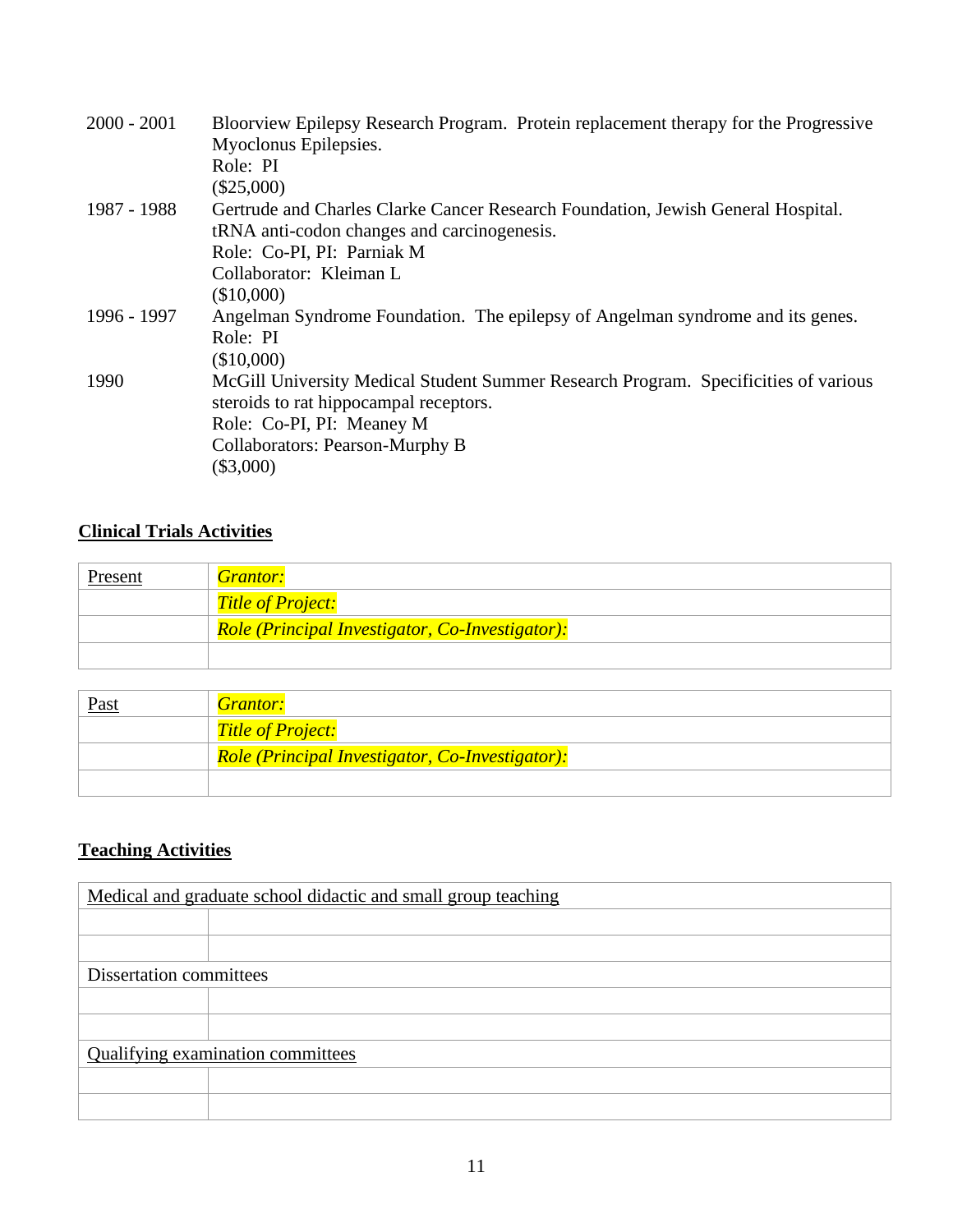| | |
|---|---|
| 2000 - 2001 | Bloorview Epilepsy Research Program. Protein replacement therapy for the Progressive Myoclonus Epilepsies.<br>Role: PI<br>($25,000) |
| 1987 - 1988 | Gertrude and Charles Clarke Cancer Research Foundation, Jewish General Hospital. tRNA anti-codon changes and carcinogenesis.<br>Role: Co-PI, PI: Parniak M<br>Collaborator: Kleiman L<br>($10,000) |
| 1996 - 1997 | Angelman Syndrome Foundation. The epilepsy of Angelman syndrome and its genes.<br>Role: PI<br>($10,000) |
| 1990 | McGill University Medical Student Summer Research Program. Specificities of various steroids to rat hippocampal receptors.<br>Role: Co-PI, PI: Meaney M<br>Collaborators: Pearson-Murphy B<br>($3,000) |

## Clinical Trials Activities

| Present | *Grantor:* |
|---|---|
| | *Title of Project:* |
| | *Role (Principal Investigator, Co-Investigator):* |
| | |

| Past | *Grantor:* |
|---|---|
| | *Title of Project:* |
| | *Role (Principal Investigator, Co-Investigator):* |
| | |

## Teaching Activities

| Medical and graduate school didactic and small group teaching | |
|---|---|
| | |
| | |
| Dissertation committees | |
| | |
| | |
| Qualifying examination committees | |
| | |
| | |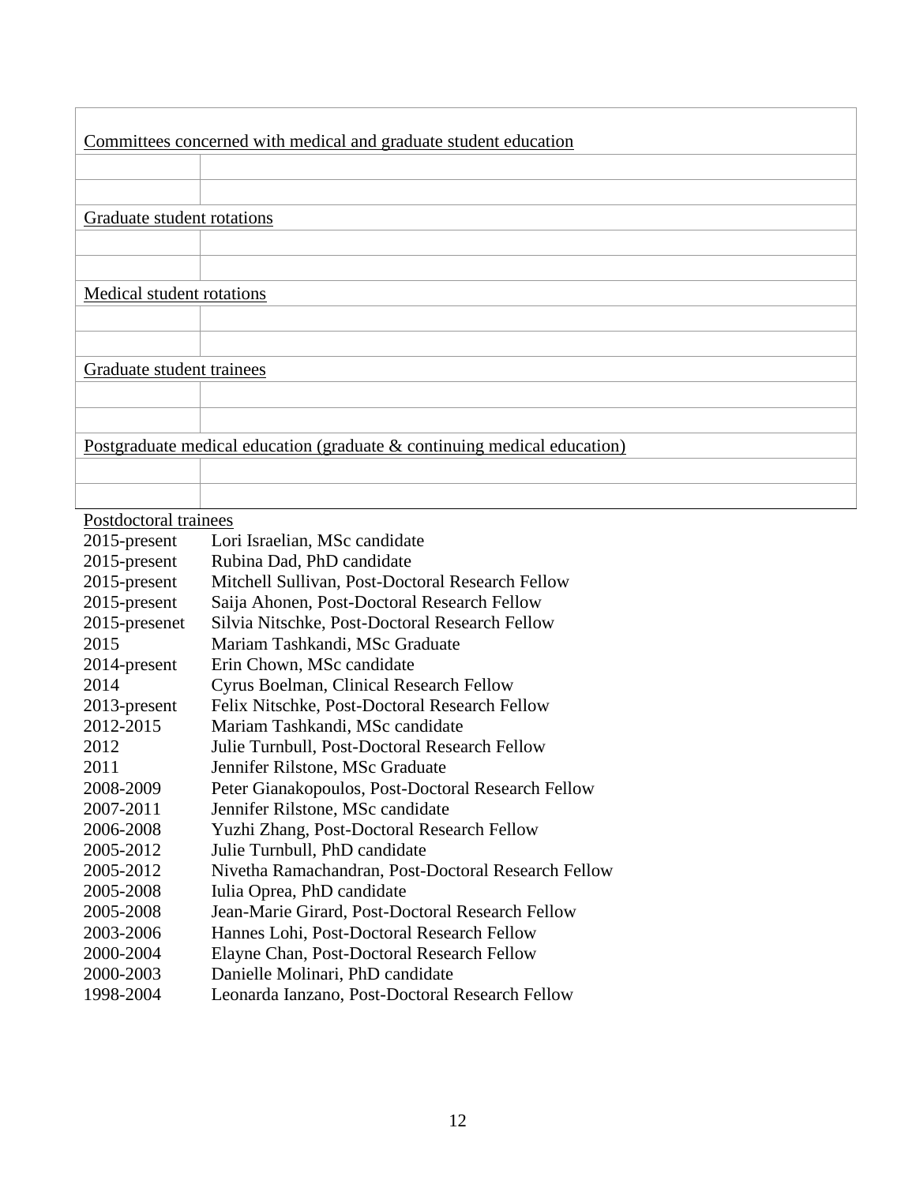| Committees concerned with medical and graduate student education | |
|---|---|
| | |
| | |
| Graduate student rotations | |
| | |
| | |
| Medical student rotations | |
| | |
| | |
| Graduate student trainees | |
| | |
| | |
| Postgraduate medical education (graduate & continuing medical education) | |
| | |
| | |

Postdoctoral trainees

| | |
|---|---|
| 2015-present | Lori Israelian, MSc candidate |
| 2015-present | Rubina Dad, PhD candidate |
| 2015-present | Mitchell Sullivan, Post-Doctoral Research Fellow |
| 2015-present | Saija Ahonen, Post-Doctoral Research Fellow |
| 2015-presenet | Silvia Nitschke, Post-Doctoral Research Fellow |
| 2015 | Mariam Tashkandi, MSc Graduate |
| 2014-present | Erin Chown, MSc candidate |
| 2014 | Cyrus Boelman, Clinical Research Fellow |
| 2013-present | Felix Nitschke, Post-Doctoral Research Fellow |
| 2012-2015 | Mariam Tashkandi, MSc candidate |
| 2012 | Julie Turnbull, Post-Doctoral Research Fellow |
| 2011 | Jennifer Rilstone, MSc Graduate |
| 2008-2009 | Peter Gianakopoulos, Post-Doctoral Research Fellow |
| 2007-2011 | Jennifer Rilstone, MSc candidate |
| 2006-2008 | Yuzhi Zhang, Post-Doctoral Research Fellow |
| 2005-2012 | Julie Turnbull, PhD candidate |
| 2005-2012 | Nivetha Ramachandran, Post-Doctoral Research Fellow |
| 2005-2008 | Iulia Oprea, PhD candidate |
| 2005-2008 | Jean-Marie Girard, Post-Doctoral Research Fellow |
| 2003-2006 | Hannes Lohi, Post-Doctoral Research Fellow |
| 2000-2004 | Elayne Chan, Post-Doctoral Research Fellow |
| 2000-2003 | Danielle Molinari, PhD candidate |
| 1998-2004 | Leonarda Ianzano, Post-Doctoral Research Fellow |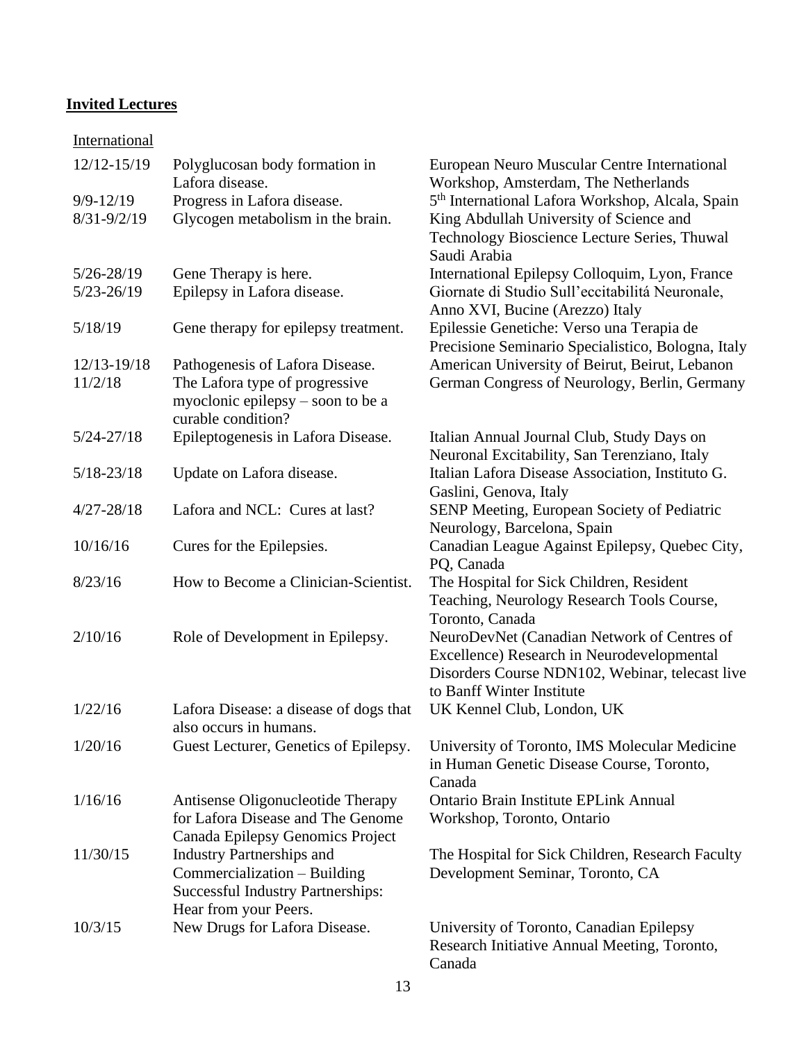## **Invited Lectures**

International

| Date | Title | Venue |
|---|---|---|
| 12/12-15/19 | Polyglucosan body formation in Lafora disease. | European Neuro Muscular Centre International Workshop, Amsterdam, The Netherlands |
| 9/9-12/19 | Progress in Lafora disease. | 5th International Lafora Workshop, Alcala, Spain |
| 8/31-9/2/19 | Glycogen metabolism in the brain. | King Abdullah University of Science and Technology Bioscience Lecture Series, Thuwal Saudi Arabia |
| 5/26-28/19 | Gene Therapy is here. | International Epilepsy Colloquim, Lyon, France |
| 5/23-26/19 | Epilepsy in Lafora disease. | Giornate di Studio Sull'eccitabilitá Neuronale, Anno XVI, Bucine (Arezzo) Italy |
| 5/18/19 | Gene therapy for epilepsy treatment. | Epilessie Genetiche: Verso una Terapia de Precisione Seminario Specialistico, Bologna, Italy |
| 12/13-19/18 | Pathogenesis of Lafora Disease. | American University of Beirut, Beirut, Lebanon |
| 11/2/18 | The Lafora type of progressive myoclonic epilepsy – soon to be a curable condition? | German Congress of Neurology, Berlin, Germany |
| 5/24-27/18 | Epileptogenesis in Lafora Disease. | Italian Annual Journal Club, Study Days on Neuronal Excitability, San Terenziano, Italy |
| 5/18-23/18 | Update on Lafora disease. | Italian Lafora Disease Association, Instituto G. Gaslini, Genova, Italy |
| 4/27-28/18 | Lafora and NCL: Cures at last? | SENP Meeting, European Society of Pediatric Neurology, Barcelona, Spain |
| 10/16/16 | Cures for the Epilepsies. | Canadian League Against Epilepsy, Quebec City, PQ, Canada |
| 8/23/16 | How to Become a Clinician-Scientist. | The Hospital for Sick Children, Resident Teaching, Neurology Research Tools Course, Toronto, Canada |
| 2/10/16 | Role of Development in Epilepsy. | NeuroDevNet (Canadian Network of Centres of Excellence) Research in Neurodevelopmental Disorders Course NDN102, Webinar, telecast live to Banff Winter Institute |
| 1/22/16 | Lafora Disease: a disease of dogs that also occurs in humans. | UK Kennel Club, London, UK |
| 1/20/16 | Guest Lecturer, Genetics of Epilepsy. | University of Toronto, IMS Molecular Medicine in Human Genetic Disease Course, Toronto, Canada |
| 1/16/16 | Antisense Oligonucleotide Therapy for Lafora Disease and The Genome Canada Epilepsy Genomics Project | Ontario Brain Institute EPLink Annual Workshop, Toronto, Ontario |
| 11/30/15 | Industry Partnerships and Commercialization – Building Successful Industry Partnerships: Hear from your Peers. | The Hospital for Sick Children, Research Faculty Development Seminar, Toronto, CA |
| 10/3/15 | New Drugs for Lafora Disease. | University of Toronto, Canadian Epilepsy Research Initiative Annual Meeting, Toronto, Canada |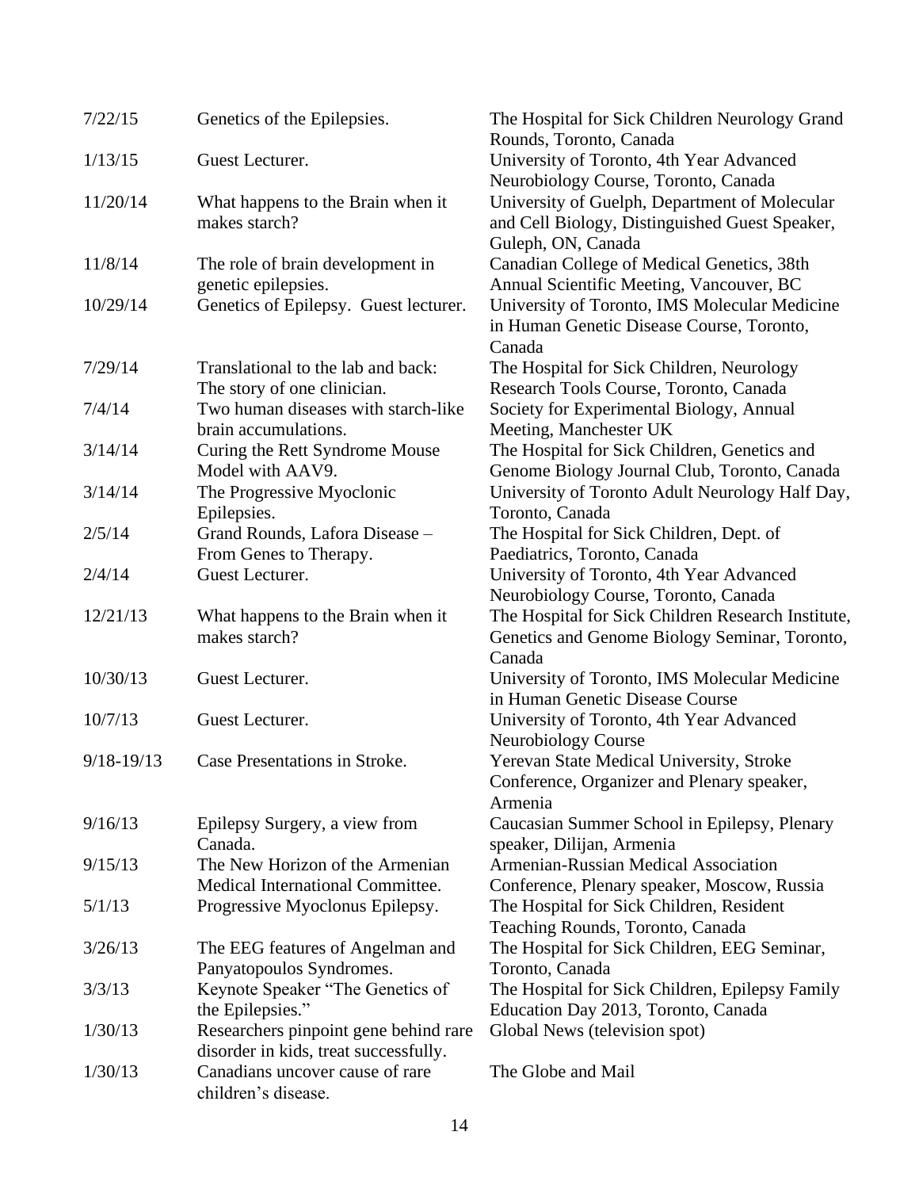| | | |
|---|---|---|
| 7/22/15 | Genetics of the Epilepsies. | The Hospital for Sick Children Neurology Grand Rounds, Toronto, Canada |
| 1/13/15 | Guest Lecturer. | University of Toronto, 4th Year Advanced Neurobiology Course, Toronto, Canada |
| 11/20/14 | What happens to the Brain when it makes starch? | University of Guelph, Department of Molecular and Cell Biology, Distinguished Guest Speaker, Guleph, ON, Canada |
| 11/8/14 | The role of brain development in genetic epilepsies. | Canadian College of Medical Genetics, 38th Annual Scientific Meeting, Vancouver, BC |
| 10/29/14 | Genetics of Epilepsy. Guest lecturer. | University of Toronto, IMS Molecular Medicine in Human Genetic Disease Course, Toronto, Canada |
| 7/29/14 | Translational to the lab and back: The story of one clinician. | The Hospital for Sick Children, Neurology Research Tools Course, Toronto, Canada |
| 7/4/14 | Two human diseases with starch-like brain accumulations. | Society for Experimental Biology, Annual Meeting, Manchester UK |
| 3/14/14 | Curing the Rett Syndrome Mouse Model with AAV9. | The Hospital for Sick Children, Genetics and Genome Biology Journal Club, Toronto, Canada |
| 3/14/14 | The Progressive Myoclonic Epilepsies. | University of Toronto Adult Neurology Half Day, Toronto, Canada |
| 2/5/14 | Grand Rounds, Lafora Disease – From Genes to Therapy. | The Hospital for Sick Children, Dept. of Paediatrics, Toronto, Canada |
| 2/4/14 | Guest Lecturer. | University of Toronto, 4th Year Advanced Neurobiology Course, Toronto, Canada |
| 12/21/13 | What happens to the Brain when it makes starch? | The Hospital for Sick Children Research Institute, Genetics and Genome Biology Seminar, Toronto, Canada |
| 10/30/13 | Guest Lecturer. | University of Toronto, IMS Molecular Medicine in Human Genetic Disease Course |
| 10/7/13 | Guest Lecturer. | University of Toronto, 4th Year Advanced Neurobiology Course |
| 9/18-19/13 | Case Presentations in Stroke. | Yerevan State Medical University, Stroke Conference, Organizer and Plenary speaker, Armenia |
| 9/16/13 | Epilepsy Surgery, a view from Canada. | Caucasian Summer School in Epilepsy, Plenary speaker, Dilijan, Armenia |
| 9/15/13 | The New Horizon of the Armenian Medical International Committee. | Armenian-Russian Medical Association Conference, Plenary speaker, Moscow, Russia |
| 5/1/13 | Progressive Myoclonus Epilepsy. | The Hospital for Sick Children, Resident Teaching Rounds, Toronto, Canada |
| 3/26/13 | The EEG features of Angelman and Panyatopoulos Syndromes. | The Hospital for Sick Children, EEG Seminar, Toronto, Canada |
| 3/3/13 | Keynote Speaker "The Genetics of the Epilepsies." | The Hospital for Sick Children, Epilepsy Family Education Day 2013, Toronto, Canada |
| 1/30/13 | Researchers pinpoint gene behind rare disorder in kids, treat successfully. | Global News (television spot) |
| 1/30/13 | Canadians uncover cause of rare children's disease. | The Globe and Mail |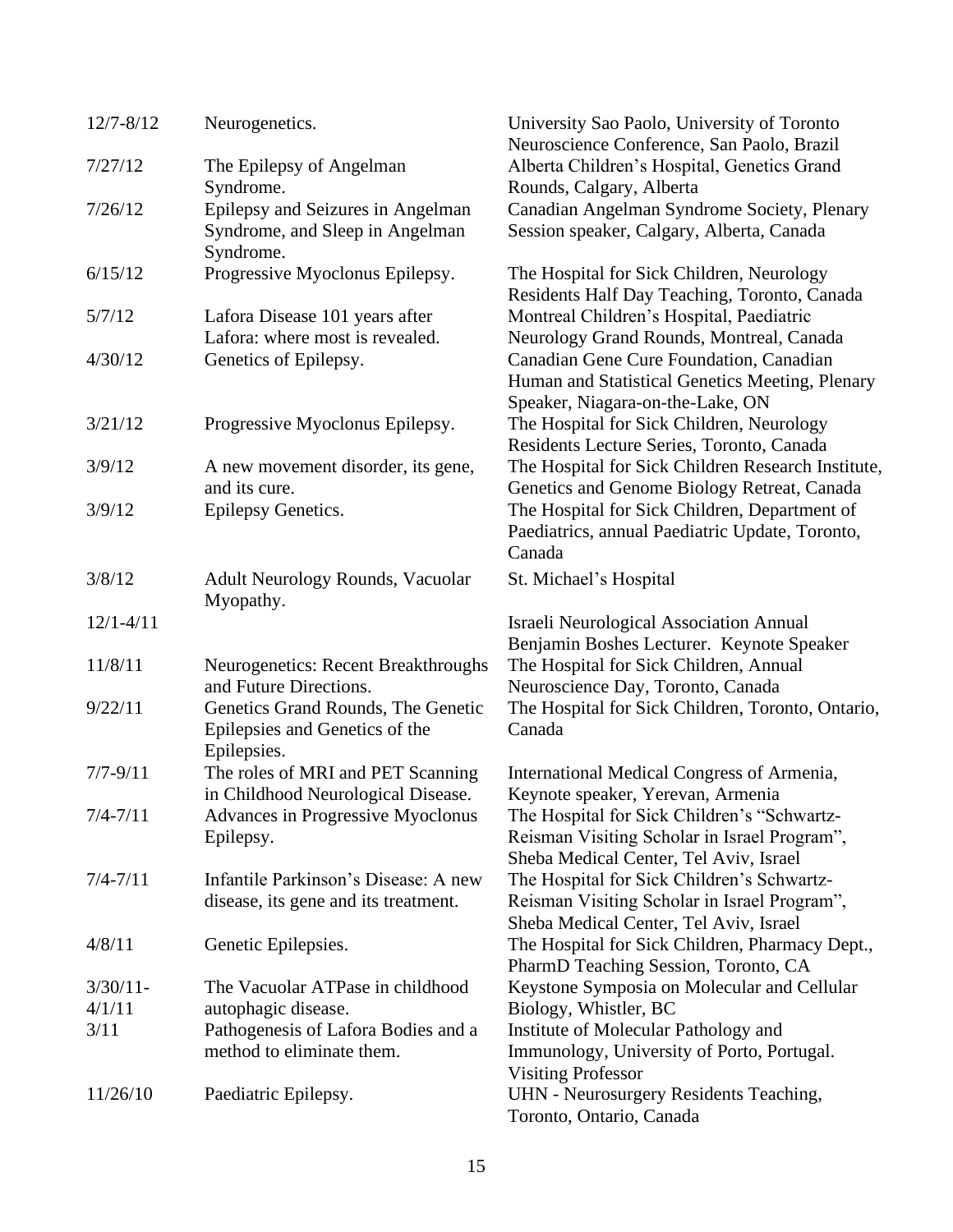| | | |
|---|---|---|
| 12/7-8/12 | Neurogenetics. | University Sao Paolo, University of Toronto Neuroscience Conference, San Paolo, Brazil |
| 7/27/12 | The Epilepsy of Angelman Syndrome. | Alberta Children's Hospital, Genetics Grand Rounds, Calgary, Alberta |
| 7/26/12 | Epilepsy and Seizures in Angelman Syndrome, and Sleep in Angelman Syndrome. | Canadian Angelman Syndrome Society, Plenary Session speaker, Calgary, Alberta, Canada |
| 6/15/12 | Progressive Myoclonus Epilepsy. | The Hospital for Sick Children, Neurology Residents Half Day Teaching, Toronto, Canada |
| 5/7/12 | Lafora Disease 101 years after Lafora: where most is revealed. | Montreal Children's Hospital, Paediatric Neurology Grand Rounds, Montreal, Canada |
| 4/30/12 | Genetics of Epilepsy. | Canadian Gene Cure Foundation, Canadian Human and Statistical Genetics Meeting, Plenary Speaker, Niagara-on-the-Lake, ON |
| 3/21/12 | Progressive Myoclonus Epilepsy. | The Hospital for Sick Children, Neurology Residents Lecture Series, Toronto, Canada |
| 3/9/12 | A new movement disorder, its gene, and its cure. | The Hospital for Sick Children Research Institute, Genetics and Genome Biology Retreat, Canada |
| 3/9/12 | Epilepsy Genetics. | The Hospital for Sick Children, Department of Paediatrics, annual Paediatric Update, Toronto, Canada |
| 3/8/12 | Adult Neurology Rounds, Vacuolar Myopathy. | St. Michael's Hospital |
| 12/1-4/11 | | Israeli Neurological Association Annual Benjamin Boshes Lecturer. Keynote Speaker |
| 11/8/11 | Neurogenetics: Recent Breakthroughs and Future Directions. | The Hospital for Sick Children, Annual Neuroscience Day, Toronto, Canada |
| 9/22/11 | Genetics Grand Rounds, The Genetic Epilepsies and Genetics of the Epilepsies. | The Hospital for Sick Children, Toronto, Ontario, Canada |
| 7/7-9/11 | The roles of MRI and PET Scanning in Childhood Neurological Disease. | International Medical Congress of Armenia, Keynote speaker, Yerevan, Armenia |
| 7/4-7/11 | Advances in Progressive Myoclonus Epilepsy. | The Hospital for Sick Children's "Schwartz-Reisman Visiting Scholar in Israel Program", Sheba Medical Center, Tel Aviv, Israel |
| 7/4-7/11 | Infantile Parkinson's Disease: A new disease, its gene and its treatment. | The Hospital for Sick Children's Schwartz-Reisman Visiting Scholar in Israel Program", Sheba Medical Center, Tel Aviv, Israel |
| 4/8/11 | Genetic Epilepsies. | The Hospital for Sick Children, Pharmacy Dept., PharmD Teaching Session, Toronto, CA |
| 3/30/11-4/1/11 | The Vacuolar ATPase in childhood autophagic disease. | Keystone Symposia on Molecular and Cellular Biology, Whistler, BC |
| 3/11 | Pathogenesis of Lafora Bodies and a method to eliminate them. | Institute of Molecular Pathology and Immunology, University of Porto, Portugal. Visiting Professor |
| 11/26/10 | Paediatric Epilepsy. | UHN - Neurosurgery Residents Teaching, Toronto, Ontario, Canada |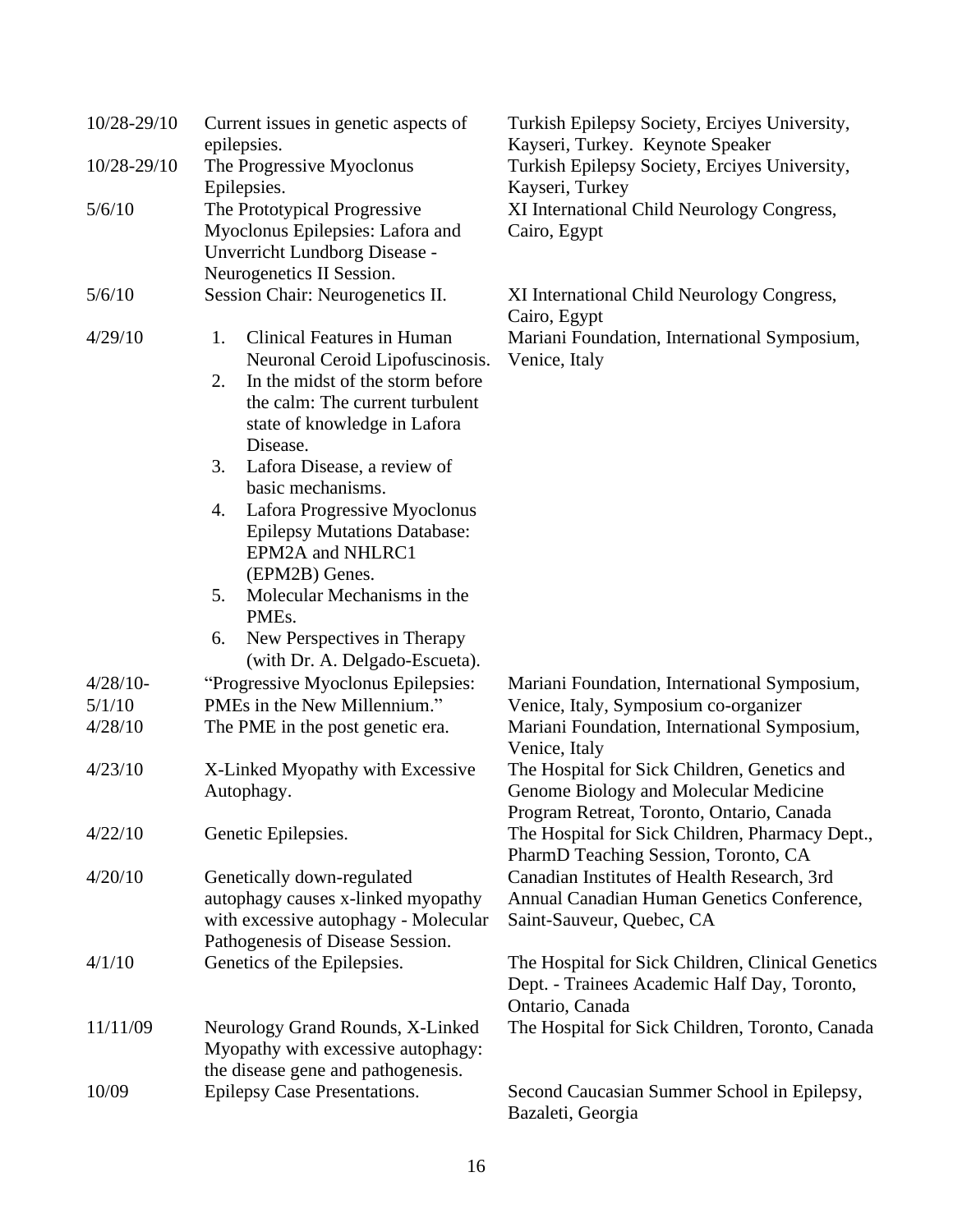| | | |
|---|---|---|
| 10/28-29/10 | Current issues in genetic aspects of epilepsies. | Turkish Epilepsy Society, Erciyes University, Kayseri, Turkey. Keynote Speaker |
| 10/28-29/10 | The Progressive Myoclonus Epilepsies. | Turkish Epilepsy Society, Erciyes University, Kayseri, Turkey |
| 5/6/10 | The Prototypical Progressive Myoclonus Epilepsies: Lafora and Unverricht Lundborg Disease - Neurogenetics II Session. | XI International Child Neurology Congress, Cairo, Egypt |
| 5/6/10 | Session Chair: Neurogenetics II. | XI International Child Neurology Congress, Cairo, Egypt |
| 4/29/10 | 1. Clinical Features in Human Neuronal Ceroid Lipofuscinosis.<br>2. In the midst of the storm before the calm: The current turbulent state of knowledge in Lafora Disease.<br>3. Lafora Disease, a review of basic mechanisms.<br>4. Lafora Progressive Myoclonus Epilepsy Mutations Database: EPM2A and NHLRC1 (EPM2B) Genes.<br>5. Molecular Mechanisms in the PMEs.<br>6. New Perspectives in Therapy (with Dr. A. Delgado-Escueta). | Mariani Foundation, International Symposium, Venice, Italy |
| 4/28/10-5/1/10 | "Progressive Myoclonus Epilepsies: PMEs in the New Millennium." | Mariani Foundation, International Symposium, Venice, Italy, Symposium co-organizer |
| 4/28/10 | The PME in the post genetic era. | Mariani Foundation, International Symposium, Venice, Italy |
| 4/23/10 | X-Linked Myopathy with Excessive Autophagy. | The Hospital for Sick Children, Genetics and Genome Biology and Molecular Medicine Program Retreat, Toronto, Ontario, Canada |
| 4/22/10 | Genetic Epilepsies. | The Hospital for Sick Children, Pharmacy Dept., PharmD Teaching Session, Toronto, CA |
| 4/20/10 | Genetically down-regulated autophagy causes x-linked myopathy with excessive autophagy - Molecular Pathogenesis of Disease Session. | Canadian Institutes of Health Research, 3rd Annual Canadian Human Genetics Conference, Saint-Sauveur, Quebec, CA |
| 4/1/10 | Genetics of the Epilepsies. | The Hospital for Sick Children, Clinical Genetics Dept. - Trainees Academic Half Day, Toronto, Ontario, Canada |
| 11/11/09 | Neurology Grand Rounds, X-Linked Myopathy with excessive autophagy: the disease gene and pathogenesis. | The Hospital for Sick Children, Toronto, Canada |
| 10/09 | Epilepsy Case Presentations. | Second Caucasian Summer School in Epilepsy, Bazaleti, Georgia |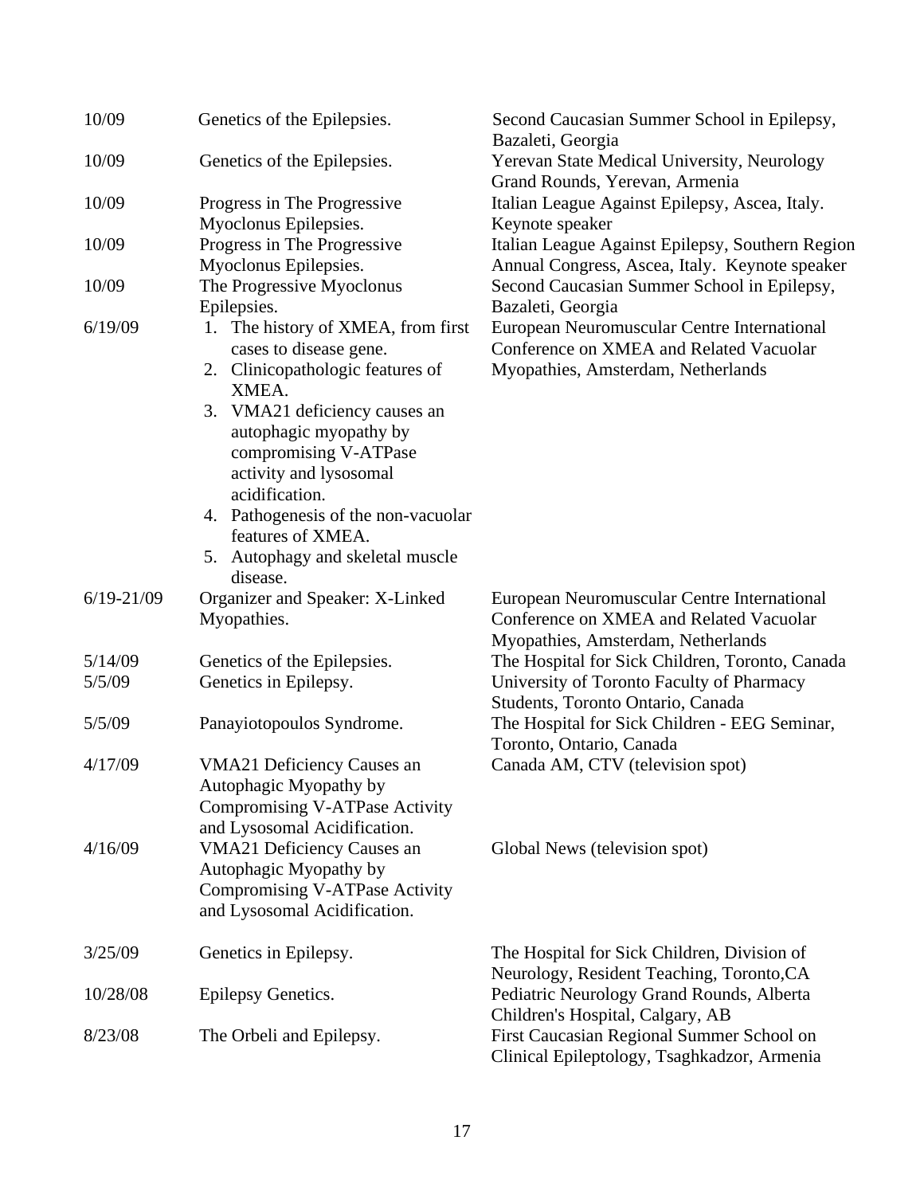| | | |
|---|---|---|
| 10/09 | Genetics of the Epilepsies. | Second Caucasian Summer School in Epilepsy, Bazaleti, Georgia |
| 10/09 | Genetics of the Epilepsies. | Yerevan State Medical University, Neurology Grand Rounds, Yerevan, Armenia |
| 10/09 | Progress in The Progressive Myoclonus Epilepsies. | Italian League Against Epilepsy, Ascea, Italy. Keynote speaker |
| 10/09 | Progress in The Progressive Myoclonus Epilepsies. | Italian League Against Epilepsy, Southern Region Annual Congress, Ascea, Italy. Keynote speaker |
| 10/09 | The Progressive Myoclonus Epilepsies. | Second Caucasian Summer School in Epilepsy, Bazaleti, Georgia |
| 6/19/09 | 1. The history of XMEA, from first cases to disease gene.<br>2. Clinicopathologic features of XMEA.<br>3. VMA21 deficiency causes an autophagic myopathy by compromising V-ATPase activity and lysosomal acidification.<br>4. Pathogenesis of the non-vacuolar features of XMEA.<br>5. Autophagy and skeletal muscle disease. | European Neuromuscular Centre International Conference on XMEA and Related Vacuolar Myopathies, Amsterdam, Netherlands |
| 6/19-21/09 | Organizer and Speaker: X-Linked Myopathies. | European Neuromuscular Centre International Conference on XMEA and Related Vacuolar Myopathies, Amsterdam, Netherlands |
| 5/14/09 | Genetics of the Epilepsies. | The Hospital for Sick Children, Toronto, Canada |
| 5/5/09 | Genetics in Epilepsy. | University of Toronto Faculty of Pharmacy Students, Toronto Ontario, Canada |
| 5/5/09 | Panayiotopoulos Syndrome. | The Hospital for Sick Children - EEG Seminar, Toronto, Ontario, Canada |
| 4/17/09 | VMA21 Deficiency Causes an Autophagic Myopathy by Compromising V-ATPase Activity and Lysosomal Acidification. | Canada AM, CTV (television spot) |
| 4/16/09 | VMA21 Deficiency Causes an Autophagic Myopathy by Compromising V-ATPase Activity and Lysosomal Acidification. | Global News (television spot) |
| 3/25/09 | Genetics in Epilepsy. | The Hospital for Sick Children, Division of Neurology, Resident Teaching, Toronto,CA |
| 10/28/08 | Epilepsy Genetics. | Pediatric Neurology Grand Rounds, Alberta Children's Hospital, Calgary, AB |
| 8/23/08 | The Orbeli and Epilepsy. | First Caucasian Regional Summer School on Clinical Epileptology, Tsaghkadzor, Armenia |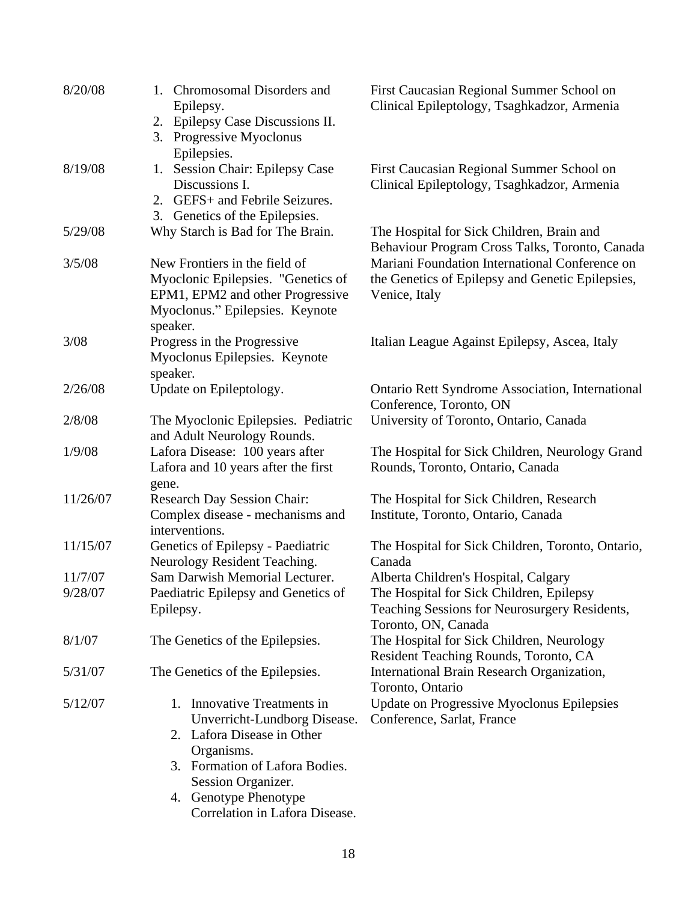| | | |
|---|---|---|
| 8/20/08 | 1. Chromosomal Disorders and Epilepsy.<br>2. Epilepsy Case Discussions II.<br>3. Progressive Myoclonus Epilepsies. | First Caucasian Regional Summer School on Clinical Epileptology, Tsaghkadzor, Armenia |
| 8/19/08 | 1. Session Chair: Epilepsy Case Discussions I.<br>2. GEFS+ and Febrile Seizures.<br>3. Genetics of the Epilepsies. | First Caucasian Regional Summer School on Clinical Epileptology, Tsaghkadzor, Armenia |
| 5/29/08 | Why Starch is Bad for The Brain. | The Hospital for Sick Children, Brain and Behaviour Program Cross Talks, Toronto, Canada |
| 3/5/08 | New Frontiers in the field of Myoclonic Epilepsies. "Genetics of EPM1, EPM2 and other Progressive Myoclonus." Epilepsies. Keynote speaker. | Mariani Foundation International Conference on the Genetics of Epilepsy and Genetic Epilepsies, Venice, Italy |
| 3/08 | Progress in the Progressive Myoclonus Epilepsies. Keynote speaker. | Italian League Against Epilepsy, Ascea, Italy |
| 2/26/08 | Update on Epileptology. | Ontario Rett Syndrome Association, International Conference, Toronto, ON |
| 2/8/08 | The Myoclonic Epilepsies. Pediatric and Adult Neurology Rounds. | University of Toronto, Ontario, Canada |
| 1/9/08 | Lafora Disease: 100 years after Lafora and 10 years after the first gene. | The Hospital for Sick Children, Neurology Grand Rounds, Toronto, Ontario, Canada |
| 11/26/07 | Research Day Session Chair: Complex disease - mechanisms and interventions. | The Hospital for Sick Children, Research Institute, Toronto, Ontario, Canada |
| 11/15/07 | Genetics of Epilepsy - Paediatric Neurology Resident Teaching. | The Hospital for Sick Children, Toronto, Ontario, Canada |
| 11/7/07 | Sam Darwish Memorial Lecturer. | Alberta Children's Hospital, Calgary |
| 9/28/07 | Paediatric Epilepsy and Genetics of Epilepsy. | The Hospital for Sick Children, Epilepsy Teaching Sessions for Neurosurgery Residents, Toronto, ON, Canada |
| 8/1/07 | The Genetics of the Epilepsies. | The Hospital for Sick Children, Neurology Resident Teaching Rounds, Toronto, CA |
| 5/31/07 | The Genetics of the Epilepsies. | International Brain Research Organization, Toronto, Ontario |
| 5/12/07 | 1. Innovative Treatments in Unverricht-Lundborg Disease.<br>2. Lafora Disease in Other Organisms.<br>3. Formation of Lafora Bodies. Session Organizer.<br>4. Genotype Phenotype Correlation in Lafora Disease. | Update on Progressive Myoclonus Epilepsies Conference, Sarlat, France |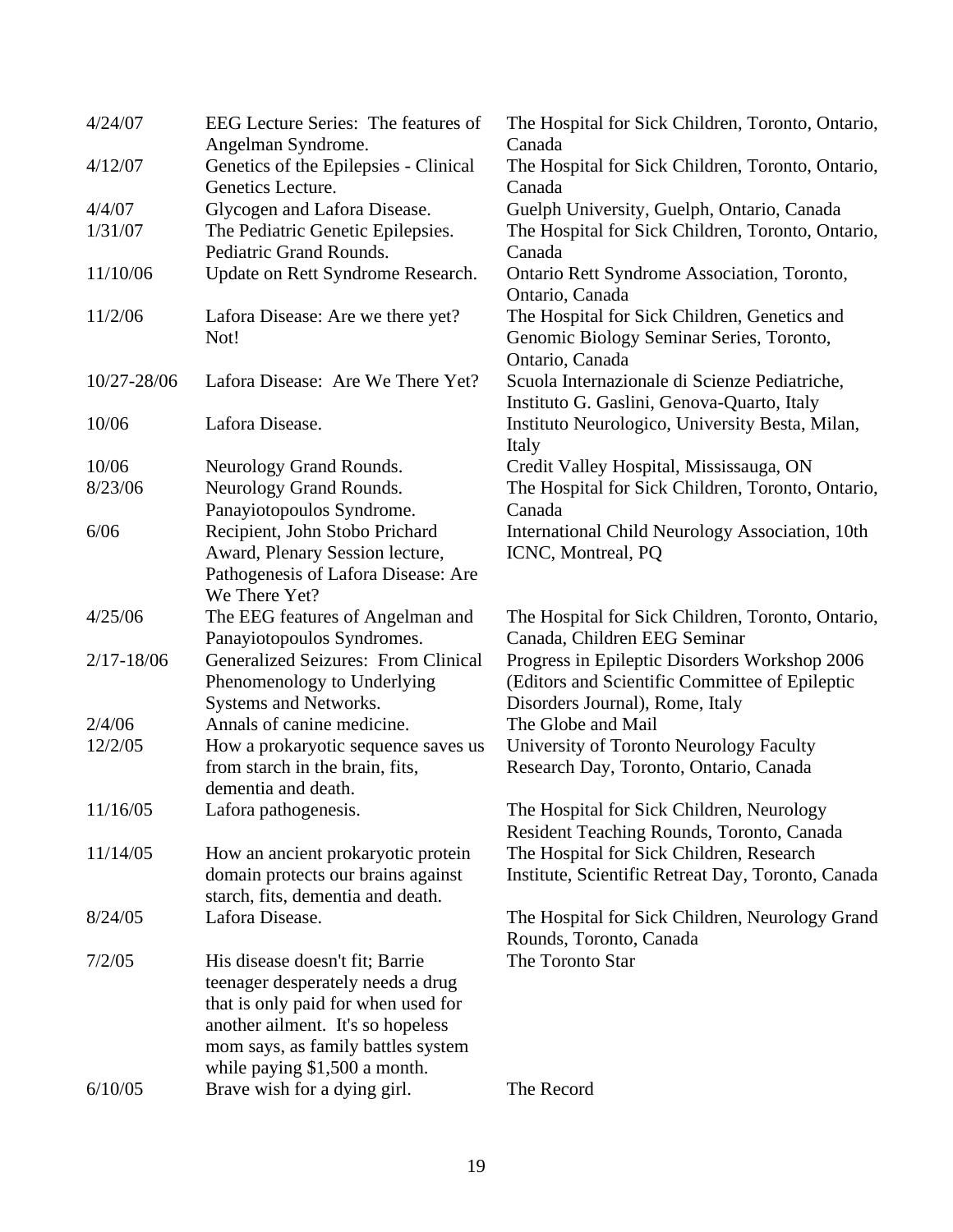| | | |
|---|---|---|
| 4/24/07 | EEG Lecture Series: The features of Angelman Syndrome. | The Hospital for Sick Children, Toronto, Ontario, Canada |
| 4/12/07 | Genetics of the Epilepsies - Clinical Genetics Lecture. | The Hospital for Sick Children, Toronto, Ontario, Canada |
| 4/4/07 | Glycogen and Lafora Disease. | Guelph University, Guelph, Ontario, Canada |
| 1/31/07 | The Pediatric Genetic Epilepsies. Pediatric Grand Rounds. | The Hospital for Sick Children, Toronto, Ontario, Canada |
| 11/10/06 | Update on Rett Syndrome Research. | Ontario Rett Syndrome Association, Toronto, Ontario, Canada |
| 11/2/06 | Lafora Disease: Are we there yet? Not! | The Hospital for Sick Children, Genetics and Genomic Biology Seminar Series, Toronto, Ontario, Canada |
| 10/27-28/06 | Lafora Disease: Are We There Yet? | Scuola Internazionale di Scienze Pediatriche, Instituto G. Gaslini, Genova-Quarto, Italy |
| 10/06 | Lafora Disease. | Instituto Neurologico, University Besta, Milan, Italy |
| 10/06 | Neurology Grand Rounds. | Credit Valley Hospital, Mississauga, ON |
| 8/23/06 | Neurology Grand Rounds. Panayiotopoulos Syndrome. | The Hospital for Sick Children, Toronto, Ontario, Canada |
| 6/06 | Recipient, John Stobo Prichard Award, Plenary Session lecture, Pathogenesis of Lafora Disease: Are We There Yet? | International Child Neurology Association, 10th ICNC, Montreal, PQ |
| 4/25/06 | The EEG features of Angelman and Panayiotopoulos Syndromes. | The Hospital for Sick Children, Toronto, Ontario, Canada, Children EEG Seminar |
| 2/17-18/06 | Generalized Seizures: From Clinical Phenomenology to Underlying Systems and Networks. | Progress in Epileptic Disorders Workshop 2006 (Editors and Scientific Committee of Epileptic Disorders Journal), Rome, Italy |
| 2/4/06 | Annals of canine medicine. | The Globe and Mail |
| 12/2/05 | How a prokaryotic sequence saves us from starch in the brain, fits, dementia and death. | University of Toronto Neurology Faculty Research Day, Toronto, Ontario, Canada |
| 11/16/05 | Lafora pathogenesis. | The Hospital for Sick Children, Neurology Resident Teaching Rounds, Toronto, Canada |
| 11/14/05 | How an ancient prokaryotic protein domain protects our brains against starch, fits, dementia and death. | The Hospital for Sick Children, Research Institute, Scientific Retreat Day, Toronto, Canada |
| 8/24/05 | Lafora Disease. | The Hospital for Sick Children, Neurology Grand Rounds, Toronto, Canada |
| 7/2/05 | His disease doesn't fit; Barrie teenager desperately needs a drug that is only paid for when used for another ailment. It's so hopeless mom says, as family battles system while paying $1,500 a month. | The Toronto Star |
| 6/10/05 | Brave wish for a dying girl. | The Record |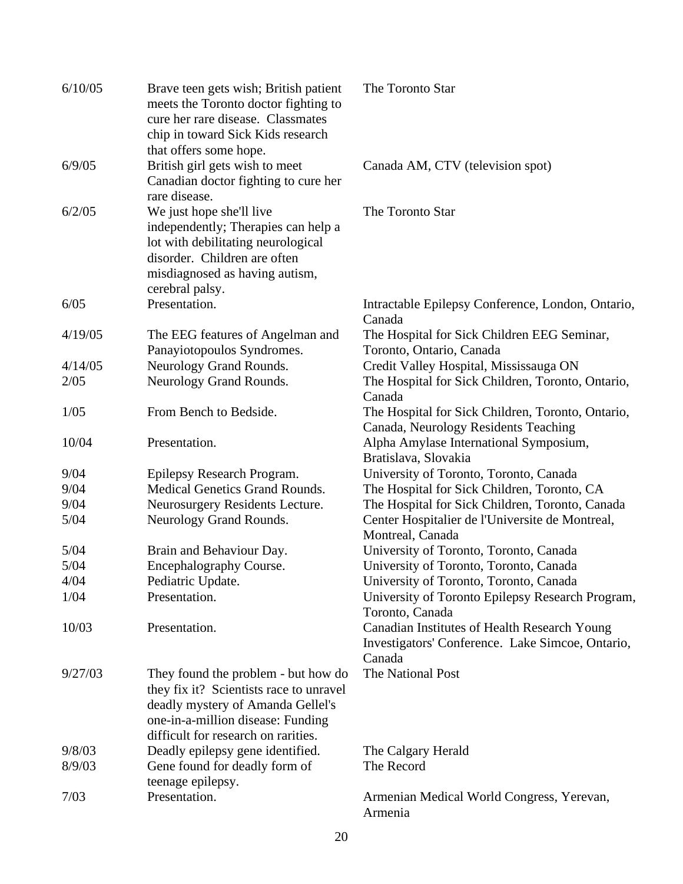| | | |
|---|---|---|
| 6/10/05 | Brave teen gets wish; British patient meets the Toronto doctor fighting to cure her rare disease. Classmates chip in toward Sick Kids research that offers some hope. | The Toronto Star |
| 6/9/05 | British girl gets wish to meet Canadian doctor fighting to cure her rare disease. | Canada AM, CTV (television spot) |
| 6/2/05 | We just hope she'll live independently; Therapies can help a lot with debilitating neurological disorder. Children are often misdiagnosed as having autism, cerebral palsy. | The Toronto Star |
| 6/05 | Presentation. | Intractable Epilepsy Conference, London, Ontario, Canada |
| 4/19/05 | The EEG features of Angelman and Panayiotopoulos Syndromes. | The Hospital for Sick Children EEG Seminar, Toronto, Ontario, Canada |
| 4/14/05 | Neurology Grand Rounds. | Credit Valley Hospital, Mississauga ON |
| 2/05 | Neurology Grand Rounds. | The Hospital for Sick Children, Toronto, Ontario, Canada |
| 1/05 | From Bench to Bedside. | The Hospital for Sick Children, Toronto, Ontario, Canada, Neurology Residents Teaching |
| 10/04 | Presentation. | Alpha Amylase International Symposium, Bratislava, Slovakia |
| 9/04 | Epilepsy Research Program. | University of Toronto, Toronto, Canada |
| 9/04 | Medical Genetics Grand Rounds. | The Hospital for Sick Children, Toronto, CA |
| 9/04 | Neurosurgery Residents Lecture. | The Hospital for Sick Children, Toronto, Canada |
| 5/04 | Neurology Grand Rounds. | Center Hospitalier de l'Universite de Montreal, Montreal, Canada |
| 5/04 | Brain and Behaviour Day. | University of Toronto, Toronto, Canada |
| 5/04 | Encephalography Course. | University of Toronto, Toronto, Canada |
| 4/04 | Pediatric Update. | University of Toronto, Toronto, Canada |
| 1/04 | Presentation. | University of Toronto Epilepsy Research Program, Toronto, Canada |
| 10/03 | Presentation. | Canadian Institutes of Health Research Young Investigators' Conference. Lake Simcoe, Ontario, Canada |
| 9/27/03 | They found the problem - but how do they fix it? Scientists race to unravel deadly mystery of Amanda Gellel's one-in-a-million disease: Funding difficult for research on rarities. | The National Post |
| 9/8/03 | Deadly epilepsy gene identified. | The Calgary Herald |
| 8/9/03 | Gene found for deadly form of teenage epilepsy. | The Record |
| 7/03 | Presentation. | Armenian Medical World Congress, Yerevan, Armenia |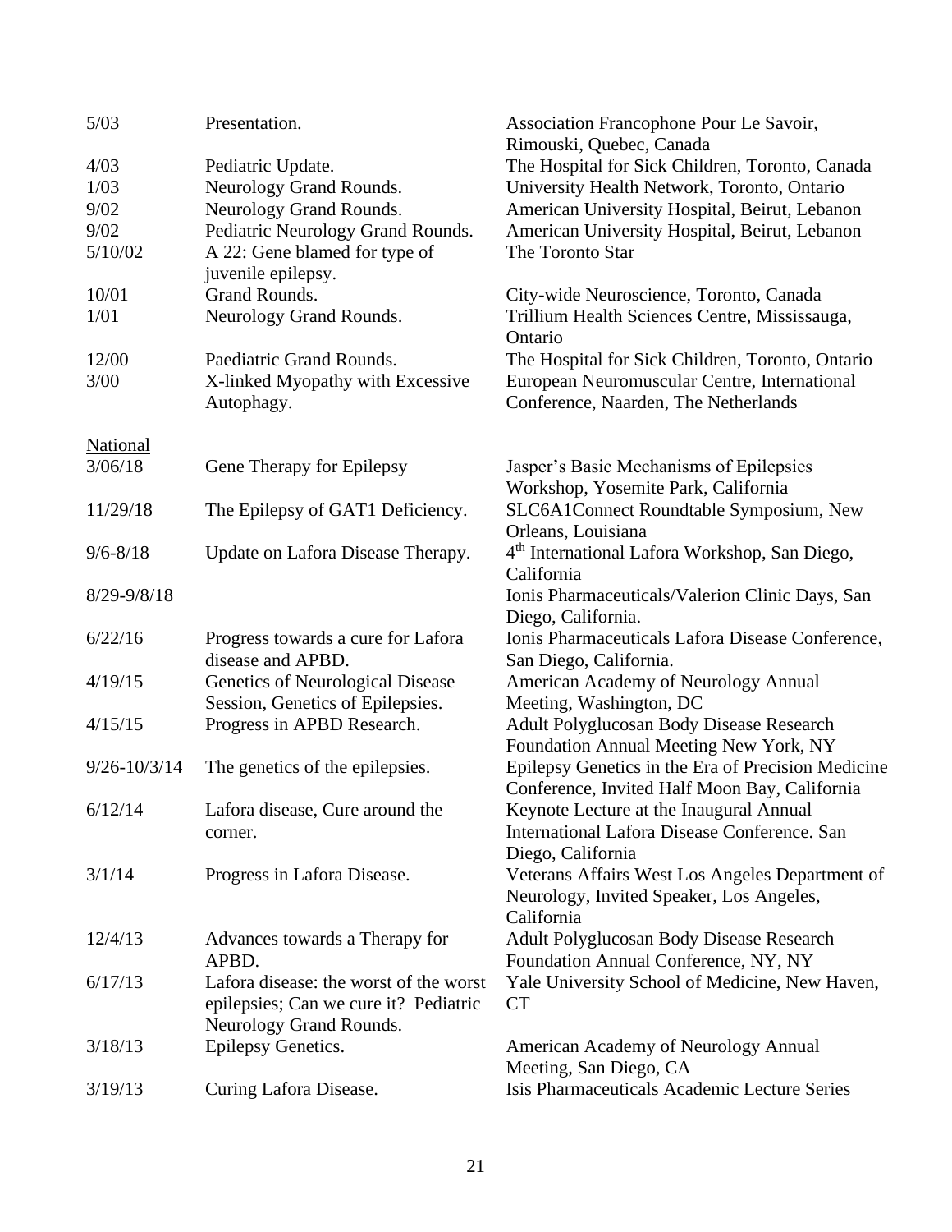| | | |
|---|---|---|
| 5/03 | Presentation. | Association Francophone Pour Le Savoir, Rimouski, Quebec, Canada |
| 4/03 | Pediatric Update. | The Hospital for Sick Children, Toronto, Canada |
| 1/03 | Neurology Grand Rounds. | University Health Network, Toronto, Ontario |
| 9/02 | Neurology Grand Rounds. | American University Hospital, Beirut, Lebanon |
| 9/02 | Pediatric Neurology Grand Rounds. | American University Hospital, Beirut, Lebanon |
| 5/10/02 | A 22: Gene blamed for type of juvenile epilepsy. | The Toronto Star |
| 10/01 | Grand Rounds. | City-wide Neuroscience, Toronto, Canada |
| 1/01 | Neurology Grand Rounds. | Trillium Health Sciences Centre, Mississauga, Ontario |
| 12/00 | Paediatric Grand Rounds. | The Hospital for Sick Children, Toronto, Ontario |
| 3/00 | X-linked Myopathy with Excessive Autophagy. | European Neuromuscular Centre, International Conference, Naarden, The Netherlands |

<u>National</u>

| | | |
|---|---|---|
| 3/06/18 | Gene Therapy for Epilepsy | Jasper's Basic Mechanisms of Epilepsies Workshop, Yosemite Park, California |
| 11/29/18 | The Epilepsy of GAT1 Deficiency. | SLC6A1Connect Roundtable Symposium, New Orleans, Louisiana |
| 9/6-8/18 | Update on Lafora Disease Therapy. | 4th International Lafora Workshop, San Diego, California |
| 8/29-9/8/18 | | Ionis Pharmaceuticals/Valerion Clinic Days, San Diego, California. |
| 6/22/16 | Progress towards a cure for Lafora disease and APBD. | Ionis Pharmaceuticals Lafora Disease Conference, San Diego, California. |
| 4/19/15 | Genetics of Neurological Disease Session, Genetics of Epilepsies. | American Academy of Neurology Annual Meeting, Washington, DC |
| 4/15/15 | Progress in APBD Research. | Adult Polyglucosan Body Disease Research Foundation Annual Meeting New York, NY |
| 9/26-10/3/14 | The genetics of the epilepsies. | Epilepsy Genetics in the Era of Precision Medicine Conference, Invited Half Moon Bay, California |
| 6/12/14 | Lafora disease, Cure around the corner. | Keynote Lecture at the Inaugural Annual International Lafora Disease Conference. San Diego, California |
| 3/1/14 | Progress in Lafora Disease. | Veterans Affairs West Los Angeles Department of Neurology, Invited Speaker, Los Angeles, California |
| 12/4/13 | Advances towards a Therapy for APBD. | Adult Polyglucosan Body Disease Research Foundation Annual Conference, NY, NY |
| 6/17/13 | Lafora disease: the worst of the worst epilepsies; Can we cure it? Pediatric Neurology Grand Rounds. | Yale University School of Medicine, New Haven, CT |
| 3/18/13 | Epilepsy Genetics. | American Academy of Neurology Annual Meeting, San Diego, CA |
| 3/19/13 | Curing Lafora Disease. | Isis Pharmaceuticals Academic Lecture Series |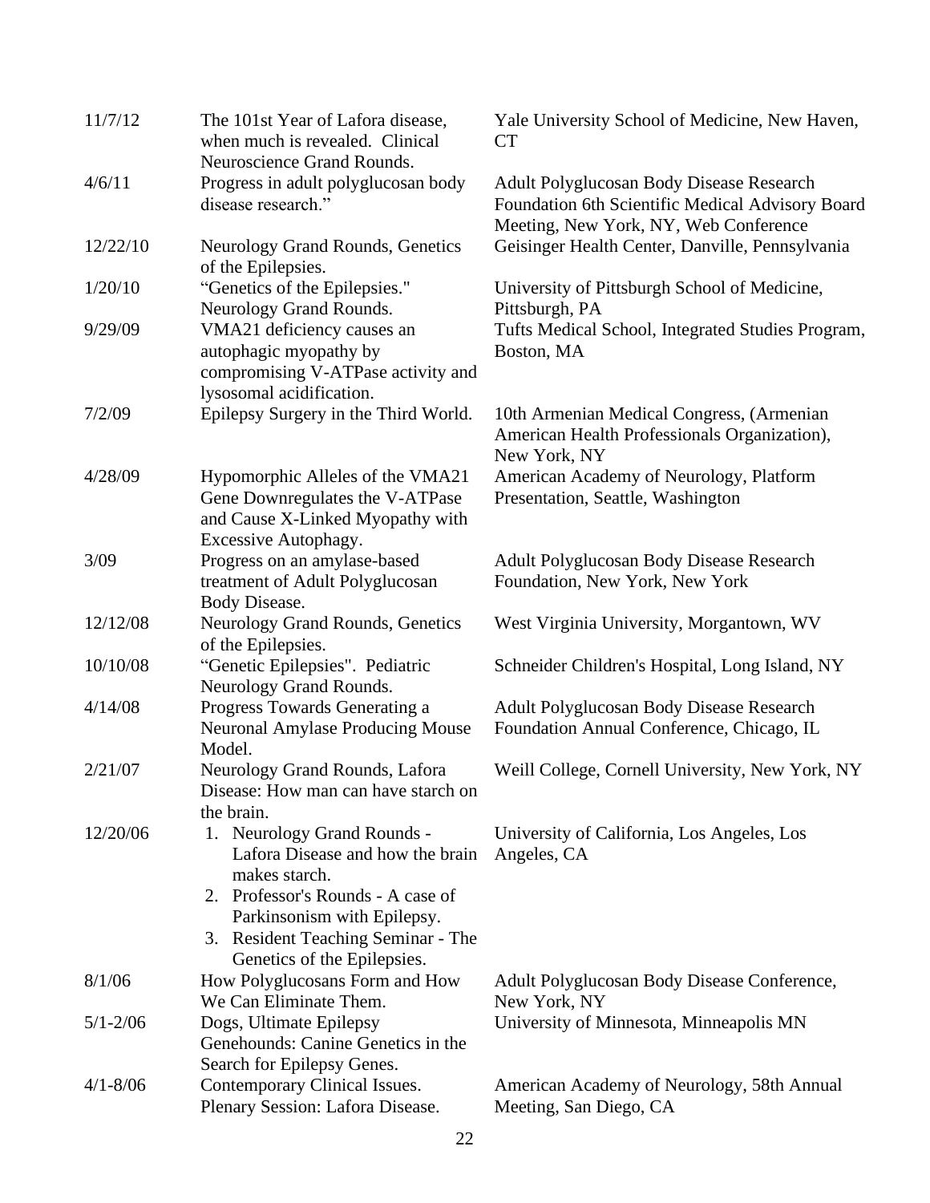| | | |
|---|---|---|
| 11/7/12 | The 101st Year of Lafora disease, when much is revealed. Clinical Neuroscience Grand Rounds. | Yale University School of Medicine, New Haven, CT |
| 4/6/11 | Progress in adult polyglucosan body disease research." | Adult Polyglucosan Body Disease Research Foundation 6th Scientific Medical Advisory Board Meeting, New York, NY, Web Conference |
| 12/22/10 | Neurology Grand Rounds, Genetics of the Epilepsies. | Geisinger Health Center, Danville, Pennsylvania |
| 1/20/10 | "Genetics of the Epilepsies." Neurology Grand Rounds. | University of Pittsburgh School of Medicine, Pittsburgh, PA |
| 9/29/09 | VMA21 deficiency causes an autophagic myopathy by compromising V-ATPase activity and lysosomal acidification. | Tufts Medical School, Integrated Studies Program, Boston, MA |
| 7/2/09 | Epilepsy Surgery in the Third World. | 10th Armenian Medical Congress, (Armenian American Health Professionals Organization), New York, NY |
| 4/28/09 | Hypomorphic Alleles of the VMA21 Gene Downregulates the V-ATPase and Cause X-Linked Myopathy with Excessive Autophagy. | American Academy of Neurology, Platform Presentation, Seattle, Washington |
| 3/09 | Progress on an amylase-based treatment of Adult Polyglucosan Body Disease. | Adult Polyglucosan Body Disease Research Foundation, New York, New York |
| 12/12/08 | Neurology Grand Rounds, Genetics of the Epilepsies. | West Virginia University, Morgantown, WV |
| 10/10/08 | "Genetic Epilepsies". Pediatric Neurology Grand Rounds. | Schneider Children's Hospital, Long Island, NY |
| 4/14/08 | Progress Towards Generating a Neuronal Amylase Producing Mouse Model. | Adult Polyglucosan Body Disease Research Foundation Annual Conference, Chicago, IL |
| 2/21/07 | Neurology Grand Rounds, Lafora Disease: How man can have starch on the brain. | Weill College, Cornell University, New York, NY |
| 12/20/06 | 1. Neurology Grand Rounds - Lafora Disease and how the brain makes starch.<br>2. Professor's Rounds - A case of Parkinsonism with Epilepsy.<br>3. Resident Teaching Seminar - The Genetics of the Epilepsies. | University of California, Los Angeles, Los Angeles, CA |
| 8/1/06 | How Polyglucosans Form and How We Can Eliminate Them. | Adult Polyglucosan Body Disease Conference, New York, NY |
| 5/1-2/06 | Dogs, Ultimate Epilepsy Genehounds: Canine Genetics in the Search for Epilepsy Genes. | University of Minnesota, Minneapolis MN |
| 4/1-8/06 | Contemporary Clinical Issues. Plenary Session: Lafora Disease. | American Academy of Neurology, 58th Annual Meeting, San Diego, CA |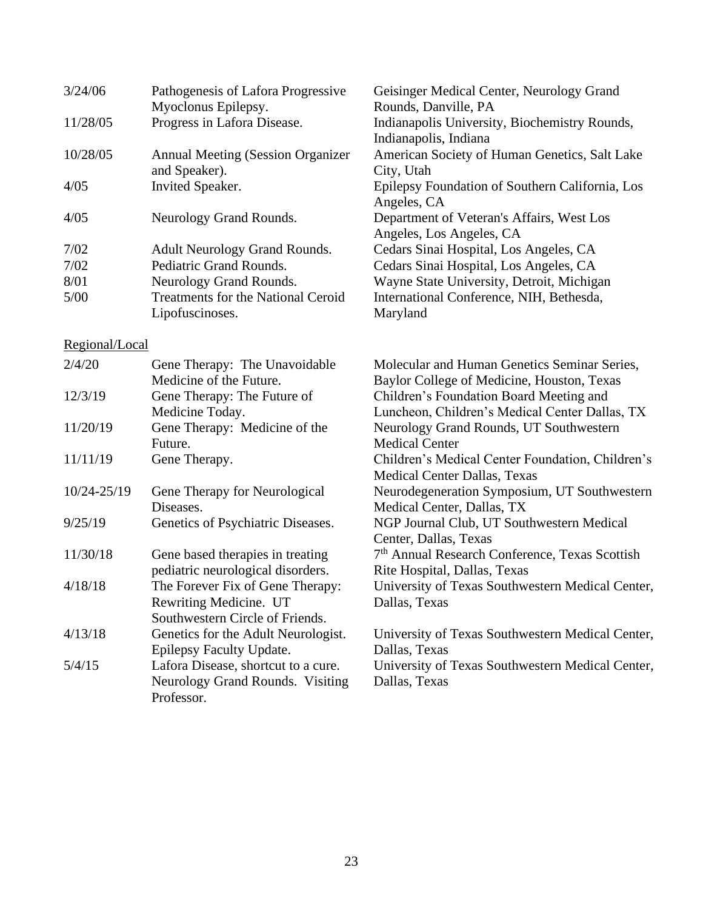| | | |
|---|---|---|
| 3/24/06 | Pathogenesis of Lafora Progressive Myoclonus Epilepsy. | Geisinger Medical Center, Neurology Grand Rounds, Danville, PA |
| 11/28/05 | Progress in Lafora Disease. | Indianapolis University, Biochemistry Rounds, Indianapolis, Indiana |
| 10/28/05 | Annual Meeting (Session Organizer and Speaker). | American Society of Human Genetics, Salt Lake City, Utah |
| 4/05 | Invited Speaker. | Epilepsy Foundation of Southern California, Los Angeles, CA |
| 4/05 | Neurology Grand Rounds. | Department of Veteran's Affairs, West Los Angeles, Los Angeles, CA |
| 7/02 | Adult Neurology Grand Rounds. | Cedars Sinai Hospital, Los Angeles, CA |
| 7/02 | Pediatric Grand Rounds. | Cedars Sinai Hospital, Los Angeles, CA |
| 8/01 | Neurology Grand Rounds. | Wayne State University, Detroit, Michigan |
| 5/00 | Treatments for the National Ceroid Lipofuscinoses. | International Conference, NIH, Bethesda, Maryland |

<u>Regional/Local</u>

| | | |
|---|---|---|
| 2/4/20 | Gene Therapy: The Unavoidable Medicine of the Future. | Molecular and Human Genetics Seminar Series, Baylor College of Medicine, Houston, Texas |
| 12/3/19 | Gene Therapy: The Future of Medicine Today. | Children's Foundation Board Meeting and Luncheon, Children's Medical Center Dallas, TX |
| 11/20/19 | Gene Therapy: Medicine of the Future. | Neurology Grand Rounds, UT Southwestern Medical Center |
| 11/11/19 | Gene Therapy. | Children's Medical Center Foundation, Children's Medical Center Dallas, Texas |
| 10/24-25/19 | Gene Therapy for Neurological Diseases. | Neurodegeneration Symposium, UT Southwestern Medical Center, Dallas, TX |
| 9/25/19 | Genetics of Psychiatric Diseases. | NGP Journal Club, UT Southwestern Medical Center, Dallas, Texas |
| 11/30/18 | Gene based therapies in treating pediatric neurological disorders. | 7th Annual Research Conference, Texas Scottish Rite Hospital, Dallas, Texas |
| 4/18/18 | The Forever Fix of Gene Therapy: Rewriting Medicine. UT Southwestern Circle of Friends. | University of Texas Southwestern Medical Center, Dallas, Texas |
| 4/13/18 | Genetics for the Adult Neurologist. Epilepsy Faculty Update. | University of Texas Southwestern Medical Center, Dallas, Texas |
| 5/4/15 | Lafora Disease, shortcut to a cure. Neurology Grand Rounds. Visiting Professor. | University of Texas Southwestern Medical Center, Dallas, Texas |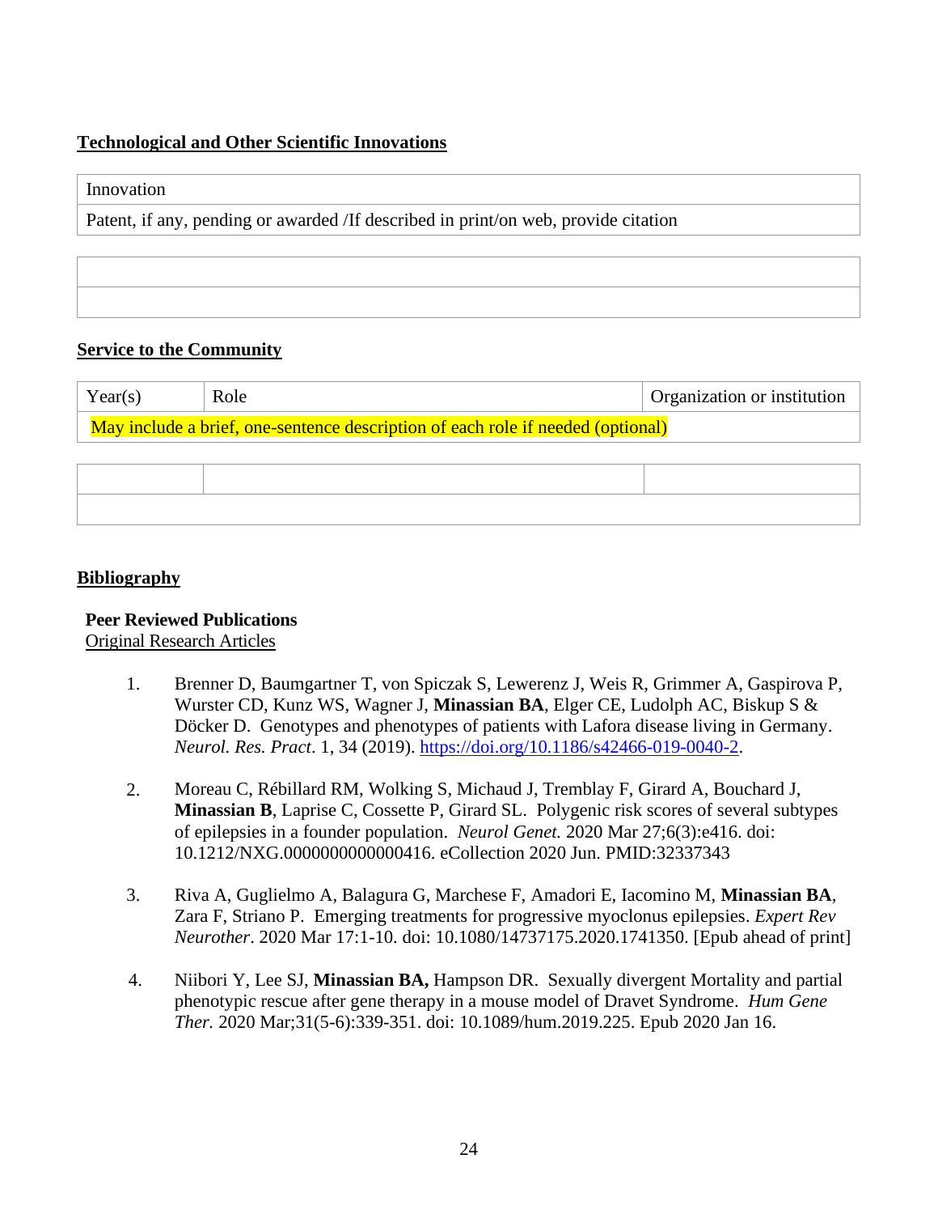**Technological and Other Scientific Innovations**

| Innovation |
|---|
| Patent, if any, pending or awarded /If described in print/on web, provide citation |

| |
|---|
| |

**Service to the Community**

| Year(s) | Role | Organization or institution |
|---|---|---|
| May include a brief, one-sentence description of each role if needed (optional) | | |

| | | |
|---|---|---|
| | | |

**Bibliography**

**Peer Reviewed Publications**

Original Research Articles

1. Brenner D, Baumgartner T, von Spiczak S, Lewerenz J, Weis R, Grimmer A, Gaspirova P, Wurster CD, Kunz WS, Wagner J, **Minassian BA**, Elger CE, Ludolph AC, Biskup S & Döcker D. Genotypes and phenotypes of patients with Lafora disease living in Germany. *Neurol. Res. Pract*. 1, 34 (2019). https://doi.org/10.1186/s42466-019-0040-2.

2. Moreau C, Rébillard RM, Wolking S, Michaud J, Tremblay F, Girard A, Bouchard J, **Minassian B**, Laprise C, Cossette P, Girard SL. Polygenic risk scores of several subtypes of epilepsies in a founder population. *Neurol Genet.* 2020 Mar 27;6(3):e416. doi: 10.1212/NXG.0000000000000416. eCollection 2020 Jun. PMID:32337343

3. Riva A, Guglielmo A, Balagura G, Marchese F, Amadori E, Iacomino M, **Minassian BA**, Zara F, Striano P. Emerging treatments for progressive myoclonus epilepsies. *Expert Rev Neurother*. 2020 Mar 17:1-10. doi: 10.1080/14737175.2020.1741350. [Epub ahead of print]

4. Niibori Y, Lee SJ, **Minassian BA,** Hampson DR. Sexually divergent Mortality and partial phenotypic rescue after gene therapy in a mouse model of Dravet Syndrome. *Hum Gene Ther.* 2020 Mar;31(5-6):339-351. doi: 10.1089/hum.2019.225. Epub 2020 Jan 16.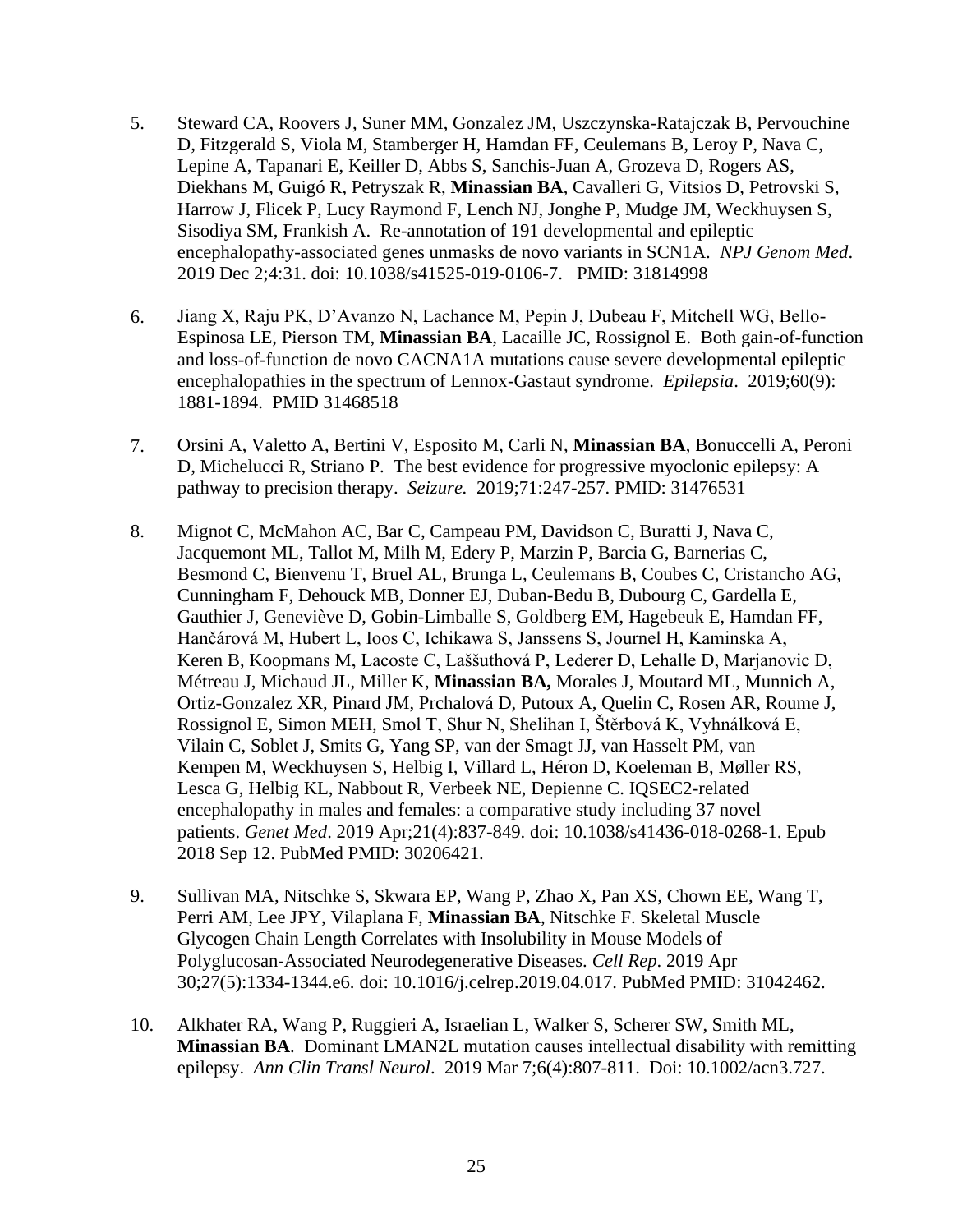5. Steward CA, Roovers J, Suner MM, Gonzalez JM, Uszczynska-Ratajczak B, Pervouchine D, Fitzgerald S, Viola M, Stamberger H, Hamdan FF, Ceulemans B, Leroy P, Nava C, Lepine A, Tapanari E, Keiller D, Abbs S, Sanchis-Juan A, Grozeva D, Rogers AS, Diekhans M, Guigó R, Petryszak R, **Minassian BA**, Cavalleri G, Vitsios D, Petrovski S, Harrow J, Flicek P, Lucy Raymond F, Lench NJ, Jonghe P, Mudge JM, Weckhuysen S, Sisodiya SM, Frankish A. Re-annotation of 191 developmental and epileptic encephalopathy-associated genes unmasks de novo variants in SCN1A. *NPJ Genom Med*. 2019 Dec 2;4:31. doi: 10.1038/s41525-019-0106-7. PMID: 31814998

6. Jiang X, Raju PK, D'Avanzo N, Lachance M, Pepin J, Dubeau F, Mitchell WG, Bello-Espinosa LE, Pierson TM, **Minassian BA**, Lacaille JC, Rossignol E. Both gain-of-function and loss-of-function de novo CACNA1A mutations cause severe developmental epileptic encephalopathies in the spectrum of Lennox-Gastaut syndrome. *Epilepsia*. 2019;60(9): 1881-1894. PMID 31468518

7. Orsini A, Valetto A, Bertini V, Esposito M, Carli N, **Minassian BA**, Bonuccelli A, Peroni D, Michelucci R, Striano P. The best evidence for progressive myoclonic epilepsy: A pathway to precision therapy. *Seizure.* 2019;71:247-257. PMID: 31476531

8. Mignot C, McMahon AC, Bar C, Campeau PM, Davidson C, Buratti J, Nava C, Jacquemont ML, Tallot M, Milh M, Edery P, Marzin P, Barcia G, Barnerias C, Besmond C, Bienvenu T, Bruel AL, Brunga L, Ceulemans B, Coubes C, Cristancho AG, Cunningham F, Dehouck MB, Donner EJ, Duban-Bedu B, Dubourg C, Gardella E, Gauthier J, Geneviève D, Gobin-Limballe S, Goldberg EM, Hagebeuk E, Hamdan FF, Hančárová M, Hubert L, Ioos C, Ichikawa S, Janssens S, Journel H, Kaminska A, Keren B, Koopmans M, Lacoste C, Laššuthová P, Lederer D, Lehalle D, Marjanovic D, Métreau J, Michaud JL, Miller K, **Minassian BA,** Morales J, Moutard ML, Munnich A, Ortiz-Gonzalez XR, Pinard JM, Prchalová D, Putoux A, Quelin C, Rosen AR, Roume J, Rossignol E, Simon MEH, Smol T, Shur N, Shelihan I, Štěrbová K, Vyhnálková E, Vilain C, Soblet J, Smits G, Yang SP, van der Smagt JJ, van Hasselt PM, van Kempen M, Weckhuysen S, Helbig I, Villard L, Héron D, Koeleman B, Møller RS, Lesca G, Helbig KL, Nabbout R, Verbeek NE, Depienne C. IQSEC2-related encephalopathy in males and females: a comparative study including 37 novel patients. *Genet Med*. 2019 Apr;21(4):837-849. doi: 10.1038/s41436-018-0268-1. Epub 2018 Sep 12. PubMed PMID: 30206421.

9. Sullivan MA, Nitschke S, Skwara EP, Wang P, Zhao X, Pan XS, Chown EE, Wang T, Perri AM, Lee JPY, Vilaplana F, **Minassian BA**, Nitschke F. Skeletal Muscle Glycogen Chain Length Correlates with Insolubility in Mouse Models of Polyglucosan-Associated Neurodegenerative Diseases. *Cell Rep*. 2019 Apr 30;27(5):1334-1344.e6. doi: 10.1016/j.celrep.2019.04.017. PubMed PMID: 31042462.

10. Alkhater RA, Wang P, Ruggieri A, Israelian L, Walker S, Scherer SW, Smith ML, **Minassian BA**. Dominant LMAN2L mutation causes intellectual disability with remitting epilepsy. *Ann Clin Transl Neurol*. 2019 Mar 7;6(4):807-811. Doi: 10.1002/acn3.727.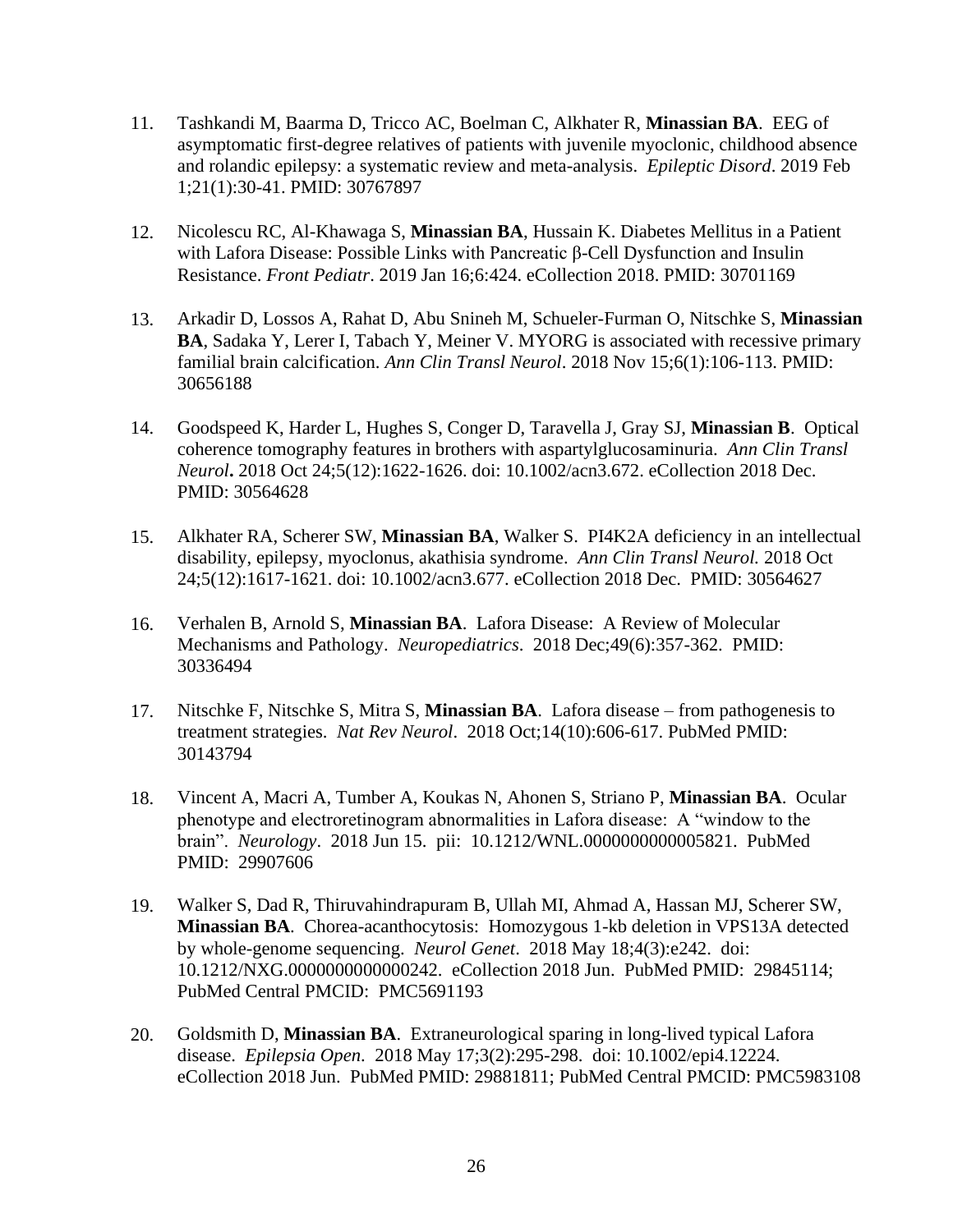11. Tashkandi M, Baarma D, Tricco AC, Boelman C, Alkhater R, **Minassian BA**. EEG of asymptomatic first-degree relatives of patients with juvenile myoclonic, childhood absence and rolandic epilepsy: a systematic review and meta-analysis. *Epileptic Disord*. 2019 Feb 1;21(1):30-41. PMID: 30767897

12. Nicolescu RC, Al-Khawaga S, **Minassian BA**, Hussain K. Diabetes Mellitus in a Patient with Lafora Disease: Possible Links with Pancreatic β-Cell Dysfunction and Insulin Resistance. *Front Pediatr*. 2019 Jan 16;6:424. eCollection 2018. PMID: 30701169

13. Arkadir D, Lossos A, Rahat D, Abu Snineh M, Schueler-Furman O, Nitschke S, **Minassian BA**, Sadaka Y, Lerer I, Tabach Y, Meiner V. MYORG is associated with recessive primary familial brain calcification. *Ann Clin Transl Neurol*. 2018 Nov 15;6(1):106-113. PMID: 30656188

14. Goodspeed K, Harder L, Hughes S, Conger D, Taravella J, Gray SJ, **Minassian B**. Optical coherence tomography features in brothers with aspartylglucosaminuria. *Ann Clin Transl Neurol***.** 2018 Oct 24;5(12):1622-1626. doi: 10.1002/acn3.672. eCollection 2018 Dec. PMID: 30564628

15. Alkhater RA, Scherer SW, **Minassian BA**, Walker S. PI4K2A deficiency in an intellectual disability, epilepsy, myoclonus, akathisia syndrome. *Ann Clin Transl Neurol.* 2018 Oct 24;5(12):1617-1621. doi: 10.1002/acn3.677. eCollection 2018 Dec. PMID: 30564627

16. Verhalen B, Arnold S, **Minassian BA**. Lafora Disease: A Review of Molecular Mechanisms and Pathology. *Neuropediatrics*. 2018 Dec;49(6):357-362. PMID: 30336494

17. Nitschke F, Nitschke S, Mitra S, **Minassian BA**. Lafora disease – from pathogenesis to treatment strategies. *Nat Rev Neurol*. 2018 Oct;14(10):606-617. PubMed PMID: 30143794

18. Vincent A, Macri A, Tumber A, Koukas N, Ahonen S, Striano P, **Minassian BA**. Ocular phenotype and electroretinogram abnormalities in Lafora disease: A "window to the brain". *Neurology*. 2018 Jun 15. pii: 10.1212/WNL.0000000000005821. PubMed PMID: 29907606

19. Walker S, Dad R, Thiruvahindrapuram B, Ullah MI, Ahmad A, Hassan MJ, Scherer SW, **Minassian BA**. Chorea-acanthocytosis: Homozygous 1-kb deletion in VPS13A detected by whole-genome sequencing. *Neurol Genet*. 2018 May 18;4(3):e242. doi: 10.1212/NXG.0000000000000242. eCollection 2018 Jun. PubMed PMID: 29845114; PubMed Central PMCID: PMC5691193

20. Goldsmith D, **Minassian BA**. Extraneurological sparing in long-lived typical Lafora disease. *Epilepsia Open*. 2018 May 17;3(2):295-298. doi: 10.1002/epi4.12224. eCollection 2018 Jun. PubMed PMID: 29881811; PubMed Central PMCID: PMC5983108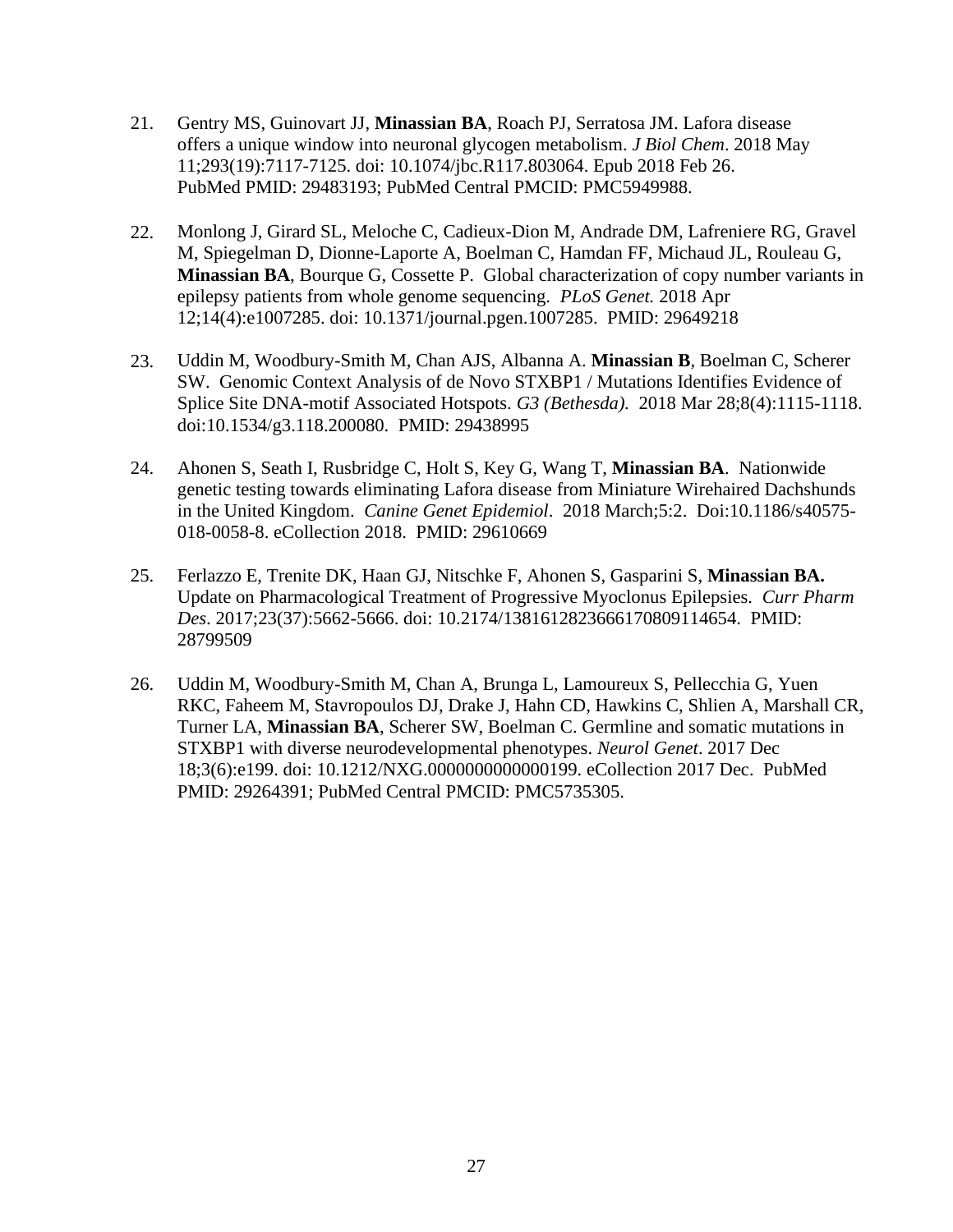21. Gentry MS, Guinovart JJ, **Minassian BA**, Roach PJ, Serratosa JM. Lafora disease offers a unique window into neuronal glycogen metabolism. *J Biol Chem*. 2018 May 11;293(19):7117-7125. doi: 10.1074/jbc.R117.803064. Epub 2018 Feb 26. PubMed PMID: 29483193; PubMed Central PMCID: PMC5949988.

22. Monlong J, Girard SL, Meloche C, Cadieux-Dion M, Andrade DM, Lafreniere RG, Gravel M, Spiegelman D, Dionne-Laporte A, Boelman C, Hamdan FF, Michaud JL, Rouleau G, **Minassian BA**, Bourque G, Cossette P. Global characterization of copy number variants in epilepsy patients from whole genome sequencing. *PLoS Genet.* 2018 Apr 12;14(4):e1007285. doi: 10.1371/journal.pgen.1007285. PMID: 29649218

23. Uddin M, Woodbury-Smith M, Chan AJS, Albanna A. **Minassian B**, Boelman C, Scherer SW. Genomic Context Analysis of de Novo STXBP1 / Mutations Identifies Evidence of Splice Site DNA-motif Associated Hotspots. *G3 (Bethesda).* 2018 Mar 28;8(4):1115-1118. doi:10.1534/g3.118.200080. PMID: 29438995

24. Ahonen S, Seath I, Rusbridge C, Holt S, Key G, Wang T, **Minassian BA**. Nationwide genetic testing towards eliminating Lafora disease from Miniature Wirehaired Dachshunds in the United Kingdom. *Canine Genet Epidemiol*. 2018 March;5:2. Doi:10.1186/s40575-018-0058-8. eCollection 2018. PMID: 29610669

25. Ferlazzo E, Trenite DK, Haan GJ, Nitschke F, Ahonen S, Gasparini S, **Minassian BA.** Update on Pharmacological Treatment of Progressive Myoclonus Epilepsies. *Curr Pharm Des*. 2017;23(37):5662-5666. doi: 10.2174/1381612823666170809114654. PMID: 28799509

26. Uddin M, Woodbury-Smith M, Chan A, Brunga L, Lamoureux S, Pellecchia G, Yuen RKC, Faheem M, Stavropoulos DJ, Drake J, Hahn CD, Hawkins C, Shlien A, Marshall CR, Turner LA, **Minassian BA**, Scherer SW, Boelman C. Germline and somatic mutations in STXBP1 with diverse neurodevelopmental phenotypes. *Neurol Genet*. 2017 Dec 18;3(6):e199. doi: 10.1212/NXG.0000000000000199. eCollection 2017 Dec. PubMed PMID: 29264391; PubMed Central PMCID: PMC5735305.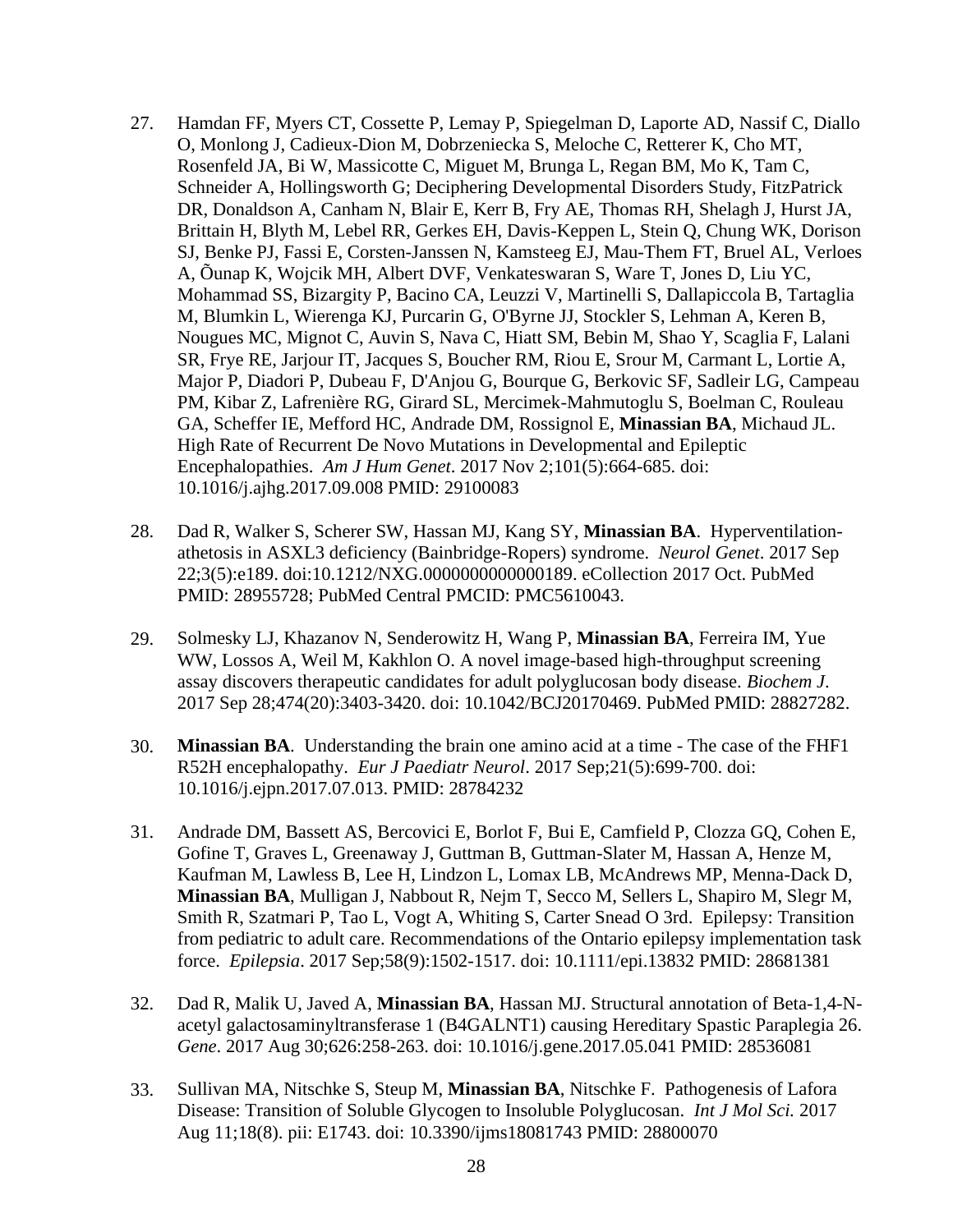27. Hamdan FF, Myers CT, Cossette P, Lemay P, Spiegelman D, Laporte AD, Nassif C, Diallo O, Monlong J, Cadieux-Dion M, Dobrzeniecka S, Meloche C, Retterer K, Cho MT, Rosenfeld JA, Bi W, Massicotte C, Miguet M, Brunga L, Regan BM, Mo K, Tam C, Schneider A, Hollingsworth G; Deciphering Developmental Disorders Study, FitzPatrick DR, Donaldson A, Canham N, Blair E, Kerr B, Fry AE, Thomas RH, Shelagh J, Hurst JA, Brittain H, Blyth M, Lebel RR, Gerkes EH, Davis-Keppen L, Stein Q, Chung WK, Dorison SJ, Benke PJ, Fassi E, Corsten-Janssen N, Kamsteeg EJ, Mau-Them FT, Bruel AL, Verloes A, Õunap K, Wojcik MH, Albert DVF, Venkateswaran S, Ware T, Jones D, Liu YC, Mohammad SS, Bizargity P, Bacino CA, Leuzzi V, Martinelli S, Dallapiccola B, Tartaglia M, Blumkin L, Wierenga KJ, Purcarin G, O'Byrne JJ, Stockler S, Lehman A, Keren B, Nougues MC, Mignot C, Auvin S, Nava C, Hiatt SM, Bebin M, Shao Y, Scaglia F, Lalani SR, Frye RE, Jarjour IT, Jacques S, Boucher RM, Riou E, Srour M, Carmant L, Lortie A, Major P, Diadori P, Dubeau F, D'Anjou G, Bourque G, Berkovic SF, Sadleir LG, Campeau PM, Kibar Z, Lafrenière RG, Girard SL, Mercimek-Mahmutoglu S, Boelman C, Rouleau GA, Scheffer IE, Mefford HC, Andrade DM, Rossignol E, **Minassian BA**, Michaud JL. High Rate of Recurrent De Novo Mutations in Developmental and Epileptic Encephalopathies. *Am J Hum Genet*. 2017 Nov 2;101(5):664-685. doi: 10.1016/j.ajhg.2017.09.008 PMID: 29100083

28. Dad R, Walker S, Scherer SW, Hassan MJ, Kang SY, **Minassian BA**. Hyperventilation-athetosis in ASXL3 deficiency (Bainbridge-Ropers) syndrome. *Neurol Genet*. 2017 Sep 22;3(5):e189. doi:10.1212/NXG.0000000000000189. eCollection 2017 Oct. PubMed PMID: 28955728; PubMed Central PMCID: PMC5610043.

29. Solmesky LJ, Khazanov N, Senderowitz H, Wang P, **Minassian BA**, Ferreira IM, Yue WW, Lossos A, Weil M, Kakhlon O. A novel image-based high-throughput screening assay discovers therapeutic candidates for adult polyglucosan body disease. *Biochem J*. 2017 Sep 28;474(20):3403-3420. doi: 10.1042/BCJ20170469. PubMed PMID: 28827282.

30. **Minassian BA**. Understanding the brain one amino acid at a time - The case of the FHF1 R52H encephalopathy. *Eur J Paediatr Neurol*. 2017 Sep;21(5):699-700. doi: 10.1016/j.ejpn.2017.07.013. PMID: 28784232

31. Andrade DM, Bassett AS, Bercovici E, Borlot F, Bui E, Camfield P, Clozza GQ, Cohen E, Gofine T, Graves L, Greenaway J, Guttman B, Guttman-Slater M, Hassan A, Henze M, Kaufman M, Lawless B, Lee H, Lindzon L, Lomax LB, McAndrews MP, Menna-Dack D, **Minassian BA**, Mulligan J, Nabbout R, Nejm T, Secco M, Sellers L, Shapiro M, Slegr M, Smith R, Szatmari P, Tao L, Vogt A, Whiting S, Carter Snead O 3rd. Epilepsy: Transition from pediatric to adult care. Recommendations of the Ontario epilepsy implementation task force. *Epilepsia*. 2017 Sep;58(9):1502-1517. doi: 10.1111/epi.13832 PMID: 28681381

32. Dad R, Malik U, Javed A, **Minassian BA**, Hassan MJ. Structural annotation of Beta-1,4-N-acetyl galactosaminyltransferase 1 (B4GALNT1) causing Hereditary Spastic Paraplegia 26. *Gene*. 2017 Aug 30;626:258-263. doi: 10.1016/j.gene.2017.05.041 PMID: 28536081

33. Sullivan MA, Nitschke S, Steup M, **Minassian BA**, Nitschke F. Pathogenesis of Lafora Disease: Transition of Soluble Glycogen to Insoluble Polyglucosan. *Int J Mol Sci.* 2017 Aug 11;18(8). pii: E1743. doi: 10.3390/ijms18081743 PMID: 28800070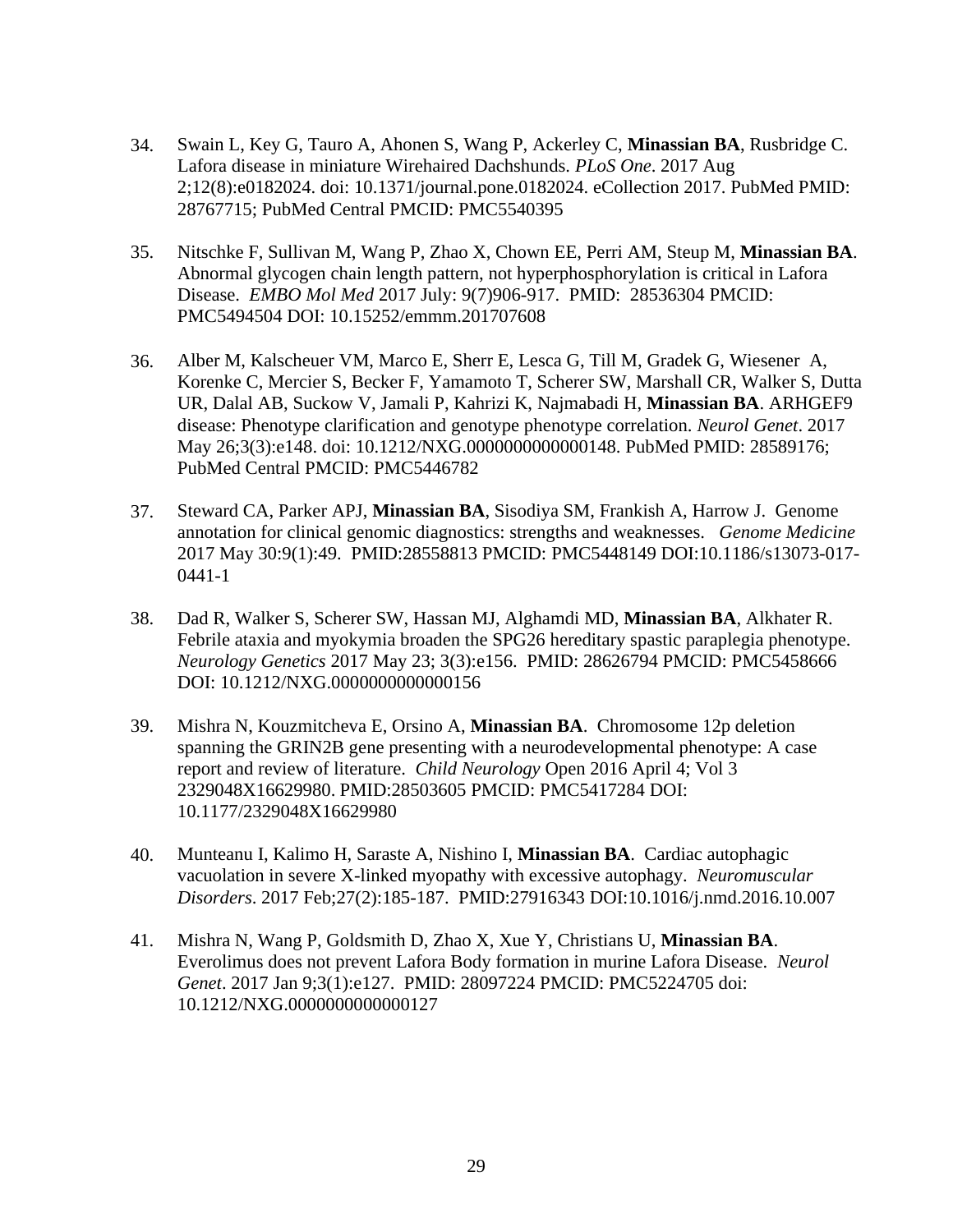34. Swain L, Key G, Tauro A, Ahonen S, Wang P, Ackerley C, **Minassian BA**, Rusbridge C. Lafora disease in miniature Wirehaired Dachshunds. *PLoS One*. 2017 Aug 2;12(8):e0182024. doi: 10.1371/journal.pone.0182024. eCollection 2017. PubMed PMID: 28767715; PubMed Central PMCID: PMC5540395

35. Nitschke F, Sullivan M, Wang P, Zhao X, Chown EE, Perri AM, Steup M, **Minassian BA**. Abnormal glycogen chain length pattern, not hyperphosphorylation is critical in Lafora Disease. *EMBO Mol Med* 2017 July: 9(7)906-917. PMID: 28536304 PMCID: PMC5494504 DOI: 10.15252/emmm.201707608

36. Alber M, Kalscheuer VM, Marco E, Sherr E, Lesca G, Till M, Gradek G, Wiesener A, Korenke C, Mercier S, Becker F, Yamamoto T, Scherer SW, Marshall CR, Walker S, Dutta UR, Dalal AB, Suckow V, Jamali P, Kahrizi K, Najmabadi H, **Minassian BA**. ARHGEF9 disease: Phenotype clarification and genotype phenotype correlation. *Neurol Genet*. 2017 May 26;3(3):e148. doi: 10.1212/NXG.0000000000000148. PubMed PMID: 28589176; PubMed Central PMCID: PMC5446782

37. Steward CA, Parker APJ, **Minassian BA**, Sisodiya SM, Frankish A, Harrow J. Genome annotation for clinical genomic diagnostics: strengths and weaknesses. *Genome Medicine* 2017 May 30:9(1):49. PMID:28558813 PMCID: PMC5448149 DOI:10.1186/s13073-017-0441-1

38. Dad R, Walker S, Scherer SW, Hassan MJ, Alghamdi MD, **Minassian BA**, Alkhater R. Febrile ataxia and myokymia broaden the SPG26 hereditary spastic paraplegia phenotype. *Neurology Genetics* 2017 May 23; 3(3):e156. PMID: 28626794 PMCID: PMC5458666 DOI: 10.1212/NXG.0000000000000156

39. Mishra N, Kouzmitcheva E, Orsino A, **Minassian BA**. Chromosome 12p deletion spanning the GRIN2B gene presenting with a neurodevelopmental phenotype: A case report and review of literature. *Child Neurology* Open 2016 April 4; Vol 3 2329048X16629980. PMID:28503605 PMCID: PMC5417284 DOI: 10.1177/2329048X16629980

40. Munteanu I, Kalimo H, Saraste A, Nishino I, **Minassian BA**. Cardiac autophagic vacuolation in severe X-linked myopathy with excessive autophagy. *Neuromuscular Disorders*. 2017 Feb;27(2):185-187. PMID:27916343 DOI:10.1016/j.nmd.2016.10.007

41. Mishra N, Wang P, Goldsmith D, Zhao X, Xue Y, Christians U, **Minassian BA**. Everolimus does not prevent Lafora Body formation in murine Lafora Disease. *Neurol Genet*. 2017 Jan 9;3(1):e127. PMID: 28097224 PMCID: PMC5224705 doi: 10.1212/NXG.0000000000000127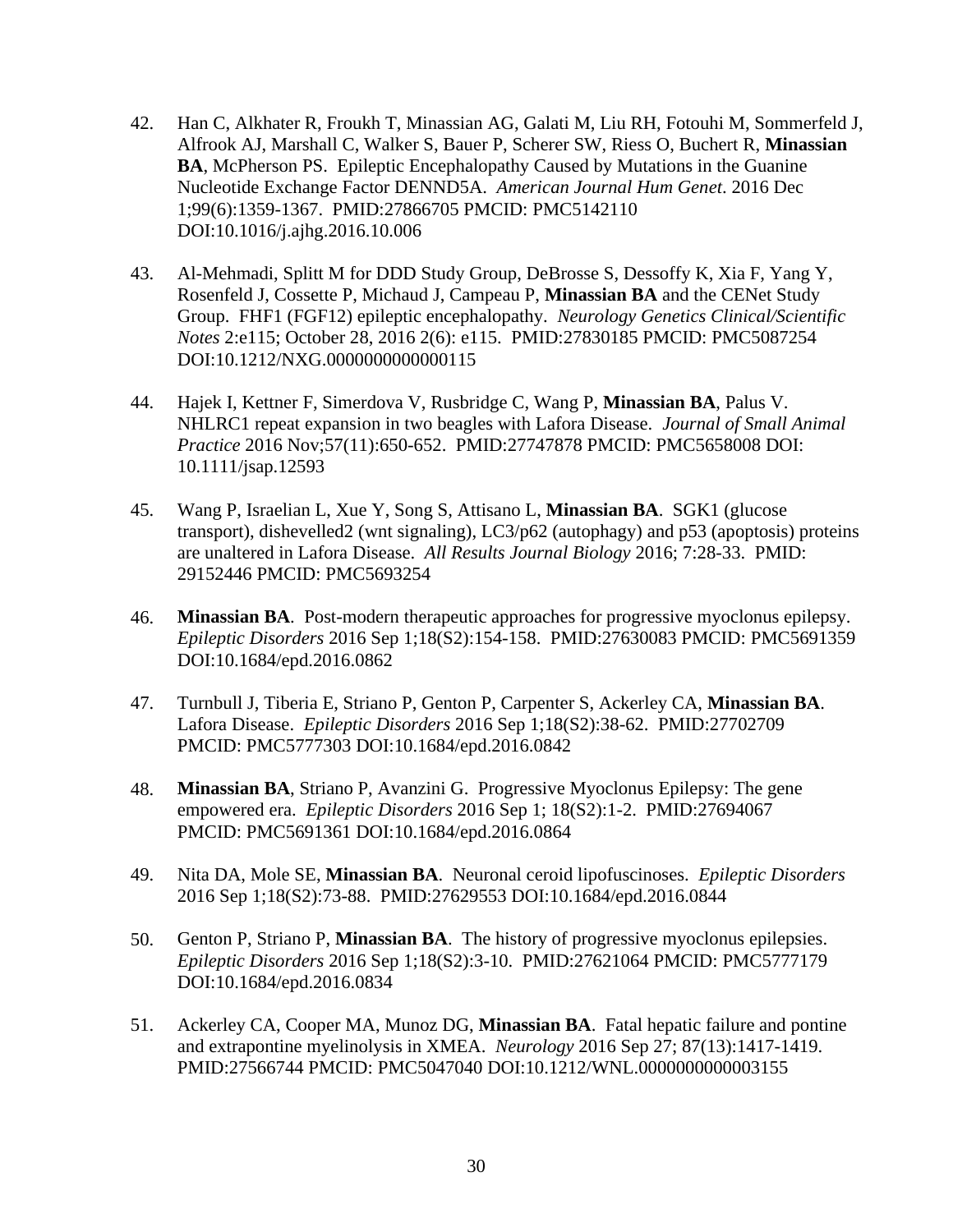42. Han C, Alkhater R, Froukh T, Minassian AG, Galati M, Liu RH, Fotouhi M, Sommerfeld J, Alfrook AJ, Marshall C, Walker S, Bauer P, Scherer SW, Riess O, Buchert R, **Minassian BA**, McPherson PS. Epileptic Encephalopathy Caused by Mutations in the Guanine Nucleotide Exchange Factor DENND5A. *American Journal Hum Genet*. 2016 Dec 1;99(6):1359-1367. PMID:27866705 PMCID: PMC5142110 DOI:10.1016/j.ajhg.2016.10.006

43. Al-Mehmadi, Splitt M for DDD Study Group, DeBrosse S, Dessoffy K, Xia F, Yang Y, Rosenfeld J, Cossette P, Michaud J, Campeau P, **Minassian BA** and the CENet Study Group. FHF1 (FGF12) epileptic encephalopathy. *Neurology Genetics Clinical/Scientific Notes* 2:e115; October 28, 2016 2(6): e115. PMID:27830185 PMCID: PMC5087254 DOI:10.1212/NXG.0000000000000115

44. Hajek I, Kettner F, Simerdova V, Rusbridge C, Wang P, **Minassian BA**, Palus V. NHLRC1 repeat expansion in two beagles with Lafora Disease. *Journal of Small Animal Practice* 2016 Nov;57(11):650-652. PMID:27747878 PMCID: PMC5658008 DOI: 10.1111/jsap.12593

45. Wang P, Israelian L, Xue Y, Song S, Attisano L, **Minassian BA**. SGK1 (glucose transport), dishevelled2 (wnt signaling), LC3/p62 (autophagy) and p53 (apoptosis) proteins are unaltered in Lafora Disease. *All Results Journal Biology* 2016; 7:28-33. PMID: 29152446 PMCID: PMC5693254

46. **Minassian BA**. Post-modern therapeutic approaches for progressive myoclonus epilepsy. *Epileptic Disorders* 2016 Sep 1;18(S2):154-158. PMID:27630083 PMCID: PMC5691359 DOI:10.1684/epd.2016.0862

47. Turnbull J, Tiberia E, Striano P, Genton P, Carpenter S, Ackerley CA, **Minassian BA**. Lafora Disease. *Epileptic Disorders* 2016 Sep 1;18(S2):38-62. PMID:27702709 PMCID: PMC5777303 DOI:10.1684/epd.2016.0842

48. **Minassian BA**, Striano P, Avanzini G. Progressive Myoclonus Epilepsy: The gene empowered era. *Epileptic Disorders* 2016 Sep 1; 18(S2):1-2. PMID:27694067 PMCID: PMC5691361 DOI:10.1684/epd.2016.0864

49. Nita DA, Mole SE, **Minassian BA**. Neuronal ceroid lipofuscinoses. *Epileptic Disorders* 2016 Sep 1;18(S2):73-88. PMID:27629553 DOI:10.1684/epd.2016.0844

50. Genton P, Striano P, **Minassian BA**. The history of progressive myoclonus epilepsies. *Epileptic Disorders* 2016 Sep 1;18(S2):3-10. PMID:27621064 PMCID: PMC5777179 DOI:10.1684/epd.2016.0834

51. Ackerley CA, Cooper MA, Munoz DG, **Minassian BA**. Fatal hepatic failure and pontine and extrapontine myelinolysis in XMEA. *Neurology* 2016 Sep 27; 87(13):1417-1419. PMID:27566744 PMCID: PMC5047040 DOI:10.1212/WNL.0000000000003155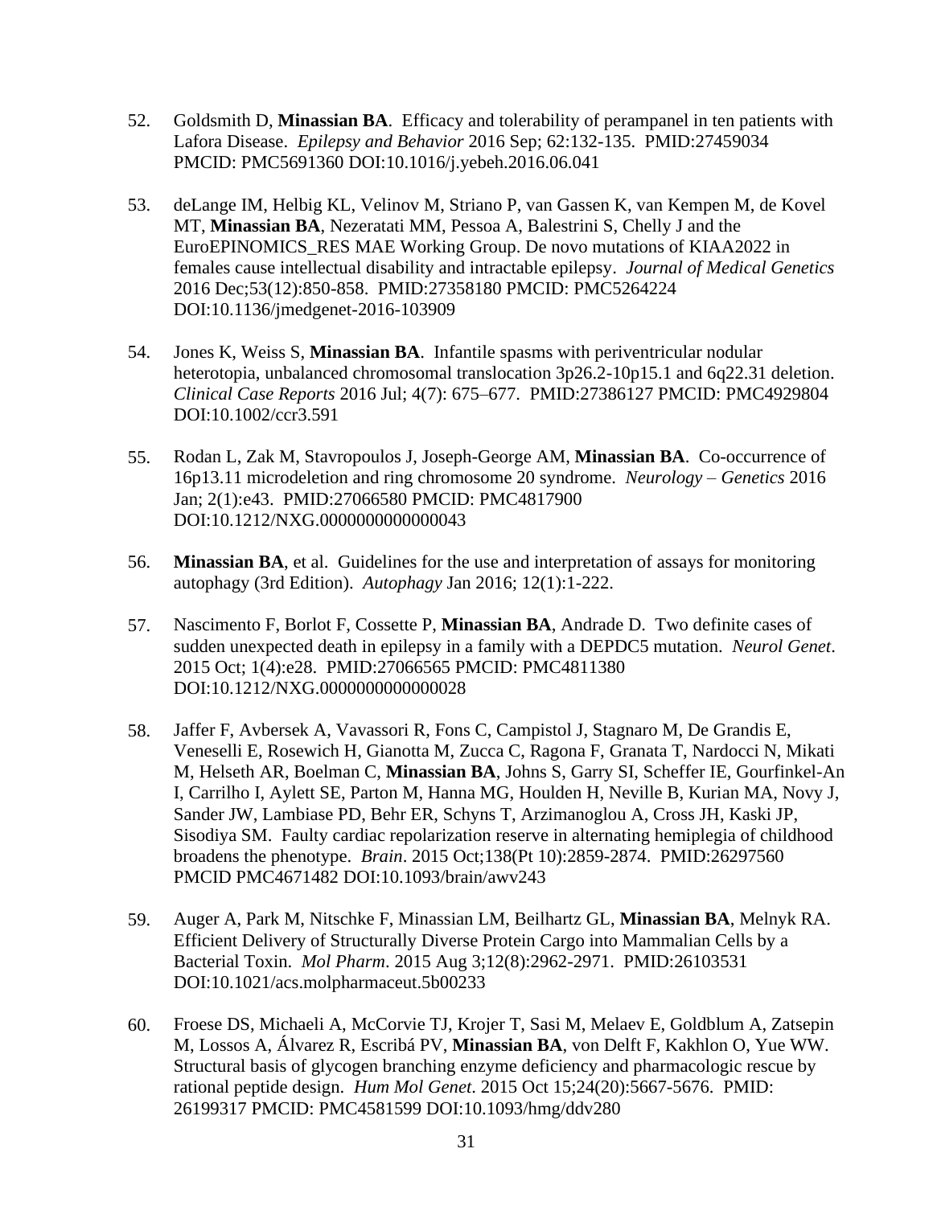52. Goldsmith D, **Minassian BA**. Efficacy and tolerability of perampanel in ten patients with Lafora Disease. *Epilepsy and Behavior* 2016 Sep; 62:132-135. PMID:27459034 PMCID: PMC5691360 DOI:10.1016/j.yebeh.2016.06.041

53. deLange IM, Helbig KL, Velinov M, Striano P, van Gassen K, van Kempen M, de Kovel MT, **Minassian BA**, Nezeratati MM, Pessoa A, Balestrini S, Chelly J and the EuroEPINOMICS_RES MAE Working Group. De novo mutations of KIAA2022 in females cause intellectual disability and intractable epilepsy. *Journal of Medical Genetics* 2016 Dec;53(12):850-858. PMID:27358180 PMCID: PMC5264224 DOI:10.1136/jmedgenet-2016-103909

54. Jones K, Weiss S, **Minassian BA**. Infantile spasms with periventricular nodular heterotopia, unbalanced chromosomal translocation 3p26.2-10p15.1 and 6q22.31 deletion. *Clinical Case Reports* 2016 Jul; 4(7): 675–677. PMID:27386127 PMCID: PMC4929804 DOI:10.1002/ccr3.591

55. Rodan L, Zak M, Stavropoulos J, Joseph-George AM, **Minassian BA**. Co-occurrence of 16p13.11 microdeletion and ring chromosome 20 syndrome. *Neurology – Genetics* 2016 Jan; 2(1):e43. PMID:27066580 PMCID: PMC4817900 DOI:10.1212/NXG.0000000000000043

56. **Minassian BA**, et al. Guidelines for the use and interpretation of assays for monitoring autophagy (3rd Edition). *Autophagy* Jan 2016; 12(1):1-222.

57. Nascimento F, Borlot F, Cossette P, **Minassian BA**, Andrade D. Two definite cases of sudden unexpected death in epilepsy in a family with a DEPDC5 mutation. *Neurol Genet*. 2015 Oct; 1(4):e28. PMID:27066565 PMCID: PMC4811380 DOI:10.1212/NXG.0000000000000028

58. Jaffer F, Avbersek A, Vavassori R, Fons C, Campistol J, Stagnaro M, De Grandis E, Veneselli E, Rosewich H, Gianotta M, Zucca C, Ragona F, Granata T, Nardocci N, Mikati M, Helseth AR, Boelman C, **Minassian BA**, Johns S, Garry SI, Scheffer IE, Gourfinkel-An I, Carrilho I, Aylett SE, Parton M, Hanna MG, Houlden H, Neville B, Kurian MA, Novy J, Sander JW, Lambiase PD, Behr ER, Schyns T, Arzimanoglou A, Cross JH, Kaski JP, Sisodiya SM. Faulty cardiac repolarization reserve in alternating hemiplegia of childhood broadens the phenotype. *Brain*. 2015 Oct;138(Pt 10):2859-2874. PMID:26297560 PMCID PMC4671482 DOI:10.1093/brain/awv243

59. Auger A, Park M, Nitschke F, Minassian LM, Beilhartz GL, **Minassian BA**, Melnyk RA. Efficient Delivery of Structurally Diverse Protein Cargo into Mammalian Cells by a Bacterial Toxin. *Mol Pharm*. 2015 Aug 3;12(8):2962-2971. PMID:26103531 DOI:10.1021/acs.molpharmaceut.5b00233

60. Froese DS, Michaeli A, McCorvie TJ, Krojer T, Sasi M, Melaev E, Goldblum A, Zatsepin M, Lossos A, Álvarez R, Escribá PV, **Minassian BA**, von Delft F, Kakhlon O, Yue WW. Structural basis of glycogen branching enzyme deficiency and pharmacologic rescue by rational peptide design. *Hum Mol Genet*. 2015 Oct 15;24(20):5667-5676. PMID: 26199317 PMCID: PMC4581599 DOI:10.1093/hmg/ddv280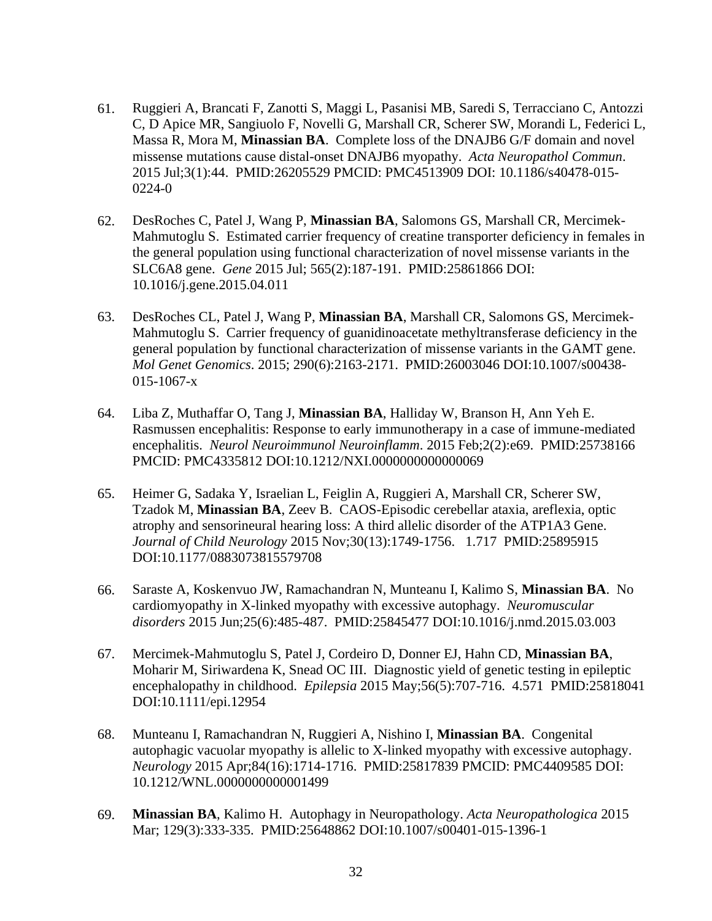61. Ruggieri A, Brancati F, Zanotti S, Maggi L, Pasanisi MB, Saredi S, Terracciano C, Antozzi C, D Apice MR, Sangiuolo F, Novelli G, Marshall CR, Scherer SW, Morandi L, Federici L, Massa R, Mora M, **Minassian BA**. Complete loss of the DNAJB6 G/F domain and novel missense mutations cause distal-onset DNAJB6 myopathy. *Acta Neuropathol Commun*. 2015 Jul;3(1):44. PMID:26205529 PMCID: PMC4513909 DOI: 10.1186/s40478-015-0224-0

62. DesRoches C, Patel J, Wang P, **Minassian BA**, Salomons GS, Marshall CR, Mercimek-Mahmutoglu S. Estimated carrier frequency of creatine transporter deficiency in females in the general population using functional characterization of novel missense variants in the SLC6A8 gene. *Gene* 2015 Jul; 565(2):187-191. PMID:25861866 DOI: 10.1016/j.gene.2015.04.011

63. DesRoches CL, Patel J, Wang P, **Minassian BA**, Marshall CR, Salomons GS, Mercimek-Mahmutoglu S. Carrier frequency of guanidinoacetate methyltransferase deficiency in the general population by functional characterization of missense variants in the GAMT gene. *Mol Genet Genomics*. 2015; 290(6):2163-2171. PMID:26003046 DOI:10.1007/s00438-015-1067-x

64. Liba Z, Muthaffar O, Tang J, **Minassian BA**, Halliday W, Branson H, Ann Yeh E. Rasmussen encephalitis: Response to early immunotherapy in a case of immune-mediated encephalitis. *Neurol Neuroimmunol Neuroinflamm*. 2015 Feb;2(2):e69. PMID:25738166 PMCID: PMC4335812 DOI:10.1212/NXI.0000000000000069

65. Heimer G, Sadaka Y, Israelian L, Feiglin A, Ruggieri A, Marshall CR, Scherer SW, Tzadok M, **Minassian BA**, Zeev B. CAOS-Episodic cerebellar ataxia, areflexia, optic atrophy and sensorineural hearing loss: A third allelic disorder of the ATP1A3 Gene. *Journal of Child Neurology* 2015 Nov;30(13):1749-1756. 1.717 PMID:25895915 DOI:10.1177/0883073815579708

66. Saraste A, Koskenvuo JW, Ramachandran N, Munteanu I, Kalimo S, **Minassian BA**. No cardiomyopathy in X-linked myopathy with excessive autophagy. *Neuromuscular disorders* 2015 Jun;25(6):485-487. PMID:25845477 DOI:10.1016/j.nmd.2015.03.003

67. Mercimek-Mahmutoglu S, Patel J, Cordeiro D, Donner EJ, Hahn CD, **Minassian BA**, Moharir M, Siriwardena K, Snead OC III. Diagnostic yield of genetic testing in epileptic encephalopathy in childhood. *Epilepsia* 2015 May;56(5):707-716. 4.571 PMID:25818041 DOI:10.1111/epi.12954

68. Munteanu I, Ramachandran N, Ruggieri A, Nishino I, **Minassian BA**. Congenital autophagic vacuolar myopathy is allelic to X-linked myopathy with excessive autophagy. *Neurology* 2015 Apr;84(16):1714-1716. PMID:25817839 PMCID: PMC4409585 DOI: 10.1212/WNL.0000000000001499

69. **Minassian BA**, Kalimo H. Autophagy in Neuropathology. *Acta Neuropathologica* 2015 Mar; 129(3):333-335. PMID:25648862 DOI:10.1007/s00401-015-1396-1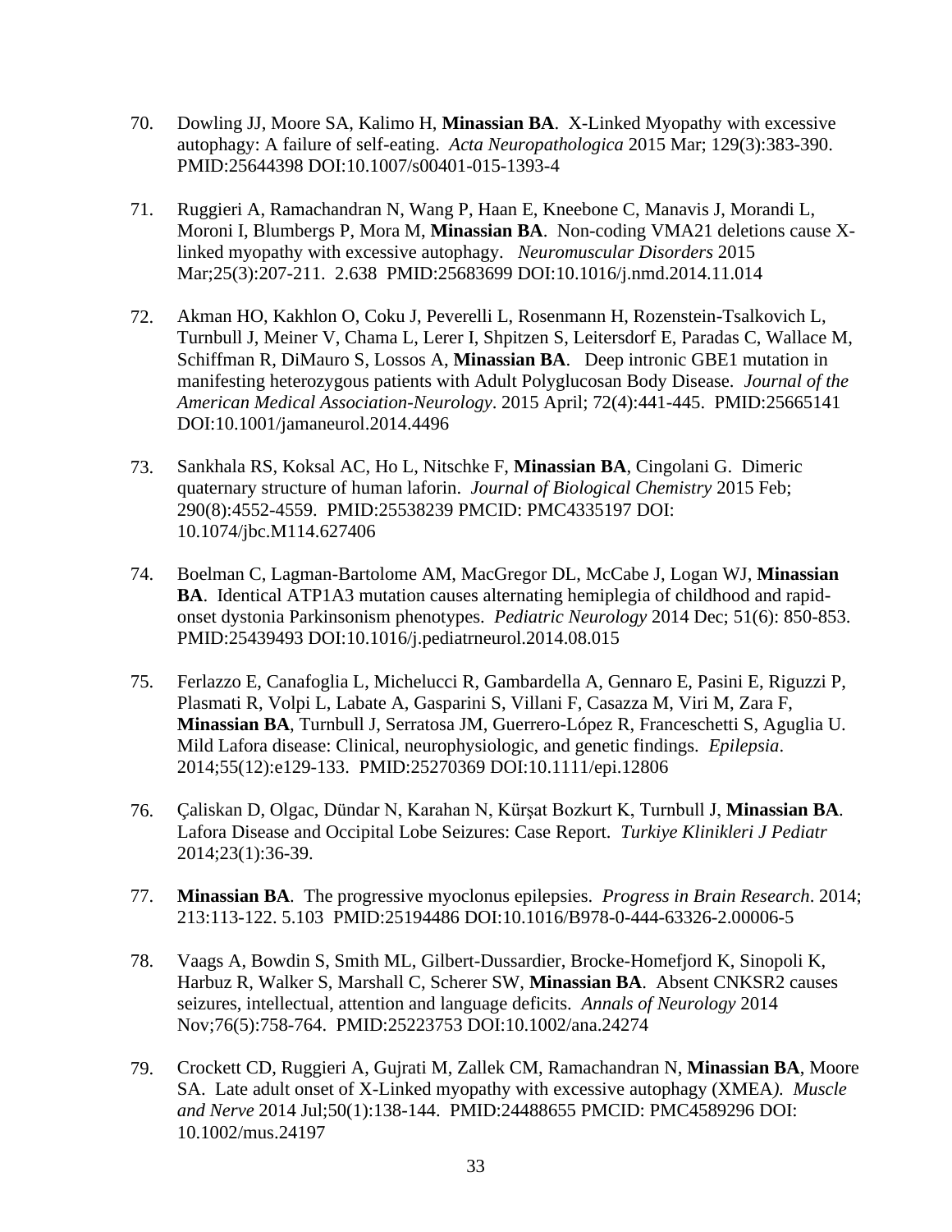70. Dowling JJ, Moore SA, Kalimo H, **Minassian BA**. X-Linked Myopathy with excessive autophagy: A failure of self-eating. *Acta Neuropathologica* 2015 Mar; 129(3):383-390. PMID:25644398 DOI:10.1007/s00401-015-1393-4

71. Ruggieri A, Ramachandran N, Wang P, Haan E, Kneebone C, Manavis J, Morandi L, Moroni I, Blumbergs P, Mora M, **Minassian BA**. Non-coding VMA21 deletions cause X-linked myopathy with excessive autophagy. *Neuromuscular Disorders* 2015 Mar;25(3):207-211. 2.638 PMID:25683699 DOI:10.1016/j.nmd.2014.11.014

72. Akman HO, Kakhlon O, Coku J, Peverelli L, Rosenmann H, Rozenstein-Tsalkovich L, Turnbull J, Meiner V, Chama L, Lerer I, Shpitzen S, Leitersdorf E, Paradas C, Wallace M, Schiffman R, DiMauro S, Lossos A, **Minassian BA**. Deep intronic GBE1 mutation in manifesting heterozygous patients with Adult Polyglucosan Body Disease. *Journal of the American Medical Association-Neurology*. 2015 April; 72(4):441-445. PMID:25665141 DOI:10.1001/jamaneurol.2014.4496

73. Sankhala RS, Koksal AC, Ho L, Nitschke F, **Minassian BA**, Cingolani G. Dimeric quaternary structure of human laforin. *Journal of Biological Chemistry* 2015 Feb; 290(8):4552-4559. PMID:25538239 PMCID: PMC4335197 DOI: 10.1074/jbc.M114.627406

74. Boelman C, Lagman-Bartolome AM, MacGregor DL, McCabe J, Logan WJ, **Minassian BA**. Identical ATP1A3 mutation causes alternating hemiplegia of childhood and rapid-onset dystonia Parkinsonism phenotypes. *Pediatric Neurology* 2014 Dec; 51(6): 850-853. PMID:25439493 DOI:10.1016/j.pediatrneurol.2014.08.015

75. Ferlazzo E, Canafoglia L, Michelucci R, Gambardella A, Gennaro E, Pasini E, Riguzzi P, Plasmati R, Volpi L, Labate A, Gasparini S, Villani F, Casazza M, Viri M, Zara F, **Minassian BA**, Turnbull J, Serratosa JM, Guerrero-López R, Franceschetti S, Aguglia U. Mild Lafora disease: Clinical, neurophysiologic, and genetic findings. *Epilepsia*. 2014;55(12):e129-133. PMID:25270369 DOI:10.1111/epi.12806

76. Çaliskan D, Olgac, Dündar N, Karahan N, Kürşat Bozkurt K, Turnbull J, **Minassian BA**. Lafora Disease and Occipital Lobe Seizures: Case Report. *Turkiye Klinikleri J Pediatr* 2014;23(1):36-39.

77. **Minassian BA**. The progressive myoclonus epilepsies. *Progress in Brain Research*. 2014; 213:113-122. 5.103 PMID:25194486 DOI:10.1016/B978-0-444-63326-2.00006-5

78. Vaags A, Bowdin S, Smith ML, Gilbert-Dussardier, Brocke-Homefjord K, Sinopoli K, Harbuz R, Walker S, Marshall C, Scherer SW, **Minassian BA**. Absent CNKSR2 causes seizures, intellectual, attention and language deficits. *Annals of Neurology* 2014 Nov;76(5):758-764. PMID:25223753 DOI:10.1002/ana.24274

79. Crockett CD, Ruggieri A, Gujrati M, Zallek CM, Ramachandran N, **Minassian BA**, Moore SA. Late adult onset of X-Linked myopathy with excessive autophagy (XMEA*). Muscle and Nerve* 2014 Jul;50(1):138-144. PMID:24488655 PMCID: PMC4589296 DOI: 10.1002/mus.24197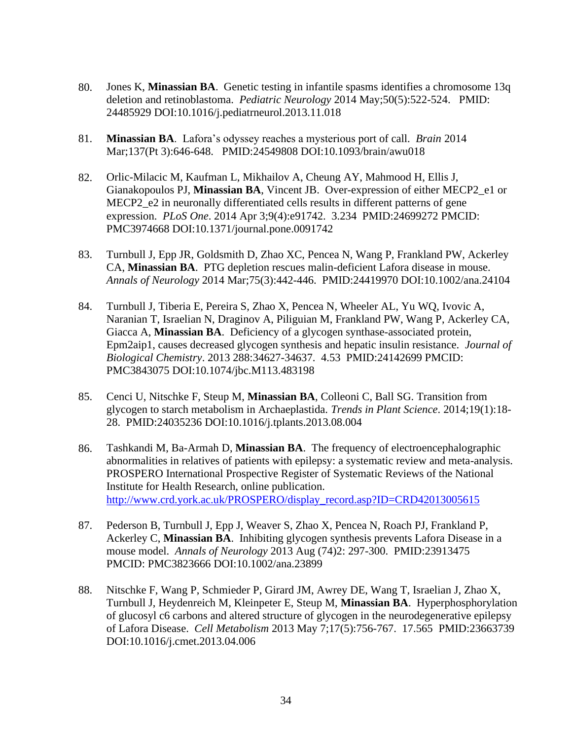80. Jones K, **Minassian BA**. Genetic testing in infantile spasms identifies a chromosome 13q deletion and retinoblastoma. *Pediatric Neurology* 2014 May;50(5):522-524. PMID: 24485929 DOI:10.1016/j.pediatrneurol.2013.11.018

81. **Minassian BA**. Lafora's odyssey reaches a mysterious port of call. *Brain* 2014 Mar;137(Pt 3):646-648. PMID:24549808 DOI:10.1093/brain/awu018

82. Orlic-Milacic M, Kaufman L, Mikhailov A, Cheung AY, Mahmood H, Ellis J, Gianakopoulos PJ, **Minassian BA**, Vincent JB. Over-expression of either MECP2_e1 or MECP2_e2 in neuronally differentiated cells results in different patterns of gene expression. *PLoS One*. 2014 Apr 3;9(4):e91742. 3.234 PMID:24699272 PMCID: PMC3974668 DOI:10.1371/journal.pone.0091742

83. Turnbull J, Epp JR, Goldsmith D, Zhao XC, Pencea N, Wang P, Frankland PW, Ackerley CA, **Minassian BA**. PTG depletion rescues malin-deficient Lafora disease in mouse. *Annals of Neurology* 2014 Mar;75(3):442-446. PMID:24419970 DOI:10.1002/ana.24104

84. Turnbull J, Tiberia E, Pereira S, Zhao X, Pencea N, Wheeler AL, Yu WQ, Ivovic A, Naranian T, Israelian N, Draginov A, Piliguian M, Frankland PW, Wang P, Ackerley CA, Giacca A, **Minassian BA**. Deficiency of a glycogen synthase-associated protein, Epm2aip1, causes decreased glycogen synthesis and hepatic insulin resistance. *Journal of Biological Chemistry*. 2013 288:34627-34637. 4.53 PMID:24142699 PMCID: PMC3843075 DOI:10.1074/jbc.M113.483198

85. Cenci U, Nitschke F, Steup M, **Minassian BA**, Colleoni C, Ball SG. Transition from glycogen to starch metabolism in Archaeplastida. *Trends in Plant Science*. 2014;19(1):18-28. PMID:24035236 DOI:10.1016/j.tplants.2013.08.004

86. Tashkandi M, Ba-Armah D, **Minassian BA**. The frequency of electroencephalographic abnormalities in relatives of patients with epilepsy: a systematic review and meta-analysis. PROSPERO International Prospective Register of Systematic Reviews of the National Institute for Health Research, online publication. http://www.crd.york.ac.uk/PROSPERO/display_record.asp?ID=CRD42013005615

87. Pederson B, Turnbull J, Epp J, Weaver S, Zhao X, Pencea N, Roach PJ, Frankland P, Ackerley C, **Minassian BA**. Inhibiting glycogen synthesis prevents Lafora Disease in a mouse model. *Annals of Neurology* 2013 Aug (74)2: 297-300. PMID:23913475 PMCID: PMC3823666 DOI:10.1002/ana.23899

88. Nitschke F, Wang P, Schmieder P, Girard JM, Awrey DE, Wang T, Israelian J, Zhao X, Turnbull J, Heydenreich M, Kleinpeter E, Steup M, **Minassian BA**. Hyperphosphorylation of glucosyl c6 carbons and altered structure of glycogen in the neurodegenerative epilepsy of Lafora Disease. *Cell Metabolism* 2013 May 7;17(5):756-767. 17.565 PMID:23663739 DOI:10.1016/j.cmet.2013.04.006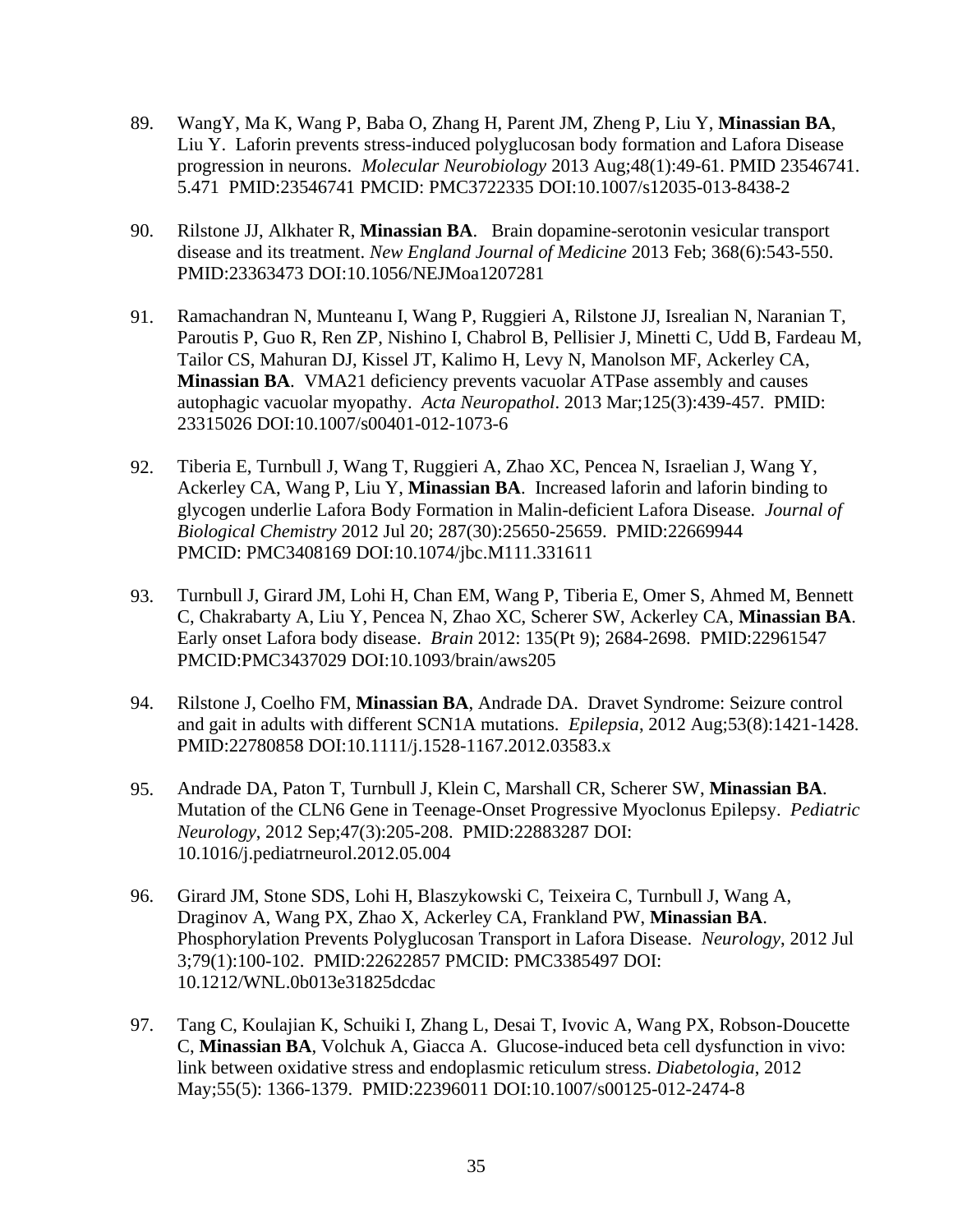89. WangY, Ma K, Wang P, Baba O, Zhang H, Parent JM, Zheng P, Liu Y, **Minassian BA**, Liu Y. Laforin prevents stress-induced polyglucosan body formation and Lafora Disease progression in neurons. *Molecular Neurobiology* 2013 Aug;48(1):49-61. PMID 23546741. 5.471 PMID:23546741 PMCID: PMC3722335 DOI:10.1007/s12035-013-8438-2

90. Rilstone JJ, Alkhater R, **Minassian BA**. Brain dopamine-serotonin vesicular transport disease and its treatment. *New England Journal of Medicine* 2013 Feb; 368(6):543-550. PMID:23363473 DOI:10.1056/NEJMoa1207281

91. Ramachandran N, Munteanu I, Wang P, Ruggieri A, Rilstone JJ, Isrealian N, Naranian T, Paroutis P, Guo R, Ren ZP, Nishino I, Chabrol B, Pellisier J, Minetti C, Udd B, Fardeau M, Tailor CS, Mahuran DJ, Kissel JT, Kalimo H, Levy N, Manolson MF, Ackerley CA, **Minassian BA**. VMA21 deficiency prevents vacuolar ATPase assembly and causes autophagic vacuolar myopathy. *Acta Neuropathol*. 2013 Mar;125(3):439-457. PMID: 23315026 DOI:10.1007/s00401-012-1073-6

92. Tiberia E, Turnbull J, Wang T, Ruggieri A, Zhao XC, Pencea N, Israelian J, Wang Y, Ackerley CA, Wang P, Liu Y, **Minassian BA**. Increased laforin and laforin binding to glycogen underlie Lafora Body Formation in Malin-deficient Lafora Disease. *Journal of Biological Chemistry* 2012 Jul 20; 287(30):25650-25659. PMID:22669944 PMCID: PMC3408169 DOI:10.1074/jbc.M111.331611

93. Turnbull J, Girard JM, Lohi H, Chan EM, Wang P, Tiberia E, Omer S, Ahmed M, Bennett C, Chakrabarty A, Liu Y, Pencea N, Zhao XC, Scherer SW, Ackerley CA, **Minassian BA**. Early onset Lafora body disease. *Brain* 2012: 135(Pt 9); 2684-2698. PMID:22961547 PMCID:PMC3437029 DOI:10.1093/brain/aws205

94. Rilstone J, Coelho FM, **Minassian BA**, Andrade DA. Dravet Syndrome: Seizure control and gait in adults with different SCN1A mutations. *Epilepsia*, 2012 Aug;53(8):1421-1428. PMID:22780858 DOI:10.1111/j.1528-1167.2012.03583.x

95. Andrade DA, Paton T, Turnbull J, Klein C, Marshall CR, Scherer SW, **Minassian BA**. Mutation of the CLN6 Gene in Teenage-Onset Progressive Myoclonus Epilepsy. *Pediatric Neurology*, 2012 Sep;47(3):205-208. PMID:22883287 DOI: 10.1016/j.pediatrneurol.2012.05.004

96. Girard JM, Stone SDS, Lohi H, Blaszykowski C, Teixeira C, Turnbull J, Wang A, Draginov A, Wang PX, Zhao X, Ackerley CA, Frankland PW, **Minassian BA**. Phosphorylation Prevents Polyglucosan Transport in Lafora Disease. *Neurology*, 2012 Jul 3;79(1):100-102. PMID:22622857 PMCID: PMC3385497 DOI: 10.1212/WNL.0b013e31825dcdac

97. Tang C, Koulajian K, Schuiki I, Zhang L, Desai T, Ivovic A, Wang PX, Robson-Doucette C, **Minassian BA**, Volchuk A, Giacca A. Glucose-induced beta cell dysfunction in vivo: link between oxidative stress and endoplasmic reticulum stress. *Diabetologia*, 2012 May;55(5): 1366-1379. PMID:22396011 DOI:10.1007/s00125-012-2474-8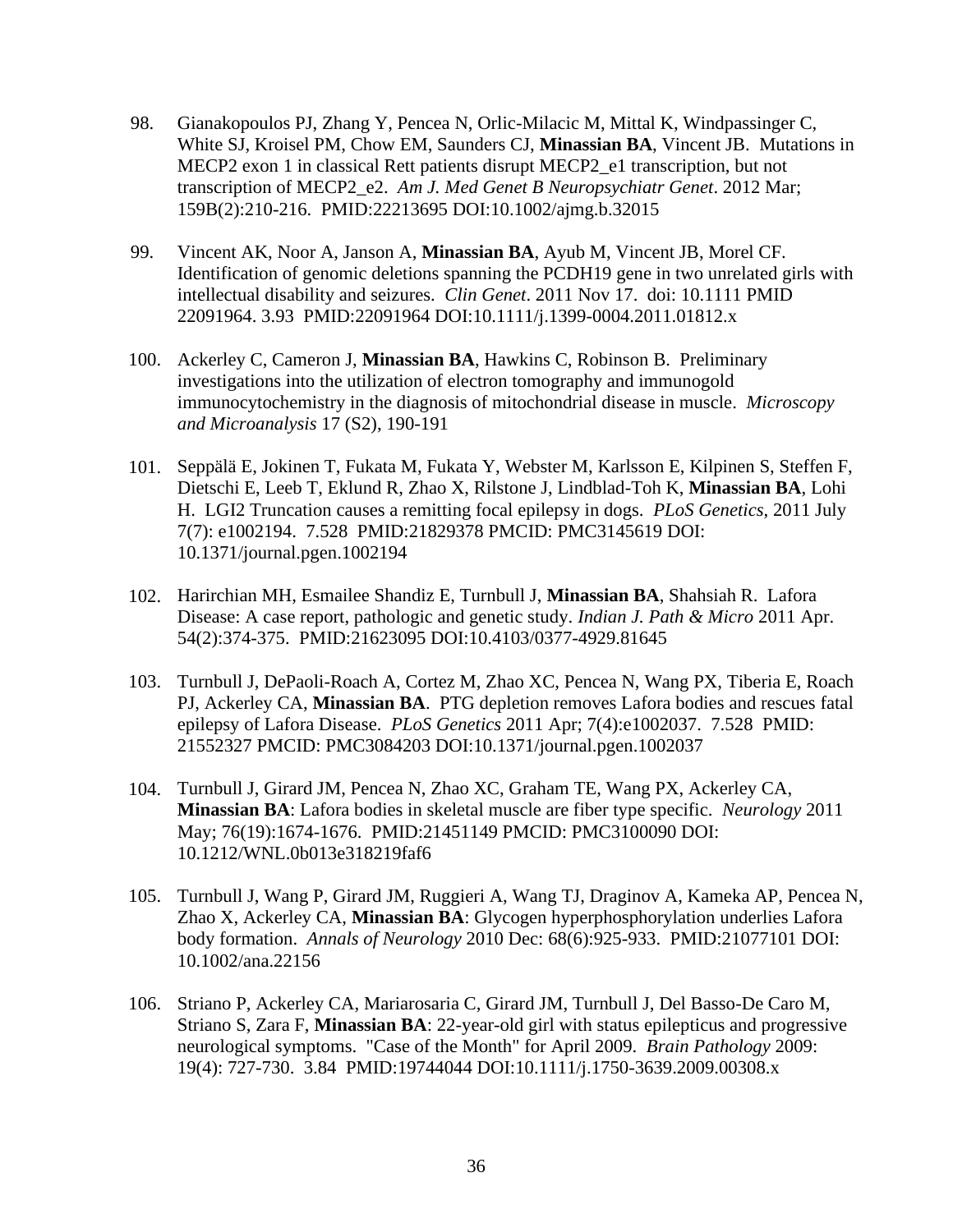98. Gianakopoulos PJ, Zhang Y, Pencea N, Orlic-Milacic M, Mittal K, Windpassinger C, White SJ, Kroisel PM, Chow EM, Saunders CJ, **Minassian BA**, Vincent JB. Mutations in MECP2 exon 1 in classical Rett patients disrupt MECP2_e1 transcription, but not transcription of MECP2_e2. *Am J. Med Genet B Neuropsychiatr Genet*. 2012 Mar; 159B(2):210-216. PMID:22213695 DOI:10.1002/ajmg.b.32015

99. Vincent AK, Noor A, Janson A, **Minassian BA**, Ayub M, Vincent JB, Morel CF. Identification of genomic deletions spanning the PCDH19 gene in two unrelated girls with intellectual disability and seizures. *Clin Genet*. 2011 Nov 17. doi: 10.1111 PMID 22091964. 3.93 PMID:22091964 DOI:10.1111/j.1399-0004.2011.01812.x

100. Ackerley C, Cameron J, **Minassian BA**, Hawkins C, Robinson B. Preliminary investigations into the utilization of electron tomography and immunogold immunocytochemistry in the diagnosis of mitochondrial disease in muscle. *Microscopy and Microanalysis* 17 (S2), 190-191

101. Seppälä E, Jokinen T, Fukata M, Fukata Y, Webster M, Karlsson E, Kilpinen S, Steffen F, Dietschi E, Leeb T, Eklund R, Zhao X, Rilstone J, Lindblad-Toh K, **Minassian BA**, Lohi H. LGI2 Truncation causes a remitting focal epilepsy in dogs. *PLoS Genetics*, 2011 July 7(7): e1002194. 7.528 PMID:21829378 PMCID: PMC3145619 DOI: 10.1371/journal.pgen.1002194

102. Harirchian MH, Esmailee Shandiz E, Turnbull J, **Minassian BA**, Shahsiah R. Lafora Disease: A case report, pathologic and genetic study. *Indian J. Path & Micro* 2011 Apr. 54(2):374-375. PMID:21623095 DOI:10.4103/0377-4929.81645

103. Turnbull J, DePaoli-Roach A, Cortez M, Zhao XC, Pencea N, Wang PX, Tiberia E, Roach PJ, Ackerley CA, **Minassian BA**. PTG depletion removes Lafora bodies and rescues fatal epilepsy of Lafora Disease. *PLoS Genetics* 2011 Apr; 7(4):e1002037. 7.528 PMID: 21552327 PMCID: PMC3084203 DOI:10.1371/journal.pgen.1002037

104. Turnbull J, Girard JM, Pencea N, Zhao XC, Graham TE, Wang PX, Ackerley CA, **Minassian BA**: Lafora bodies in skeletal muscle are fiber type specific. *Neurology* 2011 May; 76(19):1674-1676. PMID:21451149 PMCID: PMC3100090 DOI: 10.1212/WNL.0b013e318219faf6

105. Turnbull J, Wang P, Girard JM, Ruggieri A, Wang TJ, Draginov A, Kameka AP, Pencea N, Zhao X, Ackerley CA, **Minassian BA**: Glycogen hyperphosphorylation underlies Lafora body formation. *Annals of Neurology* 2010 Dec: 68(6):925-933. PMID:21077101 DOI: 10.1002/ana.22156

106. Striano P, Ackerley CA, Mariarosaria C, Girard JM, Turnbull J, Del Basso-De Caro M, Striano S, Zara F, **Minassian BA**: 22-year-old girl with status epilepticus and progressive neurological symptoms. "Case of the Month" for April 2009. *Brain Pathology* 2009: 19(4): 727-730. 3.84 PMID:19744044 DOI:10.1111/j.1750-3639.2009.00308.x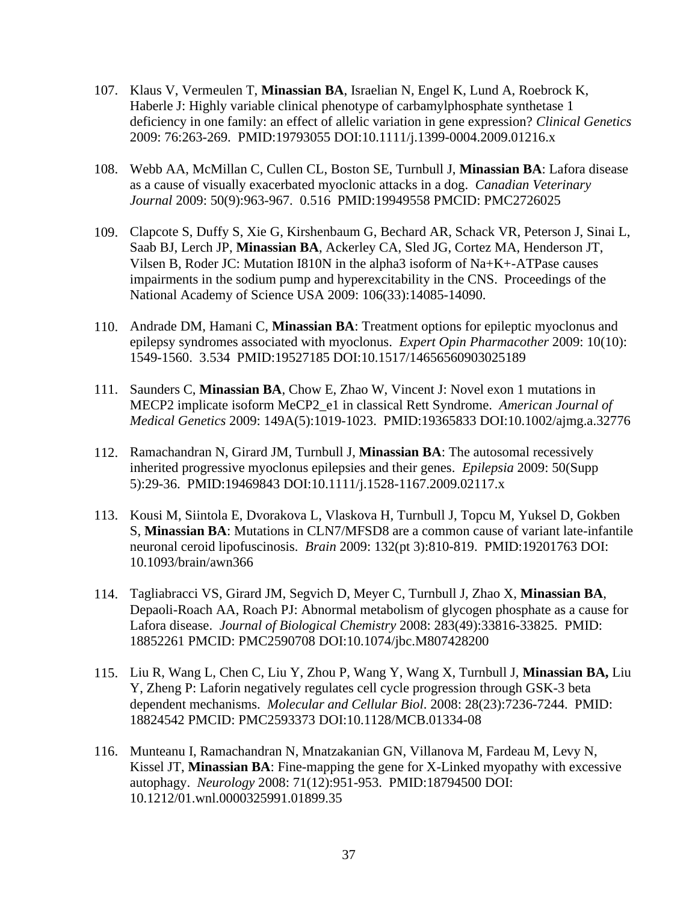107. Klaus V, Vermeulen T, **Minassian BA**, Israelian N, Engel K, Lund A, Roebrock K, Haberle J: Highly variable clinical phenotype of carbamylphosphate synthetase 1 deficiency in one family: an effect of allelic variation in gene expression? *Clinical Genetics* 2009: 76:263-269. PMID:19793055 DOI:10.1111/j.1399-0004.2009.01216.x

108. Webb AA, McMillan C, Cullen CL, Boston SE, Turnbull J, **Minassian BA**: Lafora disease as a cause of visually exacerbated myoclonic attacks in a dog. *Canadian Veterinary Journal* 2009: 50(9):963-967. 0.516 PMID:19949558 PMCID: PMC2726025

109. Clapcote S, Duffy S, Xie G, Kirshenbaum G, Bechard AR, Schack VR, Peterson J, Sinai L, Saab BJ, Lerch JP, **Minassian BA**, Ackerley CA, Sled JG, Cortez MA, Henderson JT, Vilsen B, Roder JC: Mutation I810N in the alpha3 isoform of Na+K+-ATPase causes impairments in the sodium pump and hyperexcitability in the CNS. Proceedings of the National Academy of Science USA 2009: 106(33):14085-14090.

110. Andrade DM, Hamani C, **Minassian BA**: Treatment options for epileptic myoclonus and epilepsy syndromes associated with myoclonus. *Expert Opin Pharmacother* 2009: 10(10): 1549-1560. 3.534 PMID:19527185 DOI:10.1517/14656560903025189

111. Saunders C, **Minassian BA**, Chow E, Zhao W, Vincent J: Novel exon 1 mutations in MECP2 implicate isoform MeCP2_e1 in classical Rett Syndrome. *American Journal of Medical Genetics* 2009: 149A(5):1019-1023. PMID:19365833 DOI:10.1002/ajmg.a.32776

112. Ramachandran N, Girard JM, Turnbull J, **Minassian BA**: The autosomal recessively inherited progressive myoclonus epilepsies and their genes. *Epilepsia* 2009: 50(Supp 5):29-36. PMID:19469843 DOI:10.1111/j.1528-1167.2009.02117.x

113. Kousi M, Siintola E, Dvorakova L, Vlaskova H, Turnbull J, Topcu M, Yuksel D, Gokben S, **Minassian BA**: Mutations in CLN7/MFSD8 are a common cause of variant late-infantile neuronal ceroid lipofuscinosis. *Brain* 2009: 132(pt 3):810-819. PMID:19201763 DOI: 10.1093/brain/awn366

114. Tagliabracci VS, Girard JM, Segvich D, Meyer C, Turnbull J, Zhao X, **Minassian BA**, Depaoli-Roach AA, Roach PJ: Abnormal metabolism of glycogen phosphate as a cause for Lafora disease. *Journal of Biological Chemistry* 2008: 283(49):33816-33825. PMID: 18852261 PMCID: PMC2590708 DOI:10.1074/jbc.M807428200

115. Liu R, Wang L, Chen C, Liu Y, Zhou P, Wang Y, Wang X, Turnbull J, **Minassian BA,** Liu Y, Zheng P: Laforin negatively regulates cell cycle progression through GSK-3 beta dependent mechanisms. *Molecular and Cellular Biol.* 2008: 28(23):7236-7244. PMID: 18824542 PMCID: PMC2593373 DOI:10.1128/MCB.01334-08

116. Munteanu I, Ramachandran N, Mnatzakanian GN, Villanova M, Fardeau M, Levy N, Kissel JT, **Minassian BA**: Fine-mapping the gene for X-Linked myopathy with excessive autophagy. *Neurology* 2008: 71(12):951-953. PMID:18794500 DOI: 10.1212/01.wnl.0000325991.01899.35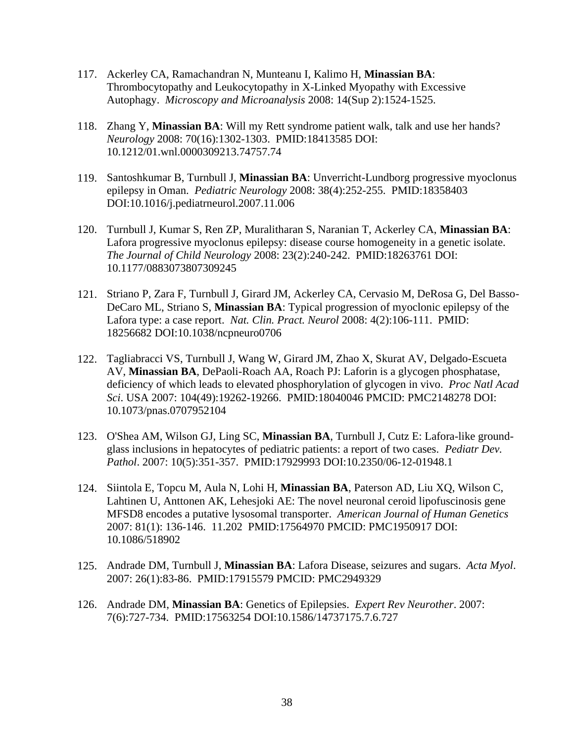117. Ackerley CA, Ramachandran N, Munteanu I, Kalimo H, **Minassian BA**: Thrombocytopathy and Leukocytopathy in X-Linked Myopathy with Excessive Autophagy. *Microscopy and Microanalysis* 2008: 14(Sup 2):1524-1525.

118. Zhang Y, **Minassian BA**: Will my Rett syndrome patient walk, talk and use her hands? *Neurology* 2008: 70(16):1302-1303. PMID:18413585 DOI: 10.1212/01.wnl.0000309213.74757.74

119. Santoshkumar B, Turnbull J, **Minassian BA**: Unverricht-Lundborg progressive myoclonus epilepsy in Oman. *Pediatric Neurology* 2008: 38(4):252-255. PMID:18358403 DOI:10.1016/j.pediatrneurol.2007.11.006

120. Turnbull J, Kumar S, Ren ZP, Muralitharan S, Naranian T, Ackerley CA, **Minassian BA**: Lafora progressive myoclonus epilepsy: disease course homogeneity in a genetic isolate. *The Journal of Child Neurology* 2008: 23(2):240-242. PMID:18263761 DOI: 10.1177/0883073807309245

121. Striano P, Zara F, Turnbull J, Girard JM, Ackerley CA, Cervasio M, DeRosa G, Del Basso-DeCaro ML, Striano S, **Minassian BA**: Typical progression of myoclonic epilepsy of the Lafora type: a case report. *Nat. Clin. Pract. Neurol* 2008: 4(2):106-111. PMID: 18256682 DOI:10.1038/ncpneuro0706

122. Tagliabracci VS, Turnbull J, Wang W, Girard JM, Zhao X, Skurat AV, Delgado-Escueta AV, **Minassian BA**, DePaoli-Roach AA, Roach PJ: Laforin is a glycogen phosphatase, deficiency of which leads to elevated phosphorylation of glycogen in vivo. *Proc Natl Acad Sci*. USA 2007: 104(49):19262-19266. PMID:18040046 PMCID: PMC2148278 DOI: 10.1073/pnas.0707952104

123. O'Shea AM, Wilson GJ, Ling SC, **Minassian BA**, Turnbull J, Cutz E: Lafora-like ground-glass inclusions in hepatocytes of pediatric patients: a report of two cases. *Pediatr Dev. Pathol*. 2007: 10(5):351-357. PMID:17929993 DOI:10.2350/06-12-01948.1

124. Siintola E, Topcu M, Aula N, Lohi H, **Minassian BA**, Paterson AD, Liu XQ, Wilson C, Lahtinen U, Anttonen AK, Lehesjoki AE: The novel neuronal ceroid lipofuscinosis gene MFSD8 encodes a putative lysosomal transporter. *American Journal of Human Genetics* 2007: 81(1): 136-146. 11.202 PMID:17564970 PMCID: PMC1950917 DOI: 10.1086/518902

125. Andrade DM, Turnbull J, **Minassian BA**: Lafora Disease, seizures and sugars. *Acta Myol*. 2007: 26(1):83-86. PMID:17915579 PMCID: PMC2949329

126. Andrade DM, **Minassian BA**: Genetics of Epilepsies. *Expert Rev Neurother*. 2007: 7(6):727-734. PMID:17563254 DOI:10.1586/14737175.7.6.727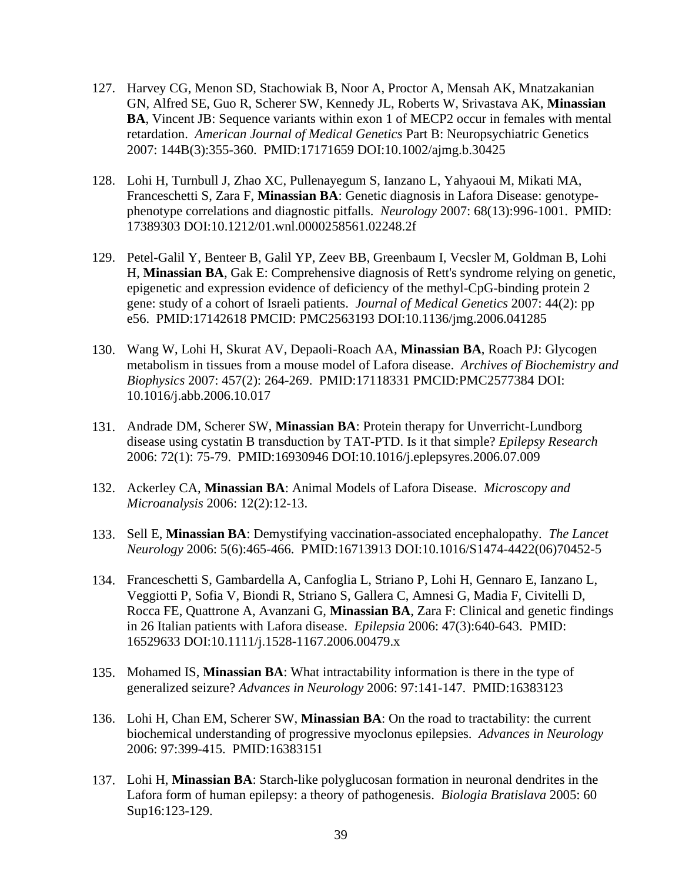127. Harvey CG, Menon SD, Stachowiak B, Noor A, Proctor A, Mensah AK, Mnatzakanian GN, Alfred SE, Guo R, Scherer SW, Kennedy JL, Roberts W, Srivastava AK, **Minassian BA**, Vincent JB: Sequence variants within exon 1 of MECP2 occur in females with mental retardation. *American Journal of Medical Genetics* Part B: Neuropsychiatric Genetics 2007: 144B(3):355-360. PMID:17171659 DOI:10.1002/ajmg.b.30425

128. Lohi H, Turnbull J, Zhao XC, Pullenayegum S, Ianzano L, Yahyaoui M, Mikati MA, Franceschetti S, Zara F, **Minassian BA**: Genetic diagnosis in Lafora Disease: genotype-phenotype correlations and diagnostic pitfalls. *Neurology* 2007: 68(13):996-1001. PMID: 17389303 DOI:10.1212/01.wnl.0000258561.02248.2f

129. Petel-Galil Y, Benteer B, Galil YP, Zeev BB, Greenbaum I, Vecsler M, Goldman B, Lohi H, **Minassian BA**, Gak E: Comprehensive diagnosis of Rett's syndrome relying on genetic, epigenetic and expression evidence of deficiency of the methyl-CpG-binding protein 2 gene: study of a cohort of Israeli patients. *Journal of Medical Genetics* 2007: 44(2): pp e56. PMID:17142618 PMCID: PMC2563193 DOI:10.1136/jmg.2006.041285

130. Wang W, Lohi H, Skurat AV, Depaoli-Roach AA, **Minassian BA**, Roach PJ: Glycogen metabolism in tissues from a mouse model of Lafora disease. *Archives of Biochemistry and Biophysics* 2007: 457(2): 264-269. PMID:17118331 PMCID:PMC2577384 DOI: 10.1016/j.abb.2006.10.017

131. Andrade DM, Scherer SW, **Minassian BA**: Protein therapy for Unverricht-Lundborg disease using cystatin B transduction by TAT-PTD. Is it that simple? *Epilepsy Research* 2006: 72(1): 75-79. PMID:16930946 DOI:10.1016/j.eplepsyres.2006.07.009

132. Ackerley CA, **Minassian BA**: Animal Models of Lafora Disease. *Microscopy and Microanalysis* 2006: 12(2):12-13.

133. Sell E, **Minassian BA**: Demystifying vaccination-associated encephalopathy. *The Lancet Neurology* 2006: 5(6):465-466. PMID:16713913 DOI:10.1016/S1474-4422(06)70452-5

134. Franceschetti S, Gambardella A, Canfoglia L, Striano P, Lohi H, Gennaro E, Ianzano L, Veggiotti P, Sofia V, Biondi R, Striano S, Gallera C, Amnesi G, Madia F, Civitelli D, Rocca FE, Quattrone A, Avanzani G, **Minassian BA**, Zara F: Clinical and genetic findings in 26 Italian patients with Lafora disease. *Epilepsia* 2006: 47(3):640-643. PMID: 16529633 DOI:10.1111/j.1528-1167.2006.00479.x

135. Mohamed IS, **Minassian BA**: What intractability information is there in the type of generalized seizure? *Advances in Neurology* 2006: 97:141-147. PMID:16383123

136. Lohi H, Chan EM, Scherer SW, **Minassian BA**: On the road to tractability: the current biochemical understanding of progressive myoclonus epilepsies. *Advances in Neurology* 2006: 97:399-415. PMID:16383151

137. Lohi H, **Minassian BA**: Starch-like polyglucosan formation in neuronal dendrites in the Lafora form of human epilepsy: a theory of pathogenesis. *Biologia Bratislava* 2005: 60 Sup16:123-129.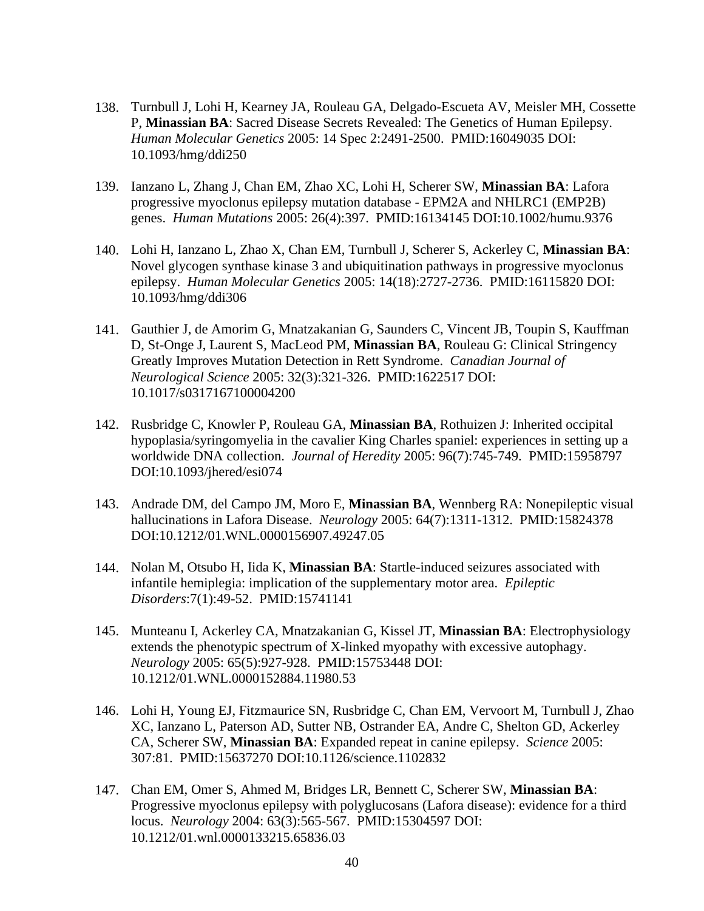138. Turnbull J, Lohi H, Kearney JA, Rouleau GA, Delgado-Escueta AV, Meisler MH, Cossette P, **Minassian BA**: Sacred Disease Secrets Revealed: The Genetics of Human Epilepsy. *Human Molecular Genetics* 2005: 14 Spec 2:2491-2500. PMID:16049035 DOI: 10.1093/hmg/ddi250

139. Ianzano L, Zhang J, Chan EM, Zhao XC, Lohi H, Scherer SW, **Minassian BA**: Lafora progressive myoclonus epilepsy mutation database - EPM2A and NHLRC1 (EMP2B) genes. *Human Mutations* 2005: 26(4):397. PMID:16134145 DOI:10.1002/humu.9376

140. Lohi H, Ianzano L, Zhao X, Chan EM, Turnbull J, Scherer S, Ackerley C, **Minassian BA**: Novel glycogen synthase kinase 3 and ubiquitination pathways in progressive myoclonus epilepsy. *Human Molecular Genetics* 2005: 14(18):2727-2736. PMID:16115820 DOI: 10.1093/hmg/ddi306

141. Gauthier J, de Amorim G, Mnatzakanian G, Saunders C, Vincent JB, Toupin S, Kauffman D, St-Onge J, Laurent S, MacLeod PM, **Minassian BA**, Rouleau G: Clinical Stringency Greatly Improves Mutation Detection in Rett Syndrome. *Canadian Journal of Neurological Science* 2005: 32(3):321-326. PMID:1622517 DOI: 10.1017/s0317167100004200

142. Rusbridge C, Knowler P, Rouleau GA, **Minassian BA**, Rothuizen J: Inherited occipital hypoplasia/syringomyelia in the cavalier King Charles spaniel: experiences in setting up a worldwide DNA collection. *Journal of Heredity* 2005: 96(7):745-749. PMID:15958797 DOI:10.1093/jhered/esi074

143. Andrade DM, del Campo JM, Moro E, **Minassian BA**, Wennberg RA: Nonepileptic visual hallucinations in Lafora Disease. *Neurology* 2005: 64(7):1311-1312. PMID:15824378 DOI:10.1212/01.WNL.0000156907.49247.05

144. Nolan M, Otsubo H, Iida K, **Minassian BA**: Startle-induced seizures associated with infantile hemiplegia: implication of the supplementary motor area. *Epileptic Disorders*:7(1):49-52. PMID:15741141

145. Munteanu I, Ackerley CA, Mnatzakanian G, Kissel JT, **Minassian BA**: Electrophysiology extends the phenotypic spectrum of X-linked myopathy with excessive autophagy. *Neurology* 2005: 65(5):927-928. PMID:15753448 DOI: 10.1212/01.WNL.0000152884.11980.53

146. Lohi H, Young EJ, Fitzmaurice SN, Rusbridge C, Chan EM, Vervoort M, Turnbull J, Zhao XC, Ianzano L, Paterson AD, Sutter NB, Ostrander EA, Andre C, Shelton GD, Ackerley CA, Scherer SW, **Minassian BA**: Expanded repeat in canine epilepsy. *Science* 2005: 307:81. PMID:15637270 DOI:10.1126/science.1102832

147. Chan EM, Omer S, Ahmed M, Bridges LR, Bennett C, Scherer SW, **Minassian BA**: Progressive myoclonus epilepsy with polyglucosans (Lafora disease): evidence for a third locus. *Neurology* 2004: 63(3):565-567. PMID:15304597 DOI: 10.1212/01.wnl.0000133215.65836.03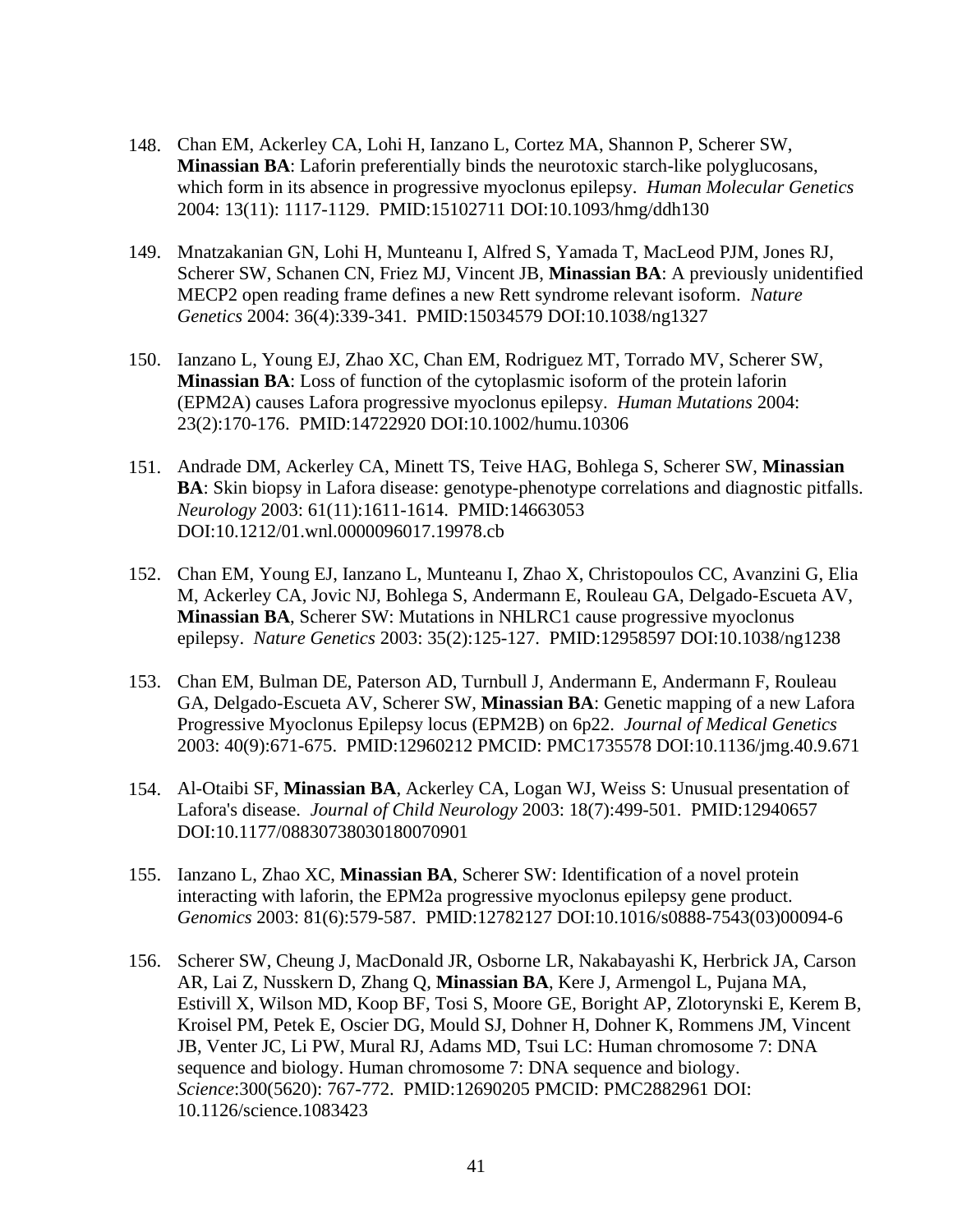148. Chan EM, Ackerley CA, Lohi H, Ianzano L, Cortez MA, Shannon P, Scherer SW, **Minassian BA**: Laforin preferentially binds the neurotoxic starch-like polyglucosans, which form in its absence in progressive myoclonus epilepsy. *Human Molecular Genetics* 2004: 13(11): 1117-1129. PMID:15102711 DOI:10.1093/hmg/ddh130

149. Mnatzakanian GN, Lohi H, Munteanu I, Alfred S, Yamada T, MacLeod PJM, Jones RJ, Scherer SW, Schanen CN, Friez MJ, Vincent JB, **Minassian BA**: A previously unidentified MECP2 open reading frame defines a new Rett syndrome relevant isoform. *Nature Genetics* 2004: 36(4):339-341. PMID:15034579 DOI:10.1038/ng1327

150. Ianzano L, Young EJ, Zhao XC, Chan EM, Rodriguez MT, Torrado MV, Scherer SW, **Minassian BA**: Loss of function of the cytoplasmic isoform of the protein laforin (EPM2A) causes Lafora progressive myoclonus epilepsy. *Human Mutations* 2004: 23(2):170-176. PMID:14722920 DOI:10.1002/humu.10306

151. Andrade DM, Ackerley CA, Minett TS, Teive HAG, Bohlega S, Scherer SW, **Minassian BA**: Skin biopsy in Lafora disease: genotype-phenotype correlations and diagnostic pitfalls. *Neurology* 2003: 61(11):1611-1614. PMID:14663053 DOI:10.1212/01.wnl.0000096017.19978.cb

152. Chan EM, Young EJ, Ianzano L, Munteanu I, Zhao X, Christopoulos CC, Avanzini G, Elia M, Ackerley CA, Jovic NJ, Bohlega S, Andermann E, Rouleau GA, Delgado-Escueta AV, **Minassian BA**, Scherer SW: Mutations in NHLRC1 cause progressive myoclonus epilepsy. *Nature Genetics* 2003: 35(2):125-127. PMID:12958597 DOI:10.1038/ng1238

153. Chan EM, Bulman DE, Paterson AD, Turnbull J, Andermann E, Andermann F, Rouleau GA, Delgado-Escueta AV, Scherer SW, **Minassian BA**: Genetic mapping of a new Lafora Progressive Myoclonus Epilepsy locus (EPM2B) on 6p22. *Journal of Medical Genetics* 2003: 40(9):671-675. PMID:12960212 PMCID: PMC1735578 DOI:10.1136/jmg.40.9.671

154. Al-Otaibi SF, **Minassian BA**, Ackerley CA, Logan WJ, Weiss S: Unusual presentation of Lafora's disease. *Journal of Child Neurology* 2003: 18(7):499-501. PMID:12940657 DOI:10.1177/08830738030180070901

155. Ianzano L, Zhao XC, **Minassian BA**, Scherer SW: Identification of a novel protein interacting with laforin, the EPM2a progressive myoclonus epilepsy gene product. *Genomics* 2003: 81(6):579-587. PMID:12782127 DOI:10.1016/s0888-7543(03)00094-6

156. Scherer SW, Cheung J, MacDonald JR, Osborne LR, Nakabayashi K, Herbrick JA, Carson AR, Lai Z, Nusskern D, Zhang Q, **Minassian BA**, Kere J, Armengol L, Pujana MA, Estivill X, Wilson MD, Koop BF, Tosi S, Moore GE, Boright AP, Zlotorynski E, Kerem B, Kroisel PM, Petek E, Oscier DG, Mould SJ, Dohner H, Dohner K, Rommens JM, Vincent JB, Venter JC, Li PW, Mural RJ, Adams MD, Tsui LC: Human chromosome 7: DNA sequence and biology. Human chromosome 7: DNA sequence and biology. *Science*:300(5620): 767-772. PMID:12690205 PMCID: PMC2882961 DOI: 10.1126/science.1083423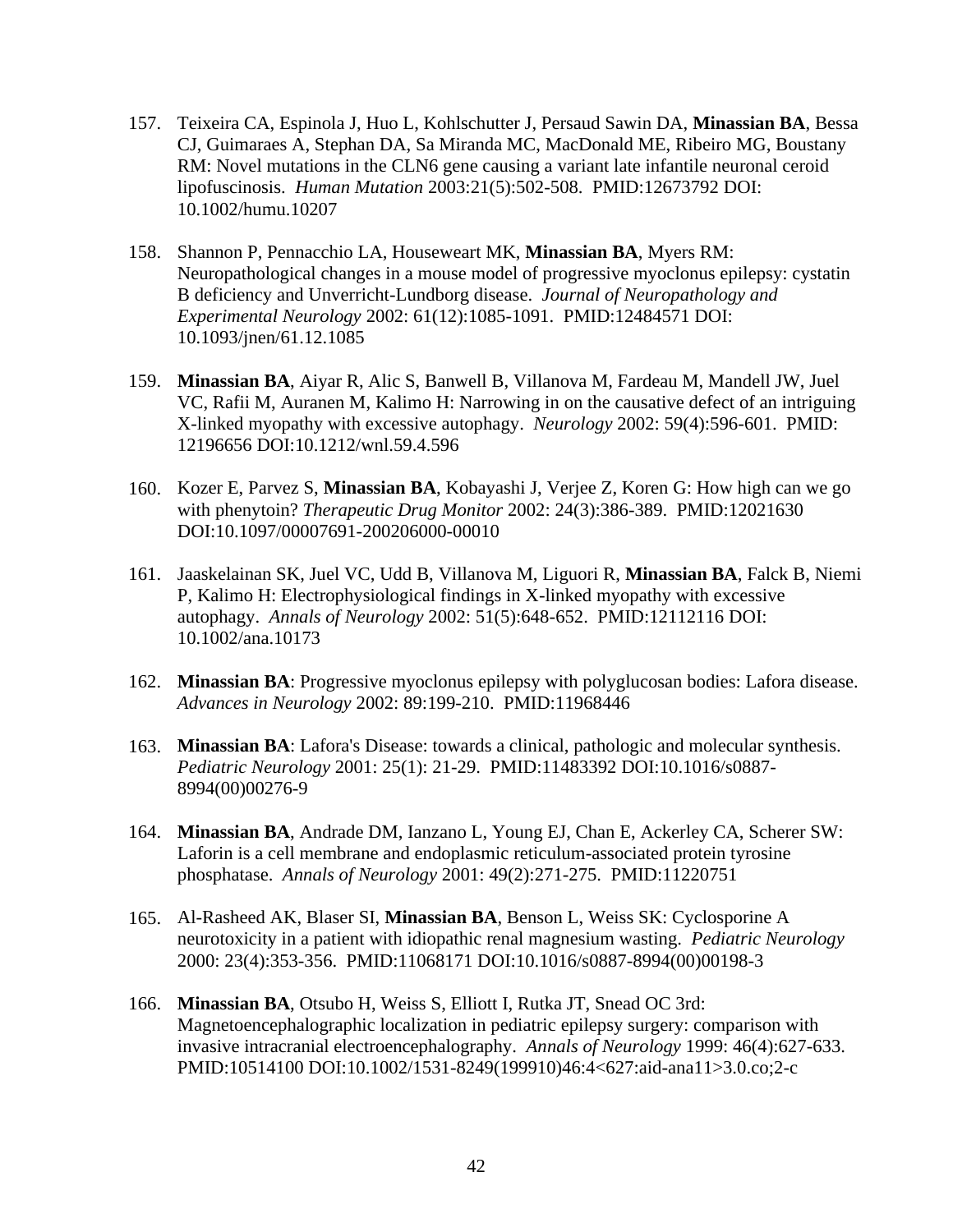157. Teixeira CA, Espinola J, Huo L, Kohlschutter J, Persaud Sawin DA, **Minassian BA**, Bessa CJ, Guimaraes A, Stephan DA, Sa Miranda MC, MacDonald ME, Ribeiro MG, Boustany RM: Novel mutations in the CLN6 gene causing a variant late infantile neuronal ceroid lipofuscinosis. *Human Mutation* 2003:21(5):502-508. PMID:12673792 DOI: 10.1002/humu.10207

158. Shannon P, Pennacchio LA, Houseweart MK, **Minassian BA**, Myers RM: Neuropathological changes in a mouse model of progressive myoclonus epilepsy: cystatin B deficiency and Unverricht-Lundborg disease. *Journal of Neuropathology and Experimental Neurology* 2002: 61(12):1085-1091. PMID:12484571 DOI: 10.1093/jnen/61.12.1085

159. **Minassian BA**, Aiyar R, Alic S, Banwell B, Villanova M, Fardeau M, Mandell JW, Juel VC, Rafii M, Auranen M, Kalimo H: Narrowing in on the causative defect of an intriguing X-linked myopathy with excessive autophagy. *Neurology* 2002: 59(4):596-601. PMID: 12196656 DOI:10.1212/wnl.59.4.596

160. Kozer E, Parvez S, **Minassian BA**, Kobayashi J, Verjee Z, Koren G: How high can we go with phenytoin? *Therapeutic Drug Monitor* 2002: 24(3):386-389. PMID:12021630 DOI:10.1097/00007691-200206000-00010

161. Jaaskelainan SK, Juel VC, Udd B, Villanova M, Liguori R, **Minassian BA**, Falck B, Niemi P, Kalimo H: Electrophysiological findings in X-linked myopathy with excessive autophagy. *Annals of Neurology* 2002: 51(5):648-652. PMID:12112116 DOI: 10.1002/ana.10173

162. **Minassian BA**: Progressive myoclonus epilepsy with polyglucosan bodies: Lafora disease. *Advances in Neurology* 2002: 89:199-210. PMID:11968446

163. **Minassian BA**: Lafora's Disease: towards a clinical, pathologic and molecular synthesis. *Pediatric Neurology* 2001: 25(1): 21-29. PMID:11483392 DOI:10.1016/s0887-8994(00)00276-9

164. **Minassian BA**, Andrade DM, Ianzano L, Young EJ, Chan E, Ackerley CA, Scherer SW: Laforin is a cell membrane and endoplasmic reticulum-associated protein tyrosine phosphatase. *Annals of Neurology* 2001: 49(2):271-275. PMID:11220751

165. Al-Rasheed AK, Blaser SI, **Minassian BA**, Benson L, Weiss SK: Cyclosporine A neurotoxicity in a patient with idiopathic renal magnesium wasting. *Pediatric Neurology* 2000: 23(4):353-356. PMID:11068171 DOI:10.1016/s0887-8994(00)00198-3

166. **Minassian BA**, Otsubo H, Weiss S, Elliott I, Rutka JT, Snead OC 3rd: Magnetoencephalographic localization in pediatric epilepsy surgery: comparison with invasive intracranial electroencephalography. *Annals of Neurology* 1999: 46(4):627-633. PMID:10514100 DOI:10.1002/1531-8249(199910)46:4<627:aid-ana11>3.0.co;2-c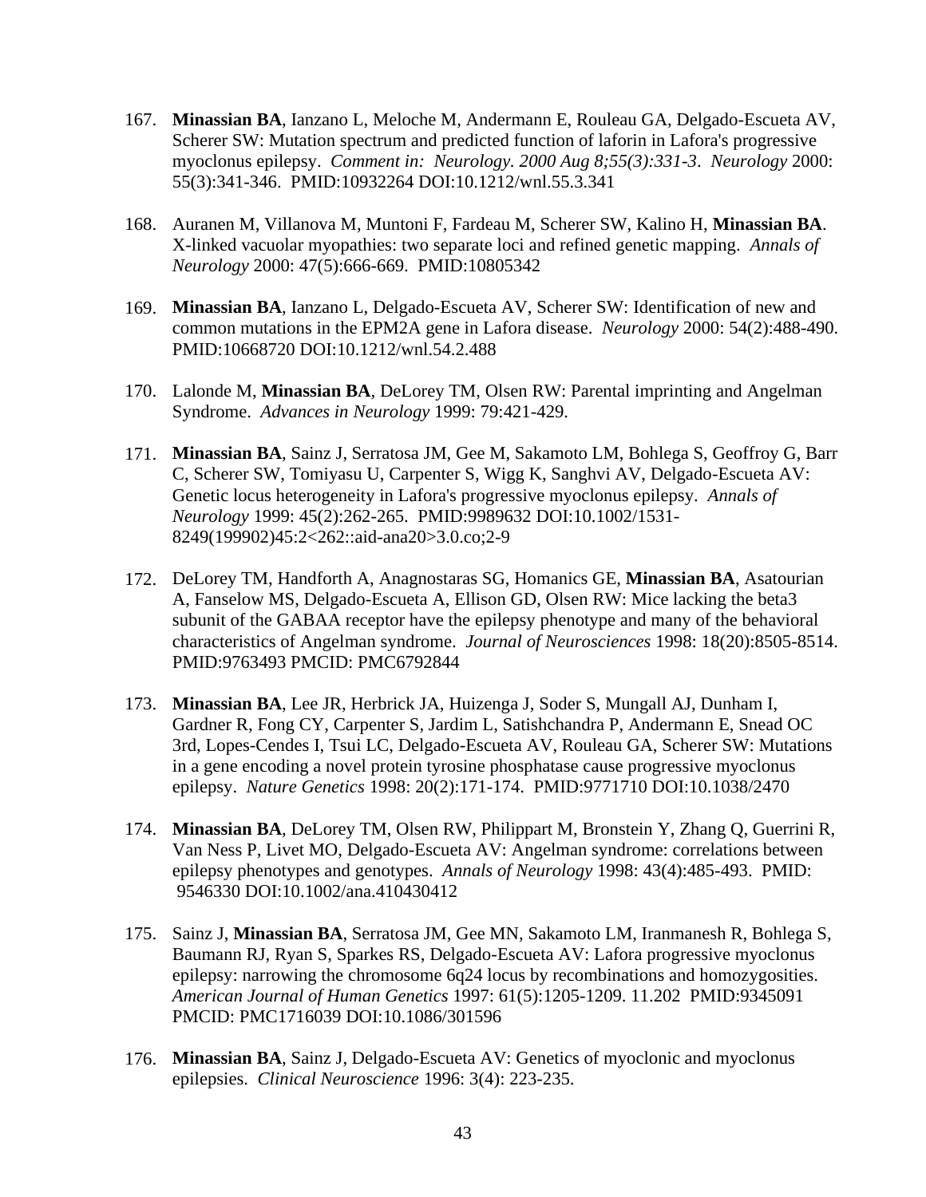167. **Minassian BA**, Ianzano L, Meloche M, Andermann E, Rouleau GA, Delgado-Escueta AV, Scherer SW: Mutation spectrum and predicted function of laforin in Lafora's progressive myoclonus epilepsy. *Comment in: Neurology. 2000 Aug 8;55(3):331-3*. *Neurology* 2000: 55(3):341-346. PMID:10932264 DOI:10.1212/wnl.55.3.341

168. Auranen M, Villanova M, Muntoni F, Fardeau M, Scherer SW, Kalino H, **Minassian BA**. X-linked vacuolar myopathies: two separate loci and refined genetic mapping. *Annals of Neurology* 2000: 47(5):666-669. PMID:10805342

169. **Minassian BA**, Ianzano L, Delgado-Escueta AV, Scherer SW: Identification of new and common mutations in the EPM2A gene in Lafora disease. *Neurology* 2000: 54(2):488-490. PMID:10668720 DOI:10.1212/wnl.54.2.488

170. Lalonde M, **Minassian BA**, DeLorey TM, Olsen RW: Parental imprinting and Angelman Syndrome. *Advances in Neurology* 1999: 79:421-429.

171. **Minassian BA**, Sainz J, Serratosa JM, Gee M, Sakamoto LM, Bohlega S, Geoffroy G, Barr C, Scherer SW, Tomiyasu U, Carpenter S, Wigg K, Sanghvi AV, Delgado-Escueta AV: Genetic locus heterogeneity in Lafora's progressive myoclonus epilepsy. *Annals of Neurology* 1999: 45(2):262-265. PMID:9989632 DOI:10.1002/1531-8249(199902)45:2<262::aid-ana20>3.0.co;2-9

172. DeLorey TM, Handforth A, Anagnostaras SG, Homanics GE, **Minassian BA**, Asatourian A, Fanselow MS, Delgado-Escueta A, Ellison GD, Olsen RW: Mice lacking the beta3 subunit of the GABAA receptor have the epilepsy phenotype and many of the behavioral characteristics of Angelman syndrome. *Journal of Neurosciences* 1998: 18(20):8505-8514. PMID:9763493 PMCID: PMC6792844

173. **Minassian BA**, Lee JR, Herbrick JA, Huizenga J, Soder S, Mungall AJ, Dunham I, Gardner R, Fong CY, Carpenter S, Jardim L, Satishchandra P, Andermann E, Snead OC 3rd, Lopes-Cendes I, Tsui LC, Delgado-Escueta AV, Rouleau GA, Scherer SW: Mutations in a gene encoding a novel protein tyrosine phosphatase cause progressive myoclonus epilepsy. *Nature Genetics* 1998: 20(2):171-174. PMID:9771710 DOI:10.1038/2470

174. **Minassian BA**, DeLorey TM, Olsen RW, Philippart M, Bronstein Y, Zhang Q, Guerrini R, Van Ness P, Livet MO, Delgado-Escueta AV: Angelman syndrome: correlations between epilepsy phenotypes and genotypes. *Annals of Neurology* 1998: 43(4):485-493. PMID: 9546330 DOI:10.1002/ana.410430412

175. Sainz J, **Minassian BA**, Serratosa JM, Gee MN, Sakamoto LM, Iranmanesh R, Bohlega S, Baumann RJ, Ryan S, Sparkes RS, Delgado-Escueta AV: Lafora progressive myoclonus epilepsy: narrowing the chromosome 6q24 locus by recombinations and homozygosities. *American Journal of Human Genetics* 1997: 61(5):1205-1209. 11.202 PMID:9345091 PMCID: PMC1716039 DOI:10.1086/301596

176. **Minassian BA**, Sainz J, Delgado-Escueta AV: Genetics of myoclonic and myoclonus epilepsies. *Clinical Neuroscience* 1996: 3(4): 223-235.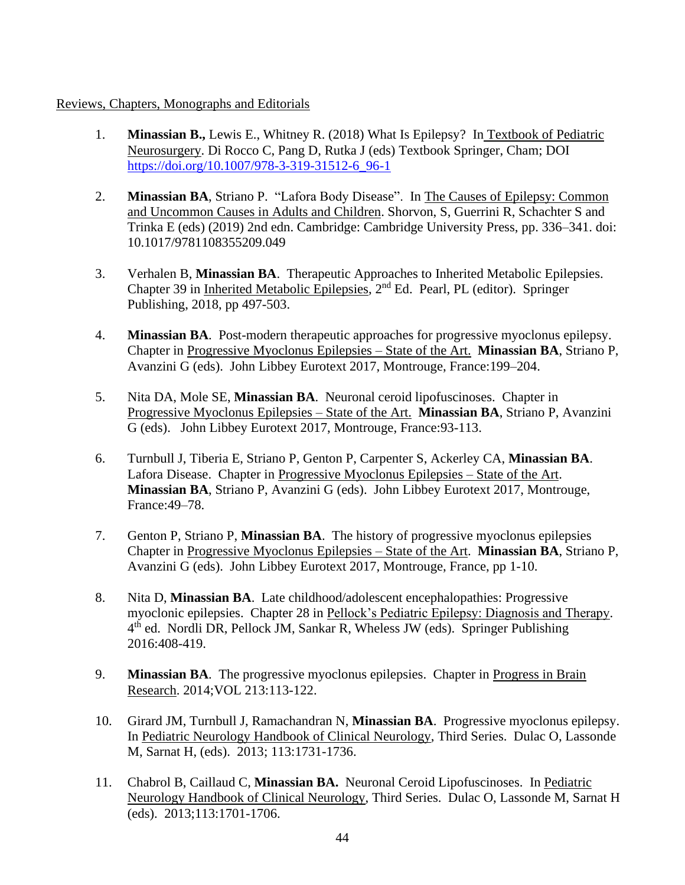Reviews, Chapters, Monographs and Editorials

1. **Minassian B.,** Lewis E., Whitney R. (2018) What Is Epilepsy? In Textbook of Pediatric Neurosurgery. Di Rocco C, Pang D, Rutka J (eds) Textbook Springer, Cham; DOI https://doi.org/10.1007/978-3-319-31512-6_96-1

2. **Minassian BA**, Striano P. "Lafora Body Disease". In The Causes of Epilepsy: Common and Uncommon Causes in Adults and Children. Shorvon, S, Guerrini R, Schachter S and Trinka E (eds) (2019) 2nd edn. Cambridge: Cambridge University Press, pp. 336–341. doi: 10.1017/9781108355209.049

3. Verhalen B, **Minassian BA**. Therapeutic Approaches to Inherited Metabolic Epilepsies. Chapter 39 in Inherited Metabolic Epilepsies, 2nd Ed. Pearl, PL (editor). Springer Publishing, 2018, pp 497-503.

4. **Minassian BA**. Post-modern therapeutic approaches for progressive myoclonus epilepsy. Chapter in Progressive Myoclonus Epilepsies – State of the Art. **Minassian BA**, Striano P, Avanzini G (eds). John Libbey Eurotext 2017, Montrouge, France:199–204.

5. Nita DA, Mole SE, **Minassian BA**. Neuronal ceroid lipofuscinoses. Chapter in Progressive Myoclonus Epilepsies – State of the Art. **Minassian BA**, Striano P, Avanzini G (eds). John Libbey Eurotext 2017, Montrouge, France:93-113.

6. Turnbull J, Tiberia E, Striano P, Genton P, Carpenter S, Ackerley CA, **Minassian BA**. Lafora Disease. Chapter in Progressive Myoclonus Epilepsies – State of the Art. **Minassian BA**, Striano P, Avanzini G (eds). John Libbey Eurotext 2017, Montrouge, France:49–78.

7. Genton P, Striano P, **Minassian BA**. The history of progressive myoclonus epilepsies Chapter in Progressive Myoclonus Epilepsies – State of the Art. **Minassian BA**, Striano P, Avanzini G (eds). John Libbey Eurotext 2017, Montrouge, France, pp 1-10.

8. Nita D, **Minassian BA**. Late childhood/adolescent encephalopathies: Progressive myoclonic epilepsies. Chapter 28 in Pellock's Pediatric Epilepsy: Diagnosis and Therapy. 4th ed. Nordli DR, Pellock JM, Sankar R, Wheless JW (eds). Springer Publishing 2016:408-419.

9. **Minassian BA**. The progressive myoclonus epilepsies. Chapter in Progress in Brain Research. 2014;VOL 213:113-122.

10. Girard JM, Turnbull J, Ramachandran N, **Minassian BA**. Progressive myoclonus epilepsy. In Pediatric Neurology Handbook of Clinical Neurology, Third Series. Dulac O, Lassonde M, Sarnat H, (eds). 2013; 113:1731-1736.

11. Chabrol B, Caillaud C, **Minassian BA.** Neuronal Ceroid Lipofuscinoses. In Pediatric Neurology Handbook of Clinical Neurology, Third Series. Dulac O, Lassonde M, Sarnat H (eds). 2013;113:1701-1706.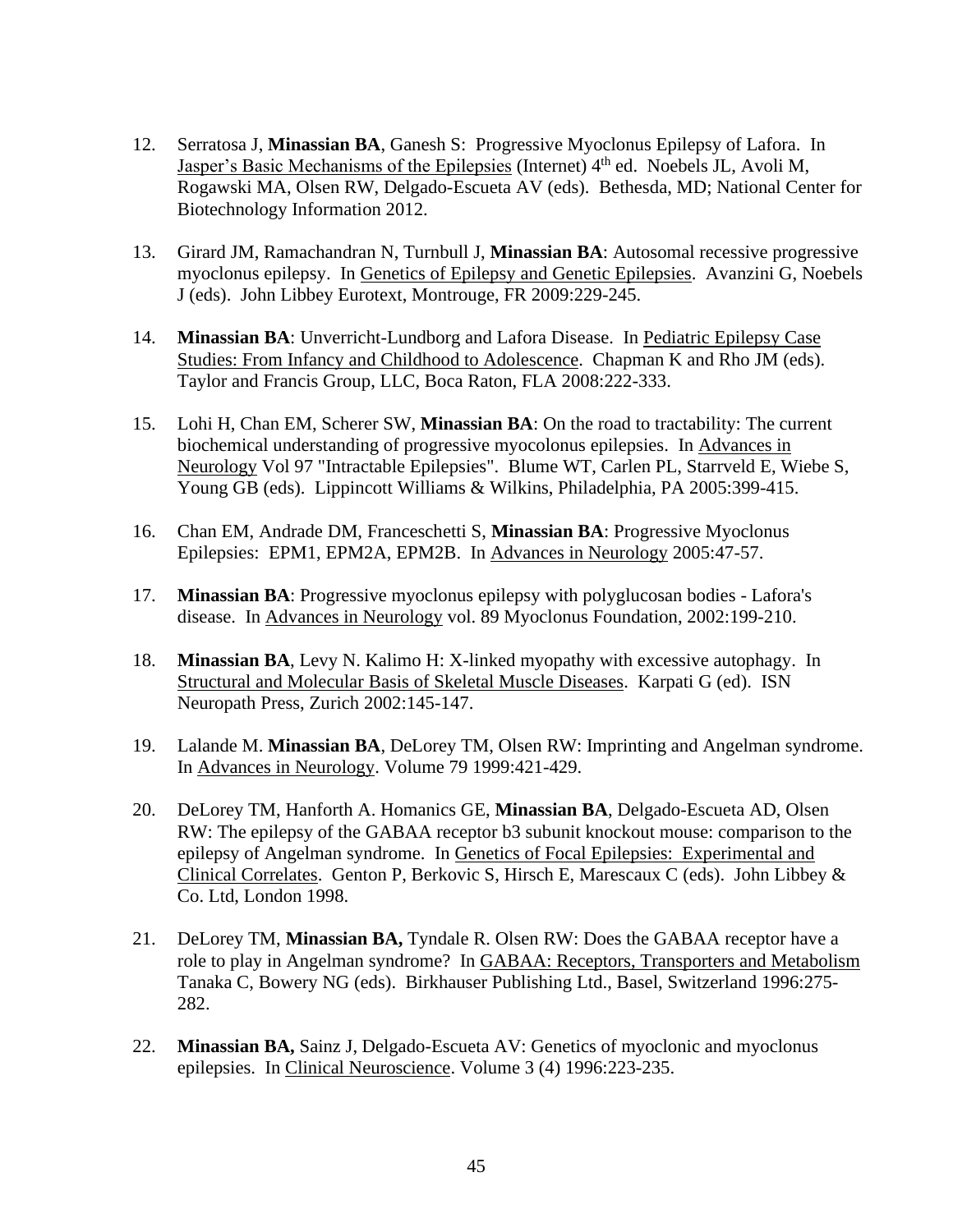12. Serratosa J, **Minassian BA**, Ganesh S: Progressive Myoclonus Epilepsy of Lafora. In Jasper's Basic Mechanisms of the Epilepsies (Internet) 4th ed. Noebels JL, Avoli M, Rogawski MA, Olsen RW, Delgado-Escueta AV (eds). Bethesda, MD; National Center for Biotechnology Information 2012.

13. Girard JM, Ramachandran N, Turnbull J, **Minassian BA**: Autosomal recessive progressive myoclonus epilepsy. In Genetics of Epilepsy and Genetic Epilepsies. Avanzini G, Noebels J (eds). John Libbey Eurotext, Montrouge, FR 2009:229-245.

14. **Minassian BA**: Unverricht-Lundborg and Lafora Disease. In Pediatric Epilepsy Case Studies: From Infancy and Childhood to Adolescence. Chapman K and Rho JM (eds). Taylor and Francis Group, LLC, Boca Raton, FLA 2008:222-333.

15. Lohi H, Chan EM, Scherer SW, **Minassian BA**: On the road to tractability: The current biochemical understanding of progressive myocolonus epilepsies. In Advances in Neurology Vol 97 "Intractable Epilepsies". Blume WT, Carlen PL, Starrveld E, Wiebe S, Young GB (eds). Lippincott Williams & Wilkins, Philadelphia, PA 2005:399-415.

16. Chan EM, Andrade DM, Franceschetti S, **Minassian BA**: Progressive Myoclonus Epilepsies: EPM1, EPM2A, EPM2B. In Advances in Neurology 2005:47-57.

17. **Minassian BA**: Progressive myoclonus epilepsy with polyglucosan bodies - Lafora's disease. In Advances in Neurology vol. 89 Myoclonus Foundation, 2002:199-210.

18. **Minassian BA**, Levy N. Kalimo H: X-linked myopathy with excessive autophagy. In Structural and Molecular Basis of Skeletal Muscle Diseases. Karpati G (ed). ISN Neuropath Press, Zurich 2002:145-147.

19. Lalande M. **Minassian BA**, DeLorey TM, Olsen RW: Imprinting and Angelman syndrome. In Advances in Neurology. Volume 79 1999:421-429.

20. DeLorey TM, Hanforth A. Homanics GE, **Minassian BA**, Delgado-Escueta AD, Olsen RW: The epilepsy of the GABAA receptor b3 subunit knockout mouse: comparison to the epilepsy of Angelman syndrome. In Genetics of Focal Epilepsies: Experimental and Clinical Correlates. Genton P, Berkovic S, Hirsch E, Marescaux C (eds). John Libbey & Co. Ltd, London 1998.

21. DeLorey TM, **Minassian BA,** Tyndale R. Olsen RW: Does the GABAA receptor have a role to play in Angelman syndrome? In GABAA: Receptors, Transporters and Metabolism Tanaka C, Bowery NG (eds). Birkhauser Publishing Ltd., Basel, Switzerland 1996:275-282.

22. **Minassian BA,** Sainz J, Delgado-Escueta AV: Genetics of myoclonic and myoclonus epilepsies. In Clinical Neuroscience. Volume 3 (4) 1996:223-235.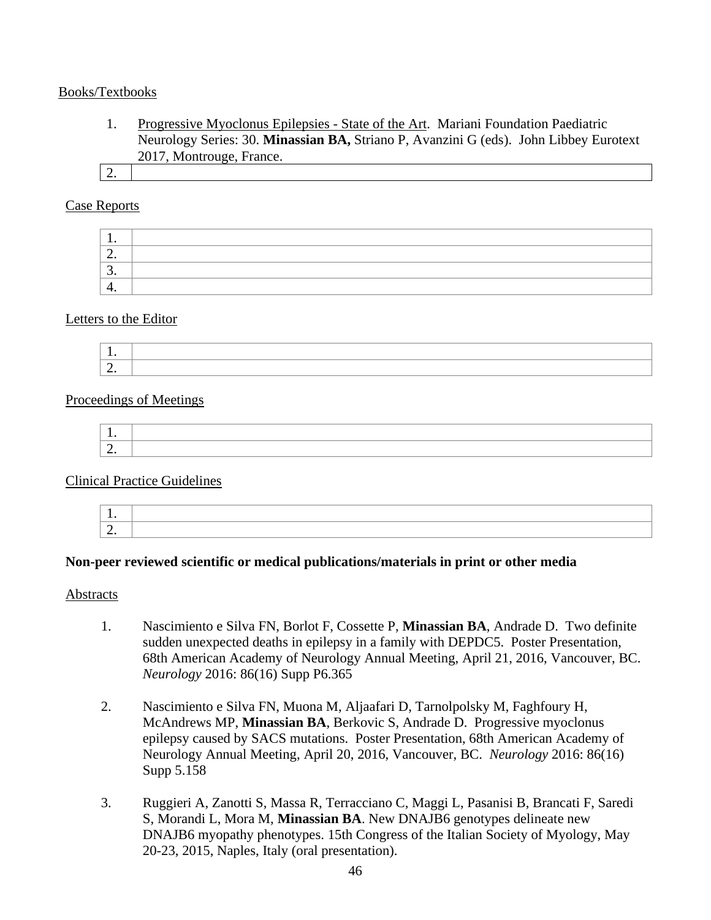Books/Textbooks

1. Progressive Myoclonus Epilepsies - State of the Art. Mariani Foundation Paediatric Neurology Series: 30. **Minassian BA,** Striano P, Avanzini G (eds). John Libbey Eurotext 2017, Montrouge, France.

| 2. | |
|---|---|

Case Reports

| 1. | |
|---|---|
| 2. | |
| 3. | |
| 4. | |

Letters to the Editor

| 1. | |
|---|---|
| 2. | |

Proceedings of Meetings

| 1. | |
|---|---|
| 2. | |

Clinical Practice Guidelines

| 1. | |
|---|---|
| 2. | |

**Non-peer reviewed scientific or medical publications/materials in print or other media**

Abstracts

1. Nascimiento e Silva FN, Borlot F, Cossette P, **Minassian BA**, Andrade D. Two definite sudden unexpected deaths in epilepsy in a family with DEPDC5. Poster Presentation, 68th American Academy of Neurology Annual Meeting, April 21, 2016, Vancouver, BC. *Neurology* 2016: 86(16) Supp P6.365

2. Nascimiento e Silva FN, Muona M, Aljaafari D, Tarnolpolsky M, Faghfoury H, McAndrews MP, **Minassian BA**, Berkovic S, Andrade D. Progressive myoclonus epilepsy caused by SACS mutations. Poster Presentation, 68th American Academy of Neurology Annual Meeting, April 20, 2016, Vancouver, BC. *Neurology* 2016: 86(16) Supp 5.158

3. Ruggieri A, Zanotti S, Massa R, Terracciano C, Maggi L, Pasanisi B, Brancati F, Saredi S, Morandi L, Mora M, **Minassian BA**. New DNAJB6 genotypes delineate new DNAJB6 myopathy phenotypes. 15th Congress of the Italian Society of Myology, May 20-23, 2015, Naples, Italy (oral presentation).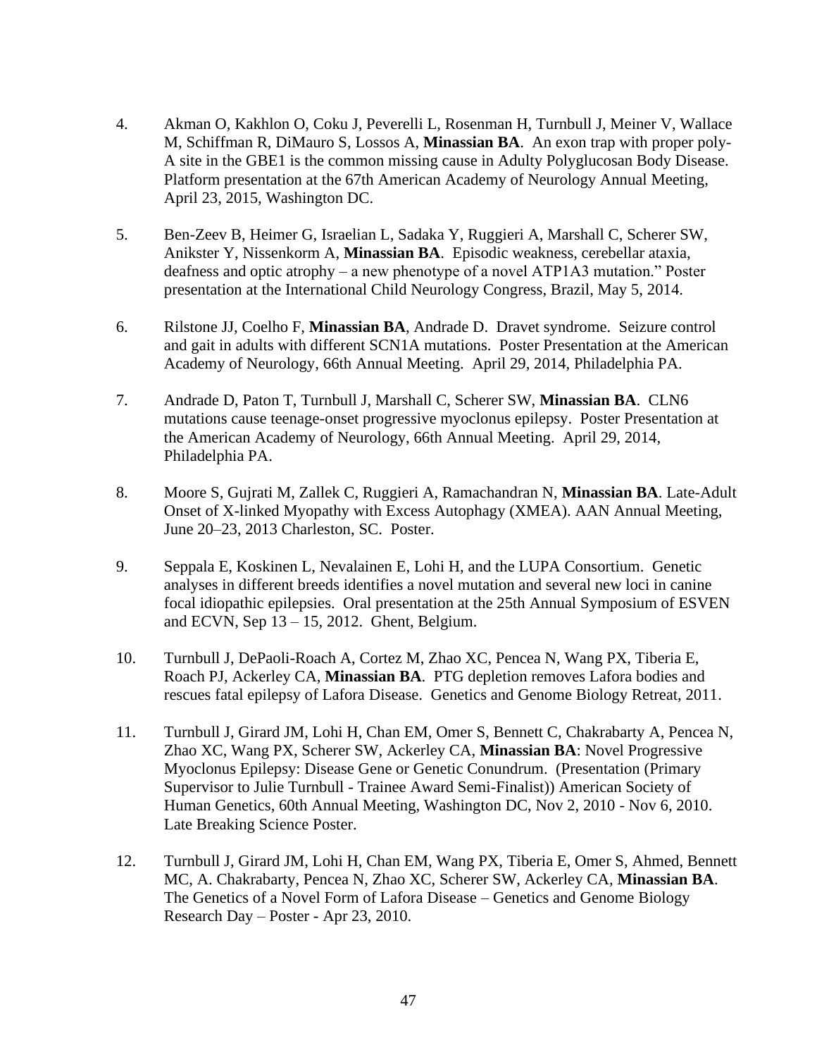4. Akman O, Kakhlon O, Coku J, Peverelli L, Rosenman H, Turnbull J, Meiner V, Wallace M, Schiffman R, DiMauro S, Lossos A, **Minassian BA**. An exon trap with proper poly-A site in the GBE1 is the common missing cause in Adulty Polyglucosan Body Disease. Platform presentation at the 67th American Academy of Neurology Annual Meeting, April 23, 2015, Washington DC.

5. Ben-Zeev B, Heimer G, Israelian L, Sadaka Y, Ruggieri A, Marshall C, Scherer SW, Anikster Y, Nissenkorm A, **Minassian BA**. Episodic weakness, cerebellar ataxia, deafness and optic atrophy – a new phenotype of a novel ATP1A3 mutation." Poster presentation at the International Child Neurology Congress, Brazil, May 5, 2014.

6. Rilstone JJ, Coelho F, **Minassian BA**, Andrade D. Dravet syndrome. Seizure control and gait in adults with different SCN1A mutations. Poster Presentation at the American Academy of Neurology, 66th Annual Meeting. April 29, 2014, Philadelphia PA.

7. Andrade D, Paton T, Turnbull J, Marshall C, Scherer SW, **Minassian BA**. CLN6 mutations cause teenage-onset progressive myoclonus epilepsy. Poster Presentation at the American Academy of Neurology, 66th Annual Meeting. April 29, 2014, Philadelphia PA.

8. Moore S, Gujrati M, Zallek C, Ruggieri A, Ramachandran N, **Minassian BA**. Late-Adult Onset of X-linked Myopathy with Excess Autophagy (XMEA). AAN Annual Meeting, June 20–23, 2013 Charleston, SC. Poster.

9. Seppala E, Koskinen L, Nevalainen E, Lohi H, and the LUPA Consortium. Genetic analyses in different breeds identifies a novel mutation and several new loci in canine focal idiopathic epilepsies. Oral presentation at the 25th Annual Symposium of ESVEN and ECVN, Sep 13 – 15, 2012. Ghent, Belgium.

10. Turnbull J, DePaoli-Roach A, Cortez M, Zhao XC, Pencea N, Wang PX, Tiberia E, Roach PJ, Ackerley CA, **Minassian BA**. PTG depletion removes Lafora bodies and rescues fatal epilepsy of Lafora Disease. Genetics and Genome Biology Retreat, 2011.

11. Turnbull J, Girard JM, Lohi H, Chan EM, Omer S, Bennett C, Chakrabarty A, Pencea N, Zhao XC, Wang PX, Scherer SW, Ackerley CA, **Minassian BA**: Novel Progressive Myoclonus Epilepsy: Disease Gene or Genetic Conundrum. (Presentation (Primary Supervisor to Julie Turnbull - Trainee Award Semi-Finalist)) American Society of Human Genetics, 60th Annual Meeting, Washington DC, Nov 2, 2010 - Nov 6, 2010. Late Breaking Science Poster.

12. Turnbull J, Girard JM, Lohi H, Chan EM, Wang PX, Tiberia E, Omer S, Ahmed, Bennett MC, A. Chakrabarty, Pencea N, Zhao XC, Scherer SW, Ackerley CA, **Minassian BA**. The Genetics of a Novel Form of Lafora Disease – Genetics and Genome Biology Research Day – Poster - Apr 23, 2010.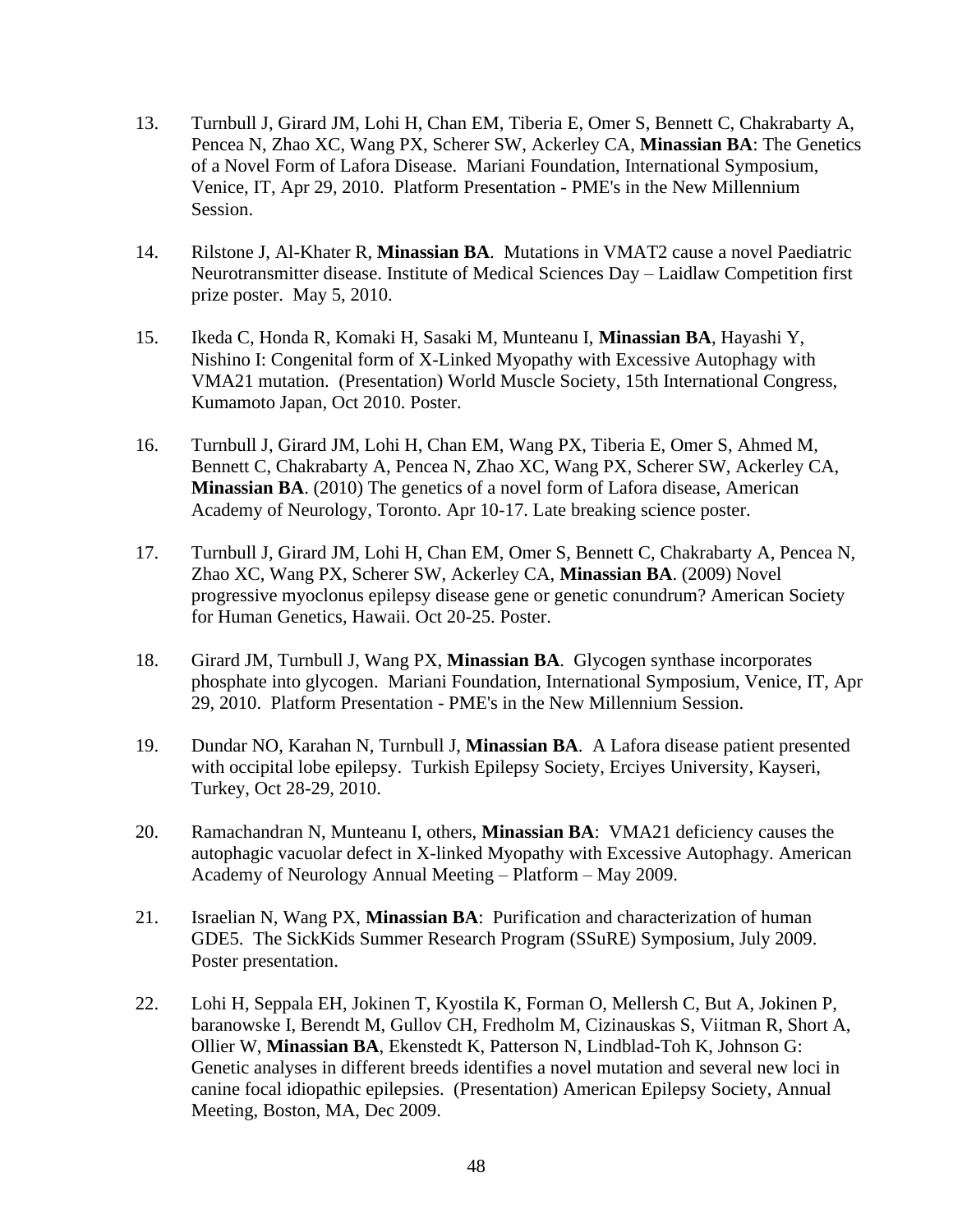13. Turnbull J, Girard JM, Lohi H, Chan EM, Tiberia E, Omer S, Bennett C, Chakrabarty A, Pencea N, Zhao XC, Wang PX, Scherer SW, Ackerley CA, **Minassian BA**: The Genetics of a Novel Form of Lafora Disease. Mariani Foundation, International Symposium, Venice, IT, Apr 29, 2010. Platform Presentation - PME's in the New Millennium Session.

14. Rilstone J, Al-Khater R, **Minassian BA**. Mutations in VMAT2 cause a novel Paediatric Neurotransmitter disease. Institute of Medical Sciences Day – Laidlaw Competition first prize poster. May 5, 2010.

15. Ikeda C, Honda R, Komaki H, Sasaki M, Munteanu I, **Minassian BA**, Hayashi Y, Nishino I: Congenital form of X-Linked Myopathy with Excessive Autophagy with VMA21 mutation. (Presentation) World Muscle Society, 15th International Congress, Kumamoto Japan, Oct 2010. Poster.

16. Turnbull J, Girard JM, Lohi H, Chan EM, Wang PX, Tiberia E, Omer S, Ahmed M, Bennett C, Chakrabarty A, Pencea N, Zhao XC, Wang PX, Scherer SW, Ackerley CA, **Minassian BA**. (2010) The genetics of a novel form of Lafora disease, American Academy of Neurology, Toronto. Apr 10-17. Late breaking science poster.

17. Turnbull J, Girard JM, Lohi H, Chan EM, Omer S, Bennett C, Chakrabarty A, Pencea N, Zhao XC, Wang PX, Scherer SW, Ackerley CA, **Minassian BA**. (2009) Novel progressive myoclonus epilepsy disease gene or genetic conundrum? American Society for Human Genetics, Hawaii. Oct 20-25. Poster.

18. Girard JM, Turnbull J, Wang PX, **Minassian BA**. Glycogen synthase incorporates phosphate into glycogen. Mariani Foundation, International Symposium, Venice, IT, Apr 29, 2010. Platform Presentation - PME's in the New Millennium Session.

19. Dundar NO, Karahan N, Turnbull J, **Minassian BA**. A Lafora disease patient presented with occipital lobe epilepsy. Turkish Epilepsy Society, Erciyes University, Kayseri, Turkey, Oct 28-29, 2010.

20. Ramachandran N, Munteanu I, others, **Minassian BA**: VMA21 deficiency causes the autophagic vacuolar defect in X-linked Myopathy with Excessive Autophagy. American Academy of Neurology Annual Meeting – Platform – May 2009.

21. Israelian N, Wang PX, **Minassian BA**: Purification and characterization of human GDE5. The SickKids Summer Research Program (SSuRE) Symposium, July 2009. Poster presentation.

22. Lohi H, Seppala EH, Jokinen T, Kyostila K, Forman O, Mellersh C, But A, Jokinen P, baranowske I, Berendt M, Gullov CH, Fredholm M, Cizinauskas S, Viitman R, Short A, Ollier W, **Minassian BA**, Ekenstedt K, Patterson N, Lindblad-Toh K, Johnson G: Genetic analyses in different breeds identifies a novel mutation and several new loci in canine focal idiopathic epilepsies. (Presentation) American Epilepsy Society, Annual Meeting, Boston, MA, Dec 2009.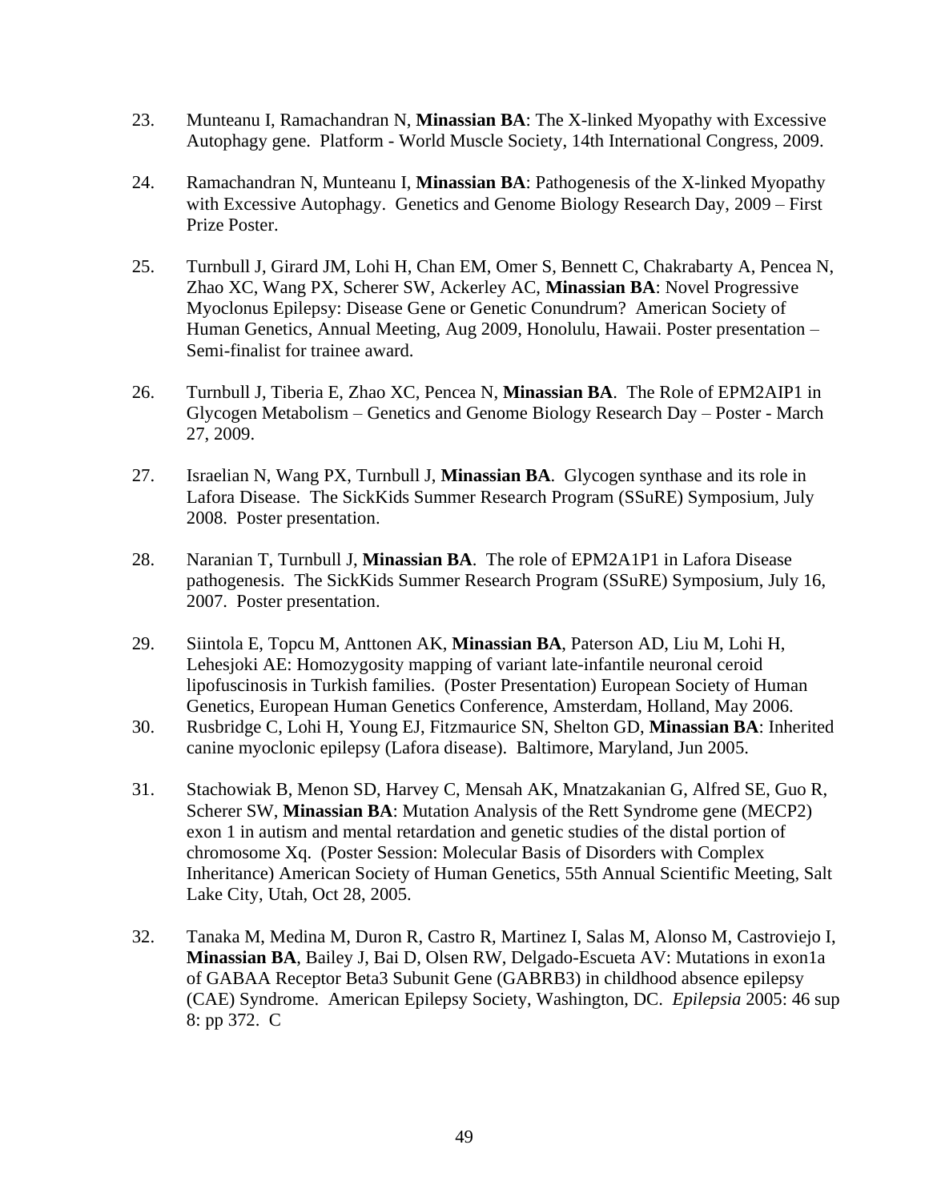23. Munteanu I, Ramachandran N, **Minassian BA**: The X-linked Myopathy with Excessive Autophagy gene. Platform - World Muscle Society, 14th International Congress, 2009.

24. Ramachandran N, Munteanu I, **Minassian BA**: Pathogenesis of the X-linked Myopathy with Excessive Autophagy. Genetics and Genome Biology Research Day, 2009 – First Prize Poster.

25. Turnbull J, Girard JM, Lohi H, Chan EM, Omer S, Bennett C, Chakrabarty A, Pencea N, Zhao XC, Wang PX, Scherer SW, Ackerley AC, **Minassian BA**: Novel Progressive Myoclonus Epilepsy: Disease Gene or Genetic Conundrum? American Society of Human Genetics, Annual Meeting, Aug 2009, Honolulu, Hawaii. Poster presentation – Semi-finalist for trainee award.

26. Turnbull J, Tiberia E, Zhao XC, Pencea N, **Minassian BA**. The Role of EPM2AIP1 in Glycogen Metabolism – Genetics and Genome Biology Research Day – Poster - March 27, 2009.

27. Israelian N, Wang PX, Turnbull J, **Minassian BA**. Glycogen synthase and its role in Lafora Disease. The SickKids Summer Research Program (SSuRE) Symposium, July 2008. Poster presentation.

28. Naranian T, Turnbull J, **Minassian BA**. The role of EPM2A1P1 in Lafora Disease pathogenesis. The SickKids Summer Research Program (SSuRE) Symposium, July 16, 2007. Poster presentation.

29. Siintola E, Topcu M, Anttonen AK, **Minassian BA**, Paterson AD, Liu M, Lohi H, Lehesjoki AE: Homozygosity mapping of variant late-infantile neuronal ceroid lipofuscinosis in Turkish families. (Poster Presentation) European Society of Human Genetics, European Human Genetics Conference, Amsterdam, Holland, May 2006.

30. Rusbridge C, Lohi H, Young EJ, Fitzmaurice SN, Shelton GD, **Minassian BA**: Inherited canine myoclonic epilepsy (Lafora disease). Baltimore, Maryland, Jun 2005.

31. Stachowiak B, Menon SD, Harvey C, Mensah AK, Mnatzakanian G, Alfred SE, Guo R, Scherer SW, **Minassian BA**: Mutation Analysis of the Rett Syndrome gene (MECP2) exon 1 in autism and mental retardation and genetic studies of the distal portion of chromosome Xq. (Poster Session: Molecular Basis of Disorders with Complex Inheritance) American Society of Human Genetics, 55th Annual Scientific Meeting, Salt Lake City, Utah, Oct 28, 2005.

32. Tanaka M, Medina M, Duron R, Castro R, Martinez I, Salas M, Alonso M, Castroviejo I, **Minassian BA**, Bailey J, Bai D, Olsen RW, Delgado-Escueta AV: Mutations in exon1a of GABAA Receptor Beta3 Subunit Gene (GABRB3) in childhood absence epilepsy (CAE) Syndrome. American Epilepsy Society, Washington, DC. *Epilepsia* 2005: 46 sup 8: pp 372. C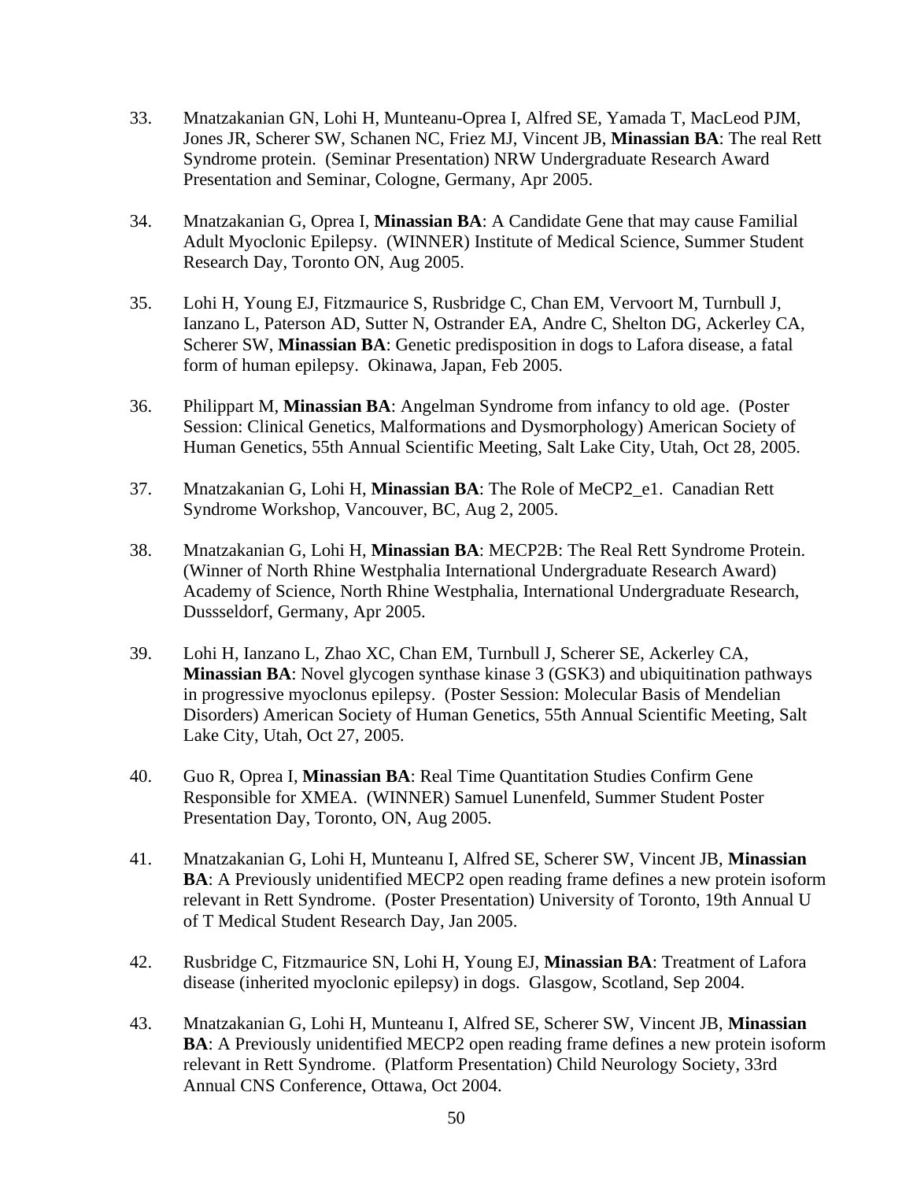33. Mnatzakanian GN, Lohi H, Munteanu-Oprea I, Alfred SE, Yamada T, MacLeod PJM, Jones JR, Scherer SW, Schanen NC, Friez MJ, Vincent JB, **Minassian BA**: The real Rett Syndrome protein. (Seminar Presentation) NRW Undergraduate Research Award Presentation and Seminar, Cologne, Germany, Apr 2005.

34. Mnatzakanian G, Oprea I, **Minassian BA**: A Candidate Gene that may cause Familial Adult Myoclonic Epilepsy. (WINNER) Institute of Medical Science, Summer Student Research Day, Toronto ON, Aug 2005.

35. Lohi H, Young EJ, Fitzmaurice S, Rusbridge C, Chan EM, Vervoort M, Turnbull J, Ianzano L, Paterson AD, Sutter N, Ostrander EA, Andre C, Shelton DG, Ackerley CA, Scherer SW, **Minassian BA**: Genetic predisposition in dogs to Lafora disease, a fatal form of human epilepsy. Okinawa, Japan, Feb 2005.

36. Philippart M, **Minassian BA**: Angelman Syndrome from infancy to old age. (Poster Session: Clinical Genetics, Malformations and Dysmorphology) American Society of Human Genetics, 55th Annual Scientific Meeting, Salt Lake City, Utah, Oct 28, 2005.

37. Mnatzakanian G, Lohi H, **Minassian BA**: The Role of MeCP2_e1. Canadian Rett Syndrome Workshop, Vancouver, BC, Aug 2, 2005.

38. Mnatzakanian G, Lohi H, **Minassian BA**: MECP2B: The Real Rett Syndrome Protein. (Winner of North Rhine Westphalia International Undergraduate Research Award) Academy of Science, North Rhine Westphalia, International Undergraduate Research, Dussseldorf, Germany, Apr 2005.

39. Lohi H, Ianzano L, Zhao XC, Chan EM, Turnbull J, Scherer SE, Ackerley CA, **Minassian BA**: Novel glycogen synthase kinase 3 (GSK3) and ubiquitination pathways in progressive myoclonus epilepsy. (Poster Session: Molecular Basis of Mendelian Disorders) American Society of Human Genetics, 55th Annual Scientific Meeting, Salt Lake City, Utah, Oct 27, 2005.

40. Guo R, Oprea I, **Minassian BA**: Real Time Quantitation Studies Confirm Gene Responsible for XMEA. (WINNER) Samuel Lunenfeld, Summer Student Poster Presentation Day, Toronto, ON, Aug 2005.

41. Mnatzakanian G, Lohi H, Munteanu I, Alfred SE, Scherer SW, Vincent JB, **Minassian BA**: A Previously unidentified MECP2 open reading frame defines a new protein isoform relevant in Rett Syndrome. (Poster Presentation) University of Toronto, 19th Annual U of T Medical Student Research Day, Jan 2005.

42. Rusbridge C, Fitzmaurice SN, Lohi H, Young EJ, **Minassian BA**: Treatment of Lafora disease (inherited myoclonic epilepsy) in dogs. Glasgow, Scotland, Sep 2004.

43. Mnatzakanian G, Lohi H, Munteanu I, Alfred SE, Scherer SW, Vincent JB, **Minassian BA**: A Previously unidentified MECP2 open reading frame defines a new protein isoform relevant in Rett Syndrome. (Platform Presentation) Child Neurology Society, 33rd Annual CNS Conference, Ottawa, Oct 2004.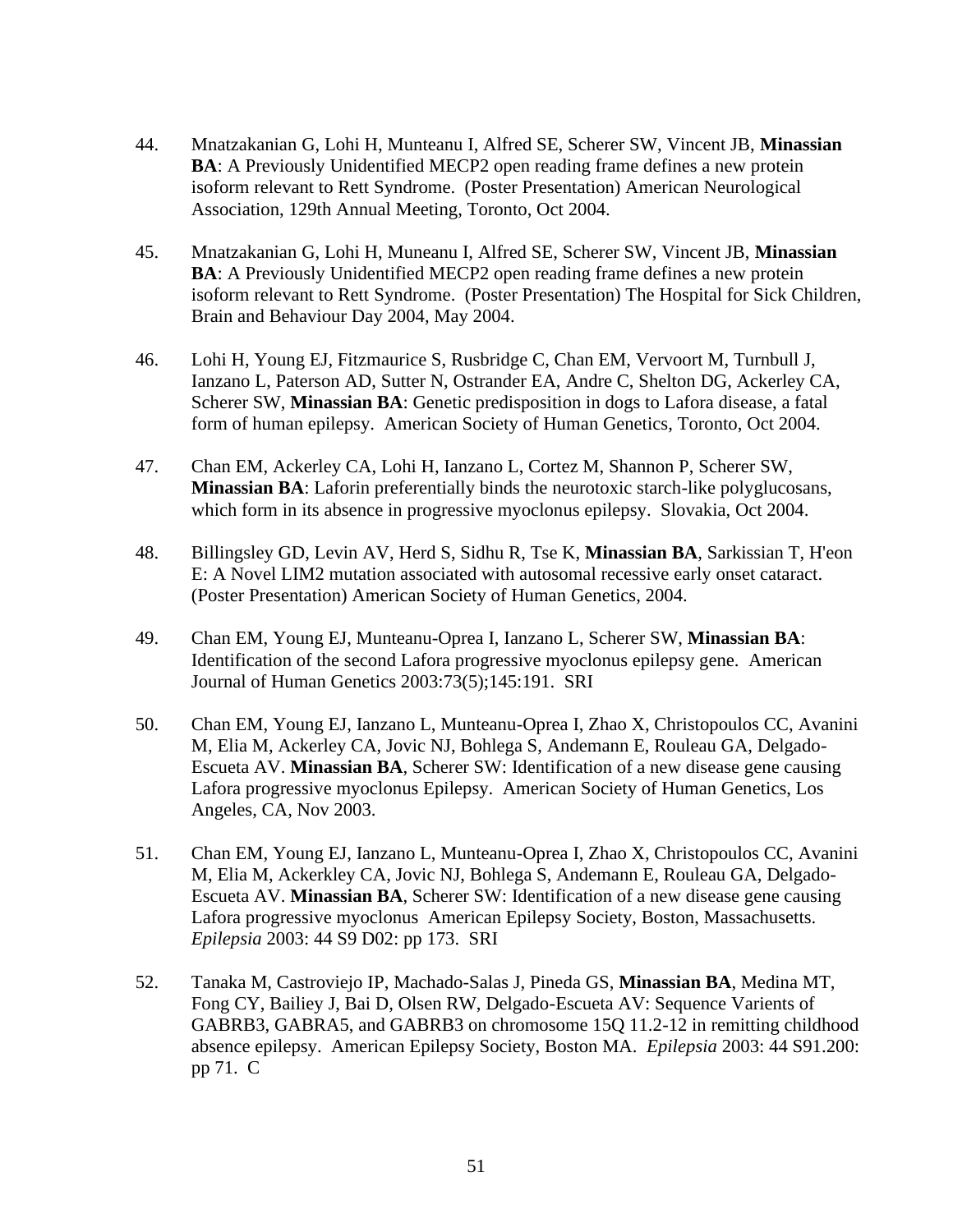44. Mnatzakanian G, Lohi H, Munteanu I, Alfred SE, Scherer SW, Vincent JB, **Minassian BA**: A Previously Unidentified MECP2 open reading frame defines a new protein isoform relevant to Rett Syndrome. (Poster Presentation) American Neurological Association, 129th Annual Meeting, Toronto, Oct 2004.

45. Mnatzakanian G, Lohi H, Muneanu I, Alfred SE, Scherer SW, Vincent JB, **Minassian BA**: A Previously Unidentified MECP2 open reading frame defines a new protein isoform relevant to Rett Syndrome. (Poster Presentation) The Hospital for Sick Children, Brain and Behaviour Day 2004, May 2004.

46. Lohi H, Young EJ, Fitzmaurice S, Rusbridge C, Chan EM, Vervoort M, Turnbull J, Ianzano L, Paterson AD, Sutter N, Ostrander EA, Andre C, Shelton DG, Ackerley CA, Scherer SW, **Minassian BA**: Genetic predisposition in dogs to Lafora disease, a fatal form of human epilepsy. American Society of Human Genetics, Toronto, Oct 2004.

47. Chan EM, Ackerley CA, Lohi H, Ianzano L, Cortez M, Shannon P, Scherer SW, **Minassian BA**: Laforin preferentially binds the neurotoxic starch-like polyglucosans, which form in its absence in progressive myoclonus epilepsy. Slovakia, Oct 2004.

48. Billingsley GD, Levin AV, Herd S, Sidhu R, Tse K, **Minassian BA**, Sarkissian T, H'eon E: A Novel LIM2 mutation associated with autosomal recessive early onset cataract. (Poster Presentation) American Society of Human Genetics, 2004.

49. Chan EM, Young EJ, Munteanu-Oprea I, Ianzano L, Scherer SW, **Minassian BA**: Identification of the second Lafora progressive myoclonus epilepsy gene. American Journal of Human Genetics 2003:73(5);145:191. SRI

50. Chan EM, Young EJ, Ianzano L, Munteanu-Oprea I, Zhao X, Christopoulos CC, Avanini M, Elia M, Ackerley CA, Jovic NJ, Bohlega S, Andemann E, Rouleau GA, Delgado-Escueta AV. **Minassian BA**, Scherer SW: Identification of a new disease gene causing Lafora progressive myoclonus Epilepsy. American Society of Human Genetics, Los Angeles, CA, Nov 2003.

51. Chan EM, Young EJ, Ianzano L, Munteanu-Oprea I, Zhao X, Christopoulos CC, Avanini M, Elia M, Ackerkley CA, Jovic NJ, Bohlega S, Andemann E, Rouleau GA, Delgado-Escueta AV. **Minassian BA**, Scherer SW: Identification of a new disease gene causing Lafora progressive myoclonus American Epilepsy Society, Boston, Massachusetts. *Epilepsia* 2003: 44 S9 D02: pp 173. SRI

52. Tanaka M, Castroviejo IP, Machado-Salas J, Pineda GS, **Minassian BA**, Medina MT, Fong CY, Bailiey J, Bai D, Olsen RW, Delgado-Escueta AV: Sequence Varients of GABRB3, GABRA5, and GABRB3 on chromosome 15Q 11.2-12 in remitting childhood absence epilepsy. American Epilepsy Society, Boston MA. *Epilepsia* 2003: 44 S91.200: pp 71. C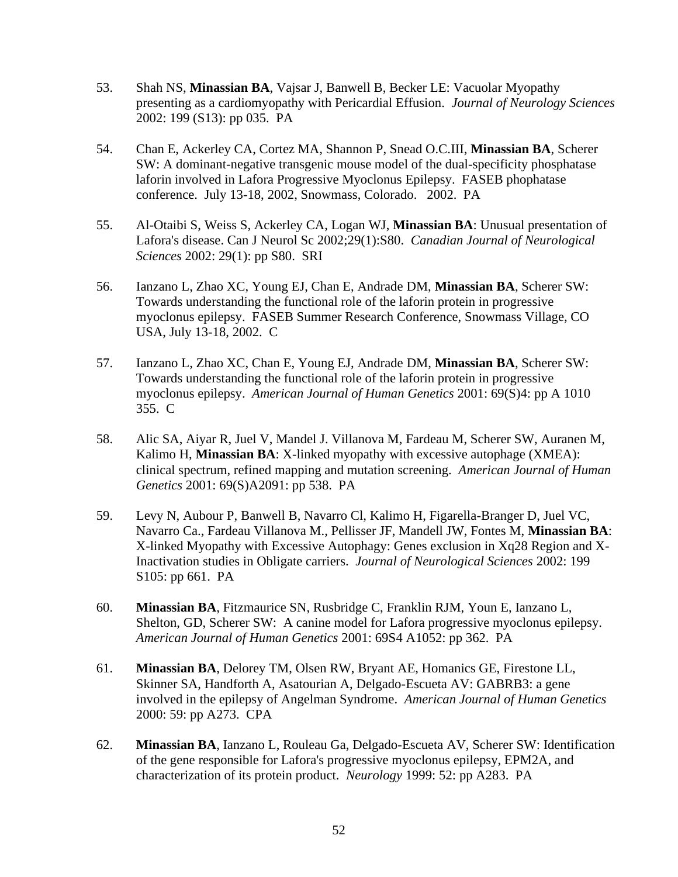53. Shah NS, **Minassian BA**, Vajsar J, Banwell B, Becker LE: Vacuolar Myopathy presenting as a cardiomyopathy with Pericardial Effusion. *Journal of Neurology Sciences* 2002: 199 (S13): pp 035. PA

54. Chan E, Ackerley CA, Cortez MA, Shannon P, Snead O.C.III, **Minassian BA**, Scherer SW: A dominant-negative transgenic mouse model of the dual-specificity phosphatase laforin involved in Lafora Progressive Myoclonus Epilepsy. FASEB phophatase conference. July 13-18, 2002, Snowmass, Colorado. 2002. PA

55. Al-Otaibi S, Weiss S, Ackerley CA, Logan WJ, **Minassian BA**: Unusual presentation of Lafora's disease. Can J Neurol Sc 2002;29(1):S80. *Canadian Journal of Neurological Sciences* 2002: 29(1): pp S80. SRI

56. Ianzano L, Zhao XC, Young EJ, Chan E, Andrade DM, **Minassian BA**, Scherer SW: Towards understanding the functional role of the laforin protein in progressive myoclonus epilepsy. FASEB Summer Research Conference, Snowmass Village, CO USA, July 13-18, 2002. C

57. Ianzano L, Zhao XC, Chan E, Young EJ, Andrade DM, **Minassian BA**, Scherer SW: Towards understanding the functional role of the laforin protein in progressive myoclonus epilepsy. *American Journal of Human Genetics* 2001: 69(S)4: pp A 1010 355. C

58. Alic SA, Aiyar R, Juel V, Mandel J. Villanova M, Fardeau M, Scherer SW, Auranen M, Kalimo H, **Minassian BA**: X-linked myopathy with excessive autophage (XMEA): clinical spectrum, refined mapping and mutation screening. *American Journal of Human Genetics* 2001: 69(S)A2091: pp 538. PA

59. Levy N, Aubour P, Banwell B, Navarro Cl, Kalimo H, Figarella-Branger D, Juel VC, Navarro Ca., Fardeau Villanova M., Pellisser JF, Mandell JW, Fontes M, **Minassian BA**: X-linked Myopathy with Excessive Autophagy: Genes exclusion in Xq28 Region and X-Inactivation studies in Obligate carriers. *Journal of Neurological Sciences* 2002: 199 S105: pp 661. PA

60. **Minassian BA**, Fitzmaurice SN, Rusbridge C, Franklin RJM, Youn E, Ianzano L, Shelton, GD, Scherer SW: A canine model for Lafora progressive myoclonus epilepsy. *American Journal of Human Genetics* 2001: 69S4 A1052: pp 362. PA

61. **Minassian BA**, Delorey TM, Olsen RW, Bryant AE, Homanics GE, Firestone LL, Skinner SA, Handforth A, Asatourian A, Delgado-Escueta AV: GABRB3: a gene involved in the epilepsy of Angelman Syndrome. *American Journal of Human Genetics* 2000: 59: pp A273. CPA

62. **Minassian BA**, Ianzano L, Rouleau Ga, Delgado-Escueta AV, Scherer SW: Identification of the gene responsible for Lafora's progressive myoclonus epilepsy, EPM2A, and characterization of its protein product. *Neurology* 1999: 52: pp A283. PA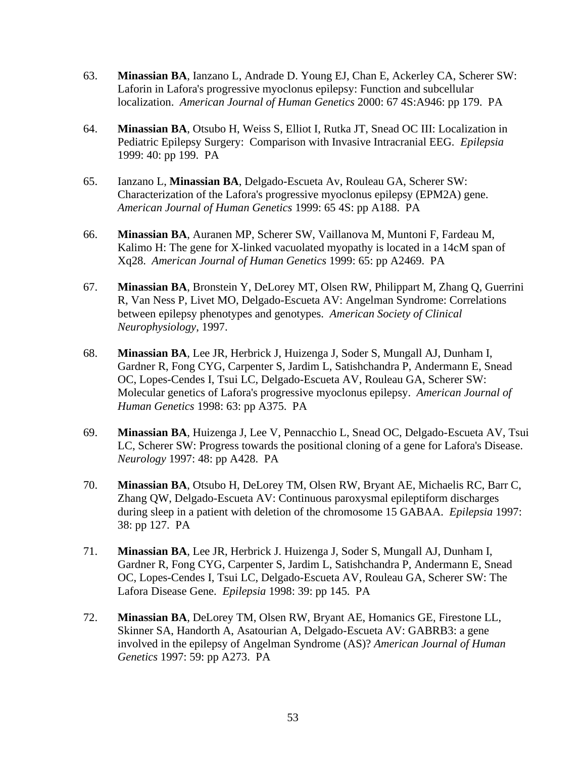63. **Minassian BA**, Ianzano L, Andrade D. Young EJ, Chan E, Ackerley CA, Scherer SW: Laforin in Lafora's progressive myoclonus epilepsy: Function and subcellular localization. *American Journal of Human Genetics* 2000: 67 4S:A946: pp 179. PA

64. **Minassian BA**, Otsubo H, Weiss S, Elliot I, Rutka JT, Snead OC III: Localization in Pediatric Epilepsy Surgery: Comparison with Invasive Intracranial EEG. *Epilepsia* 1999: 40: pp 199. PA

65. Ianzano L, **Minassian BA**, Delgado-Escueta Av, Rouleau GA, Scherer SW: Characterization of the Lafora's progressive myoclonus epilepsy (EPM2A) gene. *American Journal of Human Genetics* 1999: 65 4S: pp A188. PA

66. **Minassian BA**, Auranen MP, Scherer SW, Vaillanova M, Muntoni F, Fardeau M, Kalimo H: The gene for X-linked vacuolated myopathy is located in a 14cM span of Xq28. *American Journal of Human Genetics* 1999: 65: pp A2469. PA

67. **Minassian BA**, Bronstein Y, DeLorey MT, Olsen RW, Philippart M, Zhang Q, Guerrini R, Van Ness P, Livet MO, Delgado-Escueta AV: Angelman Syndrome: Correlations between epilepsy phenotypes and genotypes. *American Society of Clinical Neurophysiology*, 1997.

68. **Minassian BA**, Lee JR, Herbrick J, Huizenga J, Soder S, Mungall AJ, Dunham I, Gardner R, Fong CYG, Carpenter S, Jardim L, Satishchandra P, Andermann E, Snead OC, Lopes-Cendes I, Tsui LC, Delgado-Escueta AV, Rouleau GA, Scherer SW: Molecular genetics of Lafora's progressive myoclonus epilepsy. *American Journal of Human Genetics* 1998: 63: pp A375. PA

69. **Minassian BA**, Huizenga J, Lee V, Pennacchio L, Snead OC, Delgado-Escueta AV, Tsui LC, Scherer SW: Progress towards the positional cloning of a gene for Lafora's Disease. *Neurology* 1997: 48: pp A428. PA

70. **Minassian BA**, Otsubo H, DeLorey TM, Olsen RW, Bryant AE, Michaelis RC, Barr C, Zhang QW, Delgado-Escueta AV: Continuous paroxysmal epileptiform discharges during sleep in a patient with deletion of the chromosome 15 GABAA. *Epilepsia* 1997: 38: pp 127. PA

71. **Minassian BA**, Lee JR, Herbrick J. Huizenga J, Soder S, Mungall AJ, Dunham I, Gardner R, Fong CYG, Carpenter S, Jardim L, Satishchandra P, Andermann E, Snead OC, Lopes-Cendes I, Tsui LC, Delgado-Escueta AV, Rouleau GA, Scherer SW: The Lafora Disease Gene. *Epilepsia* 1998: 39: pp 145. PA

72. **Minassian BA**, DeLorey TM, Olsen RW, Bryant AE, Homanics GE, Firestone LL, Skinner SA, Handorth A, Asatourian A, Delgado-Escueta AV: GABRB3: a gene involved in the epilepsy of Angelman Syndrome (AS)? *American Journal of Human Genetics* 1997: 59: pp A273. PA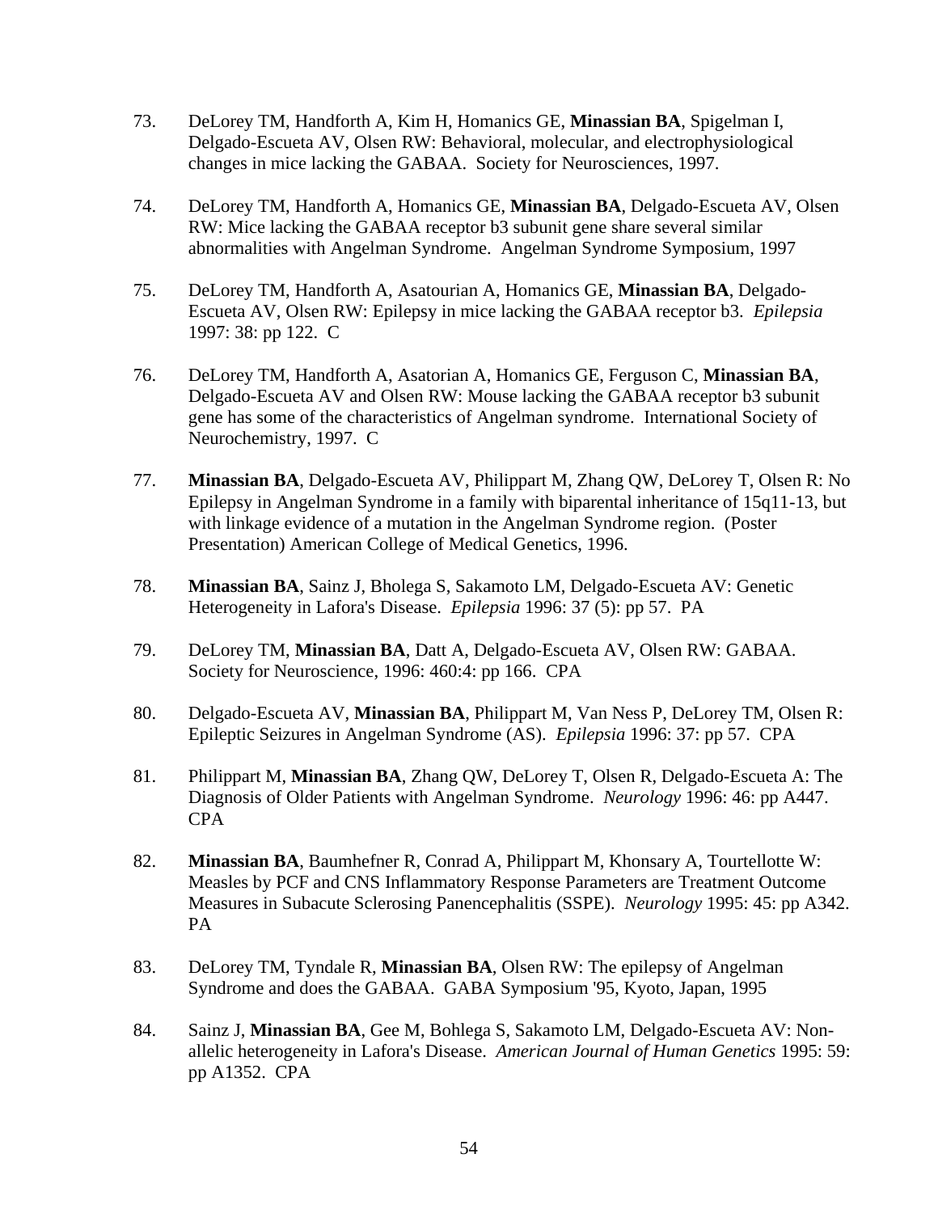73. DeLorey TM, Handforth A, Kim H, Homanics GE, **Minassian BA**, Spigelman I, Delgado-Escueta AV, Olsen RW: Behavioral, molecular, and electrophysiological changes in mice lacking the GABAA. Society for Neurosciences, 1997.

74. DeLorey TM, Handforth A, Homanics GE, **Minassian BA**, Delgado-Escueta AV, Olsen RW: Mice lacking the GABAA receptor b3 subunit gene share several similar abnormalities with Angelman Syndrome. Angelman Syndrome Symposium, 1997

75. DeLorey TM, Handforth A, Asatourian A, Homanics GE, **Minassian BA**, Delgado-Escueta AV, Olsen RW: Epilepsy in mice lacking the GABAA receptor b3. *Epilepsia* 1997: 38: pp 122. C

76. DeLorey TM, Handforth A, Asatorian A, Homanics GE, Ferguson C, **Minassian BA**, Delgado-Escueta AV and Olsen RW: Mouse lacking the GABAA receptor b3 subunit gene has some of the characteristics of Angelman syndrome. International Society of Neurochemistry, 1997. C

77. **Minassian BA**, Delgado-Escueta AV, Philippart M, Zhang QW, DeLorey T, Olsen R: No Epilepsy in Angelman Syndrome in a family with biparental inheritance of 15q11-13, but with linkage evidence of a mutation in the Angelman Syndrome region. (Poster Presentation) American College of Medical Genetics, 1996.

78. **Minassian BA**, Sainz J, Bholega S, Sakamoto LM, Delgado-Escueta AV: Genetic Heterogeneity in Lafora's Disease. *Epilepsia* 1996: 37 (5): pp 57. PA

79. DeLorey TM, **Minassian BA**, Datt A, Delgado-Escueta AV, Olsen RW: GABAA. Society for Neuroscience, 1996: 460:4: pp 166. CPA

80. Delgado-Escueta AV, **Minassian BA**, Philippart M, Van Ness P, DeLorey TM, Olsen R: Epileptic Seizures in Angelman Syndrome (AS). *Epilepsia* 1996: 37: pp 57. CPA

81. Philippart M, **Minassian BA**, Zhang QW, DeLorey T, Olsen R, Delgado-Escueta A: The Diagnosis of Older Patients with Angelman Syndrome. *Neurology* 1996: 46: pp A447. CPA

82. **Minassian BA**, Baumhefner R, Conrad A, Philippart M, Khonsary A, Tourtellotte W: Measles by PCF and CNS Inflammatory Response Parameters are Treatment Outcome Measures in Subacute Sclerosing Panencephalitis (SSPE). *Neurology* 1995: 45: pp A342. PA

83. DeLorey TM, Tyndale R, **Minassian BA**, Olsen RW: The epilepsy of Angelman Syndrome and does the GABAA. GABA Symposium '95, Kyoto, Japan, 1995

84. Sainz J, **Minassian BA**, Gee M, Bohlega S, Sakamoto LM, Delgado-Escueta AV: Non-allelic heterogeneity in Lafora's Disease. *American Journal of Human Genetics* 1995: 59: pp A1352. CPA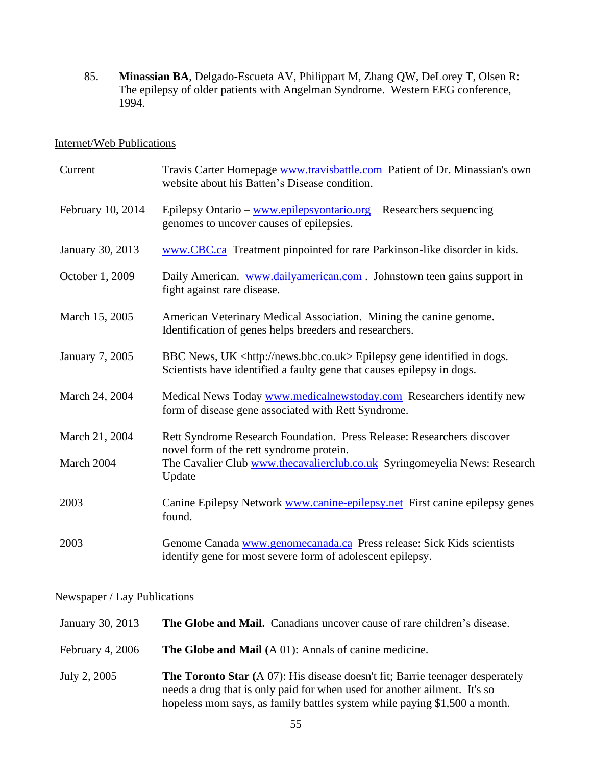85. **Minassian BA**, Delgado-Escueta AV, Philippart M, Zhang QW, DeLorey T, Olsen R: The epilepsy of older patients with Angelman Syndrome. Western EEG conference, 1994.

<u>Internet/Web Publications</u>

| | |
|---|---|
| Current | Travis Carter Homepage www.travisbattle.com Patient of Dr. Minassian's own website about his Batten's Disease condition. |
| February 10, 2014 | Epilepsy Ontario – www.epilepsyontario.org Researchers sequencing genomes to uncover causes of epilepsies. |
| January 30, 2013 | www.CBC.ca Treatment pinpointed for rare Parkinson-like disorder in kids. |
| October 1, 2009 | Daily American. www.dailyamerican.com . Johnstown teen gains support in fight against rare disease. |
| March 15, 2005 | American Veterinary Medical Association. Mining the canine genome. Identification of genes helps breeders and researchers. |
| January 7, 2005 | BBC News, UK <http://news.bbc.co.uk> Epilepsy gene identified in dogs. Scientists have identified a faulty gene that causes epilepsy in dogs. |
| March 24, 2004 | Medical News Today www.medicalnewstoday.com Researchers identify new form of disease gene associated with Rett Syndrome. |
| March 21, 2004 | Rett Syndrome Research Foundation. Press Release: Researchers discover novel form of the rett syndrome protein. |
| March 2004 | The Cavalier Club www.thecavalierclub.co.uk Syringomeyelia News: Research Update |
| 2003 | Canine Epilepsy Network www.canine-epilepsy.net First canine epilepsy genes found. |
| 2003 | Genome Canada www.genomecanada.ca Press release: Sick Kids scientists identify gene for most severe form of adolescent epilepsy. |

<u>Newspaper / Lay Publications</u>

| | |
|---|---|
| January 30, 2013 | **The Globe and Mail.** Canadians uncover cause of rare children's disease. |
| February 4, 2006 | **The Globe and Mail (**A 01): Annals of canine medicine. |
| July 2, 2005 | **The Toronto Star (**A 07): His disease doesn't fit; Barrie teenager desperately needs a drug that is only paid for when used for another ailment. It's so hopeless mom says, as family battles system while paying $1,500 a month. |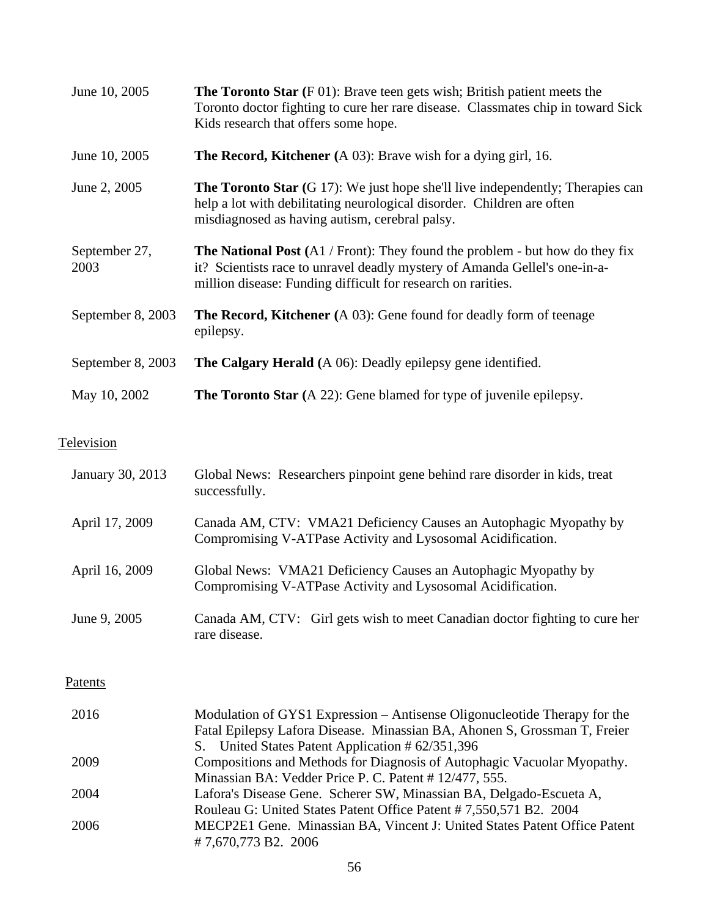June 10, 2005 — **The Toronto Star (**F 01): Brave teen gets wish; British patient meets the Toronto doctor fighting to cure her rare disease. Classmates chip in toward Sick Kids research that offers some hope.

June 10, 2005 — **The Record, Kitchener (**A 03): Brave wish for a dying girl, 16.

June 2, 2005 — **The Toronto Star (**G 17): We just hope she'll live independently; Therapies can help a lot with debilitating neurological disorder. Children are often misdiagnosed as having autism, cerebral palsy.

September 27, 2003 — **The National Post (**A1 / Front): They found the problem - but how do they fix it? Scientists race to unravel deadly mystery of Amanda Gellel's one-in-a-million disease: Funding difficult for research on rarities.

September 8, 2003 — **The Record, Kitchener (**A 03): Gene found for deadly form of teenage epilepsy.

September 8, 2003 — **The Calgary Herald (**A 06): Deadly epilepsy gene identified.

May 10, 2002 — **The Toronto Star (**A 22): Gene blamed for type of juvenile epilepsy.

Television

January 30, 2013 — Global News: Researchers pinpoint gene behind rare disorder in kids, treat successfully.

April 17, 2009 — Canada AM, CTV: VMA21 Deficiency Causes an Autophagic Myopathy by Compromising V-ATPase Activity and Lysosomal Acidification.

April 16, 2009 — Global News: VMA21 Deficiency Causes an Autophagic Myopathy by Compromising V-ATPase Activity and Lysosomal Acidification.

June 9, 2005 — Canada AM, CTV: Girl gets wish to meet Canadian doctor fighting to cure her rare disease.

Patents

2016 — Modulation of GYS1 Expression – Antisense Oligonucleotide Therapy for the Fatal Epilepsy Lafora Disease. Minassian BA, Ahonen S, Grossman T, Freier S. United States Patent Application # 62/351,396

2009 — Compositions and Methods for Diagnosis of Autophagic Vacuolar Myopathy. Minassian BA: Vedder Price P. C. Patent # 12/477, 555.

2004 — Lafora's Disease Gene. Scherer SW, Minassian BA, Delgado-Escueta A, Rouleau G: United States Patent Office Patent # 7,550,571 B2. 2004

2006 — MECP2E1 Gene. Minassian BA, Vincent J: United States Patent Office Patent # 7,670,773 B2. 2006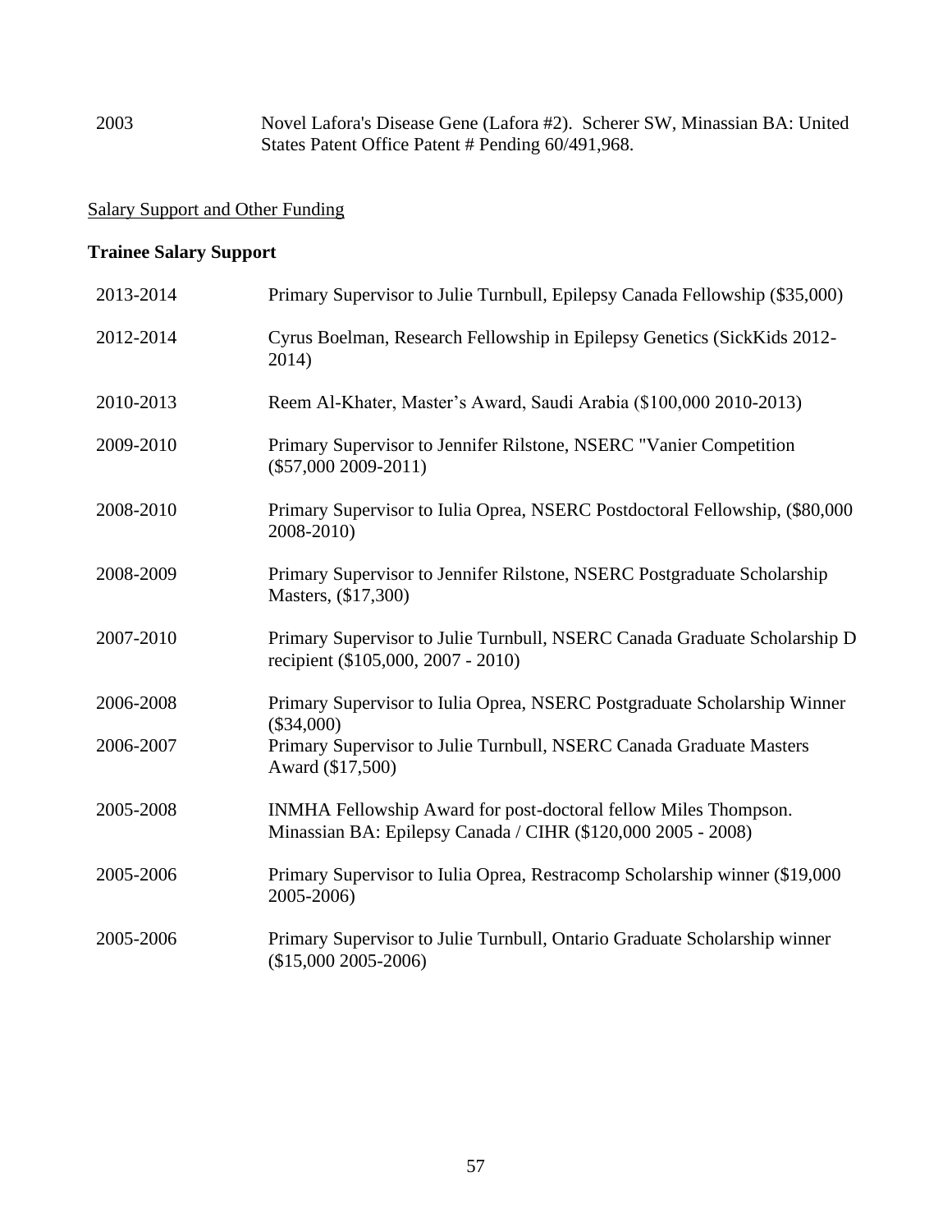| | |
|---|---|
| 2003 | Novel Lafora's Disease Gene (Lafora #2). Scherer SW, Minassian BA: United States Patent Office Patent # Pending 60/491,968. |

Salary Support and Other Funding

**Trainee Salary Support**

| | |
|---|---|
| 2013-2014 | Primary Supervisor to Julie Turnbull, Epilepsy Canada Fellowship ($35,000) |
| 2012-2014 | Cyrus Boelman, Research Fellowship in Epilepsy Genetics (SickKids 2012-2014) |
| 2010-2013 | Reem Al-Khater, Master's Award, Saudi Arabia ($100,000 2010-2013) |
| 2009-2010 | Primary Supervisor to Jennifer Rilstone, NSERC "Vanier Competition ($57,000 2009-2011) |
| 2008-2010 | Primary Supervisor to Iulia Oprea, NSERC Postdoctoral Fellowship, ($80,000 2008-2010) |
| 2008-2009 | Primary Supervisor to Jennifer Rilstone, NSERC Postgraduate Scholarship Masters, ($17,300) |
| 2007-2010 | Primary Supervisor to Julie Turnbull, NSERC Canada Graduate Scholarship D recipient ($105,000, 2007 - 2010) |
| 2006-2008 | Primary Supervisor to Iulia Oprea, NSERC Postgraduate Scholarship Winner ($34,000) |
| 2006-2007 | Primary Supervisor to Julie Turnbull, NSERC Canada Graduate Masters Award ($17,500) |
| 2005-2008 | INMHA Fellowship Award for post-doctoral fellow Miles Thompson. Minassian BA: Epilepsy Canada / CIHR ($120,000 2005 - 2008) |
| 2005-2006 | Primary Supervisor to Iulia Oprea, Restracomp Scholarship winner ($19,000 2005-2006) |
| 2005-2006 | Primary Supervisor to Julie Turnbull, Ontario Graduate Scholarship winner ($15,000 2005-2006) |